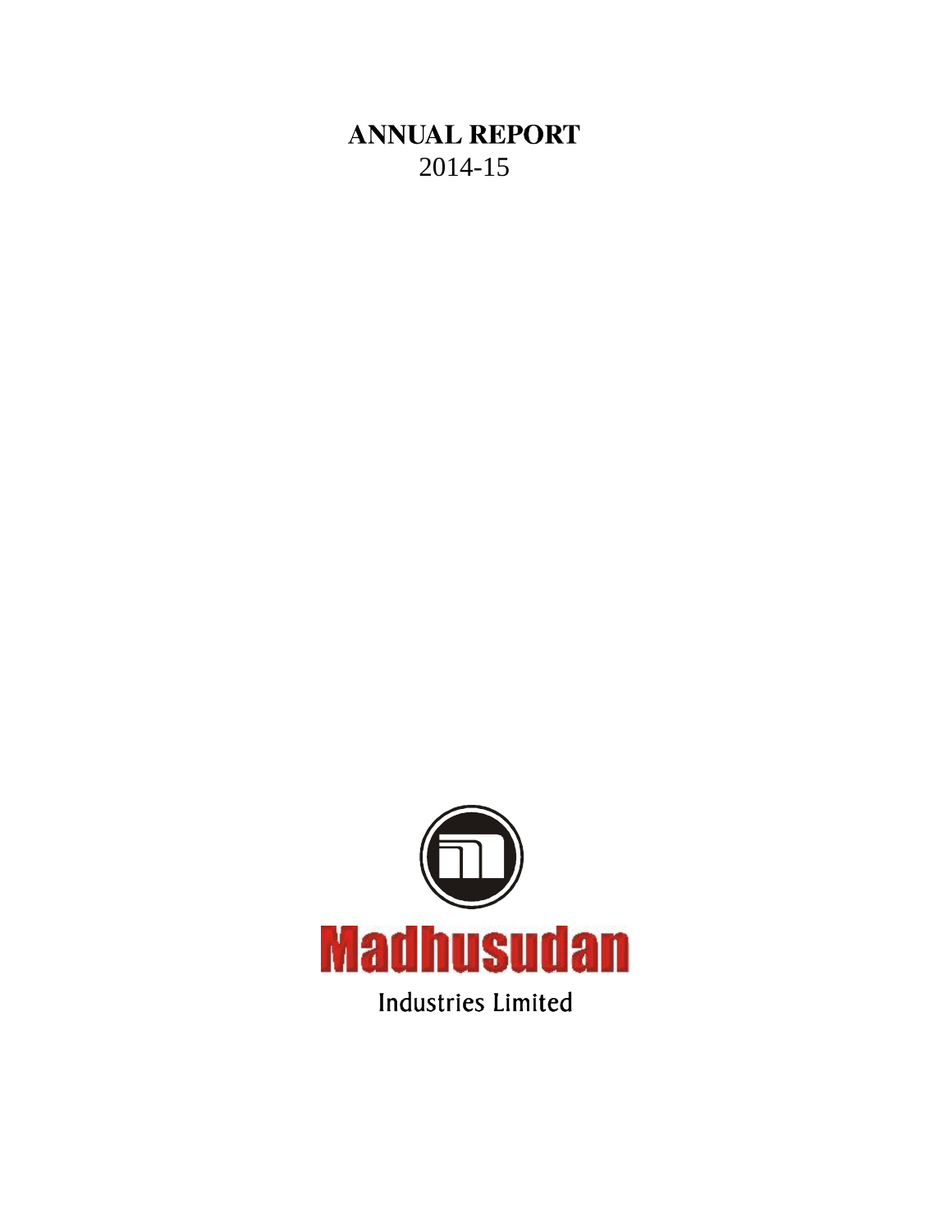# ANNUAL REPORT
2014-15

Madhusudan

Industries Limited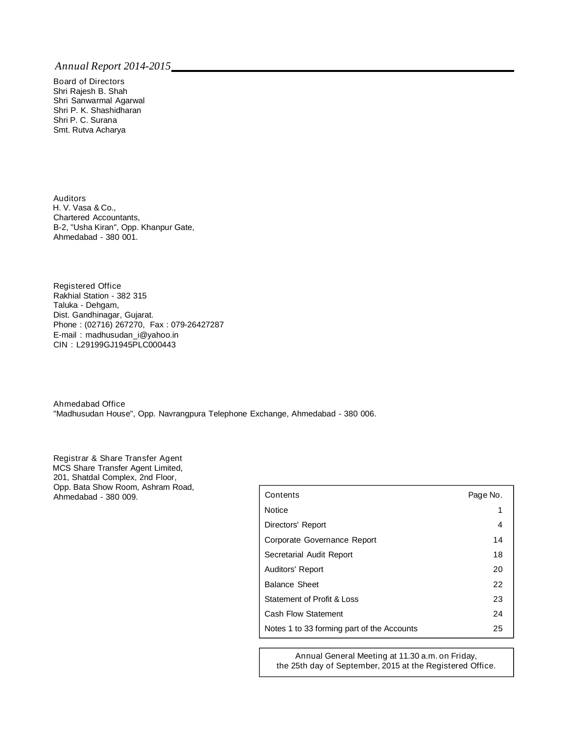*Annual Report 2014-2015*

**Board of Directors**

Shri Rajesh B. Shah
Shri Sanwarmal Agarwal
Shri P. K. Shashidharan
Shri P. C. Surana
Smt. Rutva Acharya

**Auditors**

H. V. Vasa & Co.,
Chartered Accountants,
B-2, "Usha Kiran", Opp. Khanpur Gate,
Ahmedabad - 380 001.

**Registered Office**

Rakhial Station - 382 315
Taluka - Dehgam,
Dist. Gandhinagar, Gujarat.
Phone : (02716) 267270, Fax : 079-26427287
E-mail : madhusudan_i@yahoo.in
CIN : L29199GJ1945PLC000443

**Ahmedabad Office**

"Madhusudan House", Opp. Navrangpura Telephone Exchange, Ahmedabad - 380 006.

**Registrar & Share Transfer Agent**

MCS Share Transfer Agent Limited,
201, Shatdal Complex, 2nd Floor,
Opp. Bata Show Room, Ashram Road,
Ahmedabad - 380 009.

| Contents | Page No. |
|---|---|
| Notice | 1 |
| Directors' Report | 4 |
| Corporate Governance Report | 14 |
| Secretarial Audit Report | 18 |
| Auditors' Report | 20 |
| Balance Sheet | 22 |
| Statement of Profit & Loss | 23 |
| Cash Flow Statement | 24 |
| Notes 1 to 33 forming part of the Accounts | 25 |

Annual General Meeting at 11.30 a.m. on Friday,
the 25th day of September, 2015 at the Registered Office.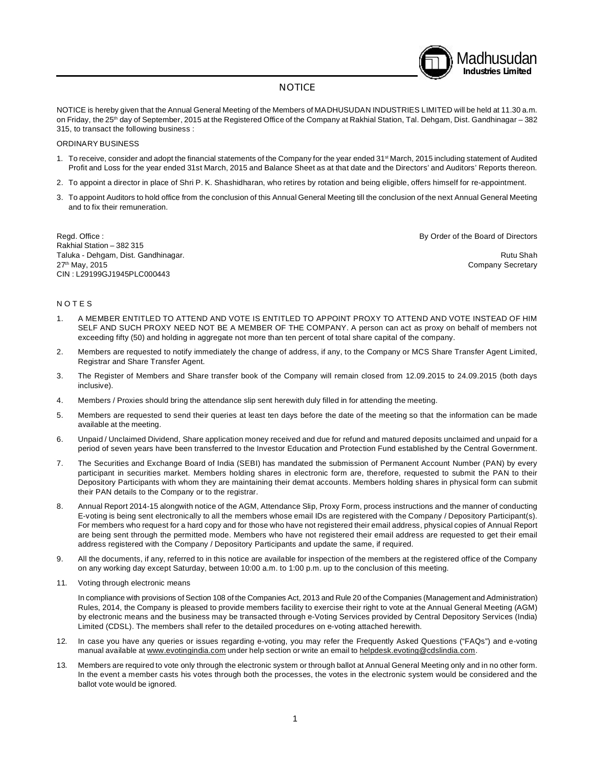# NOTICE

NOTICE is hereby given that the Annual General Meeting of the Members of MADHUSUDAN INDUSTRIES LIMITED will be held at 11.30 a.m. on Friday, the 25th day of September, 2015 at the Registered Office of the Company at Rakhial Station, Tal. Dehgam, Dist. Gandhinagar – 382 315, to transact the following business :

ORDINARY BUSINESS

1. To receive, consider and adopt the financial statements of the Company for the year ended 31st March, 2015 including statement of Audited Profit and Loss for the year ended 31st March, 2015 and Balance Sheet as at that date and the Directors' and Auditors' Reports thereon.
2. To appoint a director in place of Shri P. K. Shashidharan, who retires by rotation and being eligible, offers himself for re-appointment.
3. To appoint Auditors to hold office from the conclusion of this Annual General Meeting till the conclusion of the next Annual General Meeting and to fix their remuneration.

Regd. Office :
Rakhial Station – 382 315
Taluka - Dehgam, Dist. Gandhinagar.
27th May, 2015
CIN : L29199GJ1945PLC000443

By Order of the Board of Directors

Rutu Shah
Company Secretary

## NOTES

1. A MEMBER ENTITLED TO ATTEND AND VOTE IS ENTITLED TO APPOINT PROXY TO ATTEND AND VOTE INSTEAD OF HIM SELF AND SUCH PROXY NEED NOT BE A MEMBER OF THE COMPANY. A person can act as proxy on behalf of members not exceeding fifty (50) and holding in aggregate not more than ten percent of total share capital of the company.
2. Members are requested to notify immediately the change of address, if any, to the Company or MCS Share Transfer Agent Limited, Registrar and Share Transfer Agent.
3. The Register of Members and Share transfer book of the Company will remain closed from 12.09.2015 to 24.09.2015 (both days inclusive).
4. Members / Proxies should bring the attendance slip sent herewith duly filled in for attending the meeting.
5. Members are requested to send their queries at least ten days before the date of the meeting so that the information can be made available at the meeting.
6. Unpaid / Unclaimed Dividend, Share application money received and due for refund and matured deposits unclaimed and unpaid for a period of seven years have been transferred to the Investor Education and Protection Fund established by the Central Government.
7. The Securities and Exchange Board of India (SEBI) has mandated the submission of Permanent Account Number (PAN) by every participant in securities market. Members holding shares in electronic form are, therefore, requested to submit the PAN to their Depository Participants with whom they are maintaining their demat accounts. Members holding shares in physical form can submit their PAN details to the Company or to the registrar.
8. Annual Report 2014-15 alongwith notice of the AGM, Attendance Slip, Proxy Form, process instructions and the manner of conducting E-voting is being sent electronically to all the members whose email IDs are registered with the Company / Depository Participant(s). For members who request for a hard copy and for those who have not registered their email address, physical copies of Annual Report are being sent through the permitted mode. Members who have not registered their email address are requested to get their email address registered with the Company / Depository Participants and update the same, if required.
9. All the documents, if any, referred to in this notice are available for inspection of the members at the registered office of the Company on any working day except Saturday, between 10:00 a.m. to 1:00 p.m. up to the conclusion of this meeting.

11. Voting through electronic means

    In compliance with provisions of Section 108 of the Companies Act, 2013 and Rule 20 of the Companies (Management and Administration) Rules, 2014, the Company is pleased to provide members facility to exercise their right to vote at the Annual General Meeting (AGM) by electronic means and the business may be transacted through e-Voting Services provided by Central Depository Services (India) Limited (CDSL). The members shall refer to the detailed procedures on e-voting attached herewith.

12. In case you have any queries or issues regarding e-voting, you may refer the Frequently Asked Questions ("FAQs") and e-voting manual available at www.evotingindia.com under help section or write an email to helpdesk.evoting@cdslindia.com.
13. Members are required to vote only through the electronic system or through ballot at Annual General Meeting only and in no other form. In the event a member casts his votes through both the processes, the votes in the electronic system would be considered and the ballot vote would be ignored.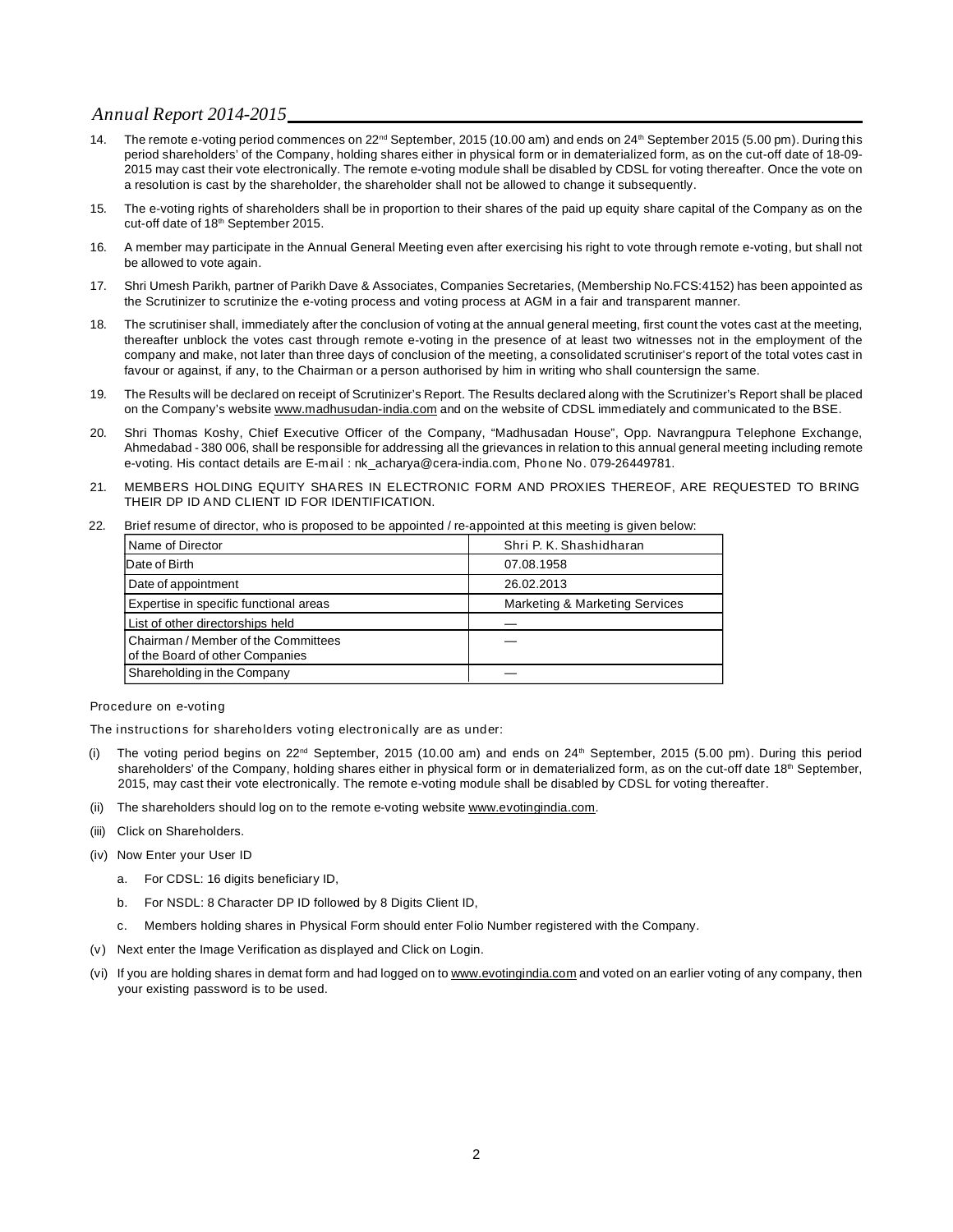14. The remote e-voting period commences on 22nd September, 2015 (10.00 am) and ends on 24th September 2015 (5.00 pm). During this period shareholders' of the Company, holding shares either in physical form or in dematerialized form, as on the cut-off date of 18-09-2015 may cast their vote electronically. The remote e-voting module shall be disabled by CDSL for voting thereafter. Once the vote on a resolution is cast by the shareholder, the shareholder shall not be allowed to change it subsequently.

15. The e-voting rights of shareholders shall be in proportion to their shares of the paid up equity share capital of the Company as on the cut-off date of 18th September 2015.

16. A member may participate in the Annual General Meeting even after exercising his right to vote through remote e-voting, but shall not be allowed to vote again.

17. Shri Umesh Parikh, partner of Parikh Dave & Associates, Companies Secretaries, (Membership No.FCS:4152) has been appointed as the Scrutinizer to scrutinize the e-voting process and voting process at AGM in a fair and transparent manner.

18. The scrutiniser shall, immediately after the conclusion of voting at the annual general meeting, first count the votes cast at the meeting, thereafter unblock the votes cast through remote e-voting in the presence of at least two witnesses not in the employment of the company and make, not later than three days of conclusion of the meeting, a consolidated scrutiniser's report of the total votes cast in favour or against, if any, to the Chairman or a person authorised by him in writing who shall countersign the same.

19. The Results will be declared on receipt of Scrutinizer's Report. The Results declared along with the Scrutinizer's Report shall be placed on the Company's website www.madhusudan-india.com and on the website of CDSL immediately and communicated to the BSE.

20. Shri Thomas Koshy, Chief Executive Officer of the Company, "Madhusadan House", Opp. Navrangpura Telephone Exchange, Ahmedabad - 380 006, shall be responsible for addressing all the grievances in relation to this annual general meeting including remote e-voting. His contact details are E-mail : nk_acharya@cera-india.com, Phone No. 079-26449781.

21. MEMBERS HOLDING EQUITY SHARES IN ELECTRONIC FORM AND PROXIES THEREOF, ARE REQUESTED TO BRING THEIR DP ID AND CLIENT ID FOR IDENTIFICATION.

22. Brief resume of director, who is proposed to be appointed / re-appointed at this meeting is given below:

| Name of Director | Shri P. K. Shashidharan |
|---|---|
| Date of Birth | 07.08.1958 |
| Date of appointment | 26.02.2013 |
| Expertise in specific functional areas | Marketing & Marketing Services |
| List of other directorships held | — |
| Chairman / Member of the Committees of the Board of other Companies | — |
| Shareholding in the Company | — |

Procedure on e-voting

The instructions for shareholders voting electronically are as under:

(i) The voting period begins on 22nd September, 2015 (10.00 am) and ends on 24th September, 2015 (5.00 pm). During this period shareholders' of the Company, holding shares either in physical form or in dematerialized form, as on the cut-off date 18th September, 2015, may cast their vote electronically. The remote e-voting module shall be disabled by CDSL for voting thereafter.

(ii) The shareholders should log on to the remote e-voting website www.evotingindia.com.

(iii) Click on Shareholders.

(iv) Now Enter your User ID

  a. For CDSL: 16 digits beneficiary ID,

  b. For NSDL: 8 Character DP ID followed by 8 Digits Client ID,

  c. Members holding shares in Physical Form should enter Folio Number registered with the Company.

(v) Next enter the Image Verification as displayed and Click on Login.

(vi) If you are holding shares in demat form and had logged on to www.evotingindia.com and voted on an earlier voting of any company, then your existing password is to be used.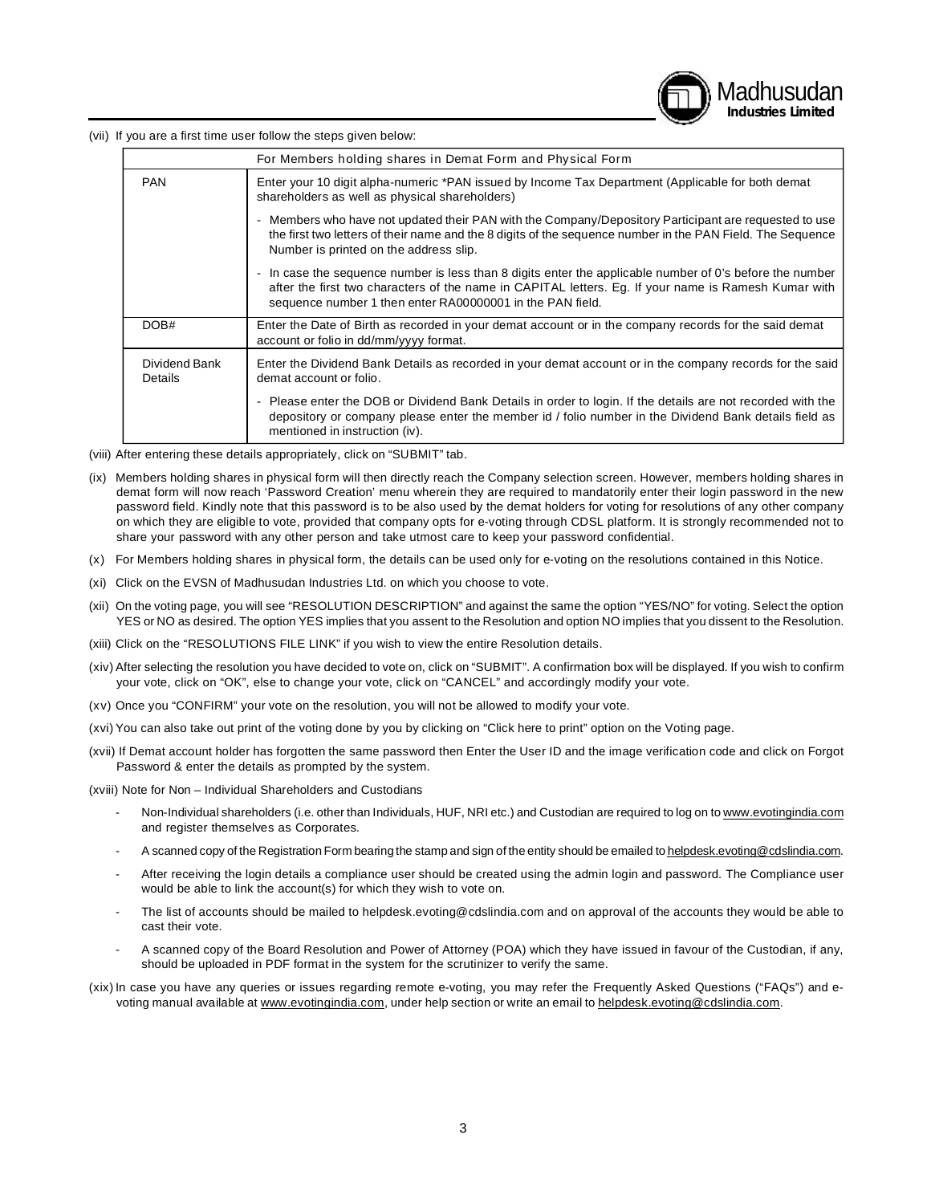(vii) If you are a first time user follow the steps given below:

| For Members holding shares in Demat Form and Physical Form | |
|---|---|
| PAN | Enter your 10 digit alpha-numeric *PAN issued by Income Tax Department (Applicable for both demat shareholders as well as physical shareholders)<br>- Members who have not updated their PAN with the Company/Depository Participant are requested to use the first two letters of their name and the 8 digits of the sequence number in the PAN Field. The Sequence Number is printed on the address slip.<br>- In case the sequence number is less than 8 digits enter the applicable number of 0's before the number after the first two characters of the name in CAPITAL letters. Eg. If your name is Ramesh Kumar with sequence number 1 then enter RA00000001 in the PAN field. |
| DOB# | Enter the Date of Birth as recorded in your demat account or in the company records for the said demat account or folio in dd/mm/yyyy format. |
| Dividend Bank Details | Enter the Dividend Bank Details as recorded in your demat account or in the company records for the said demat account or folio.<br>- Please enter the DOB or Dividend Bank Details in order to login. If the details are not recorded with the depository or company please enter the member id / folio number in the Dividend Bank details field as mentioned in instruction (iv). |

(viii) After entering these details appropriately, click on "SUBMIT" tab.

(ix) Members holding shares in physical form will then directly reach the Company selection screen. However, members holding shares in demat form will now reach 'Password Creation' menu wherein they are required to mandatorily enter their login password in the new password field. Kindly note that this password is to be also used by the demat holders for voting for resolutions of any other company on which they are eligible to vote, provided that company opts for e-voting through CDSL platform. It is strongly recommended not to share your password with any other person and take utmost care to keep your password confidential.

(x) For Members holding shares in physical form, the details can be used only for e-voting on the resolutions contained in this Notice.

(xi) Click on the EVSN of Madhusudan Industries Ltd. on which you choose to vote.

(xii) On the voting page, you will see "RESOLUTION DESCRIPTION" and against the same the option "YES/NO" for voting. Select the option YES or NO as desired. The option YES implies that you assent to the Resolution and option NO implies that you dissent to the Resolution.

(xiii) Click on the "RESOLUTIONS FILE LINK" if you wish to view the entire Resolution details.

(xiv) After selecting the resolution you have decided to vote on, click on "SUBMIT". A confirmation box will be displayed. If you wish to confirm your vote, click on "OK", else to change your vote, click on "CANCEL" and accordingly modify your vote.

(xv) Once you "CONFIRM" your vote on the resolution, you will not be allowed to modify your vote.

(xvi) You can also take out print of the voting done by you by clicking on "Click here to print" option on the Voting page.

(xvii) If Demat account holder has forgotten the same password then Enter the User ID and the image verification code and click on Forgot Password & enter the details as prompted by the system.

(xviii) Note for Non – Individual Shareholders and Custodians

- Non-Individual shareholders (i.e. other than Individuals, HUF, NRI etc.) and Custodian are required to log on to www.evotingindia.com and register themselves as Corporates.
- A scanned copy of the Registration Form bearing the stamp and sign of the entity should be emailed to helpdesk.evoting@cdslindia.com.
- After receiving the login details a compliance user should be created using the admin login and password. The Compliance user would be able to link the account(s) for which they wish to vote on.
- The list of accounts should be mailed to helpdesk.evoting@cdslindia.com and on approval of the accounts they would be able to cast their vote.
- A scanned copy of the Board Resolution and Power of Attorney (POA) which they have issued in favour of the Custodian, if any, should be uploaded in PDF format in the system for the scrutinizer to verify the same.

(xix) In case you have any queries or issues regarding remote e-voting, you may refer the Frequently Asked Questions ("FAQs") and e-voting manual available at www.evotingindia.com, under help section or write an email to helpdesk.evoting@cdslindia.com.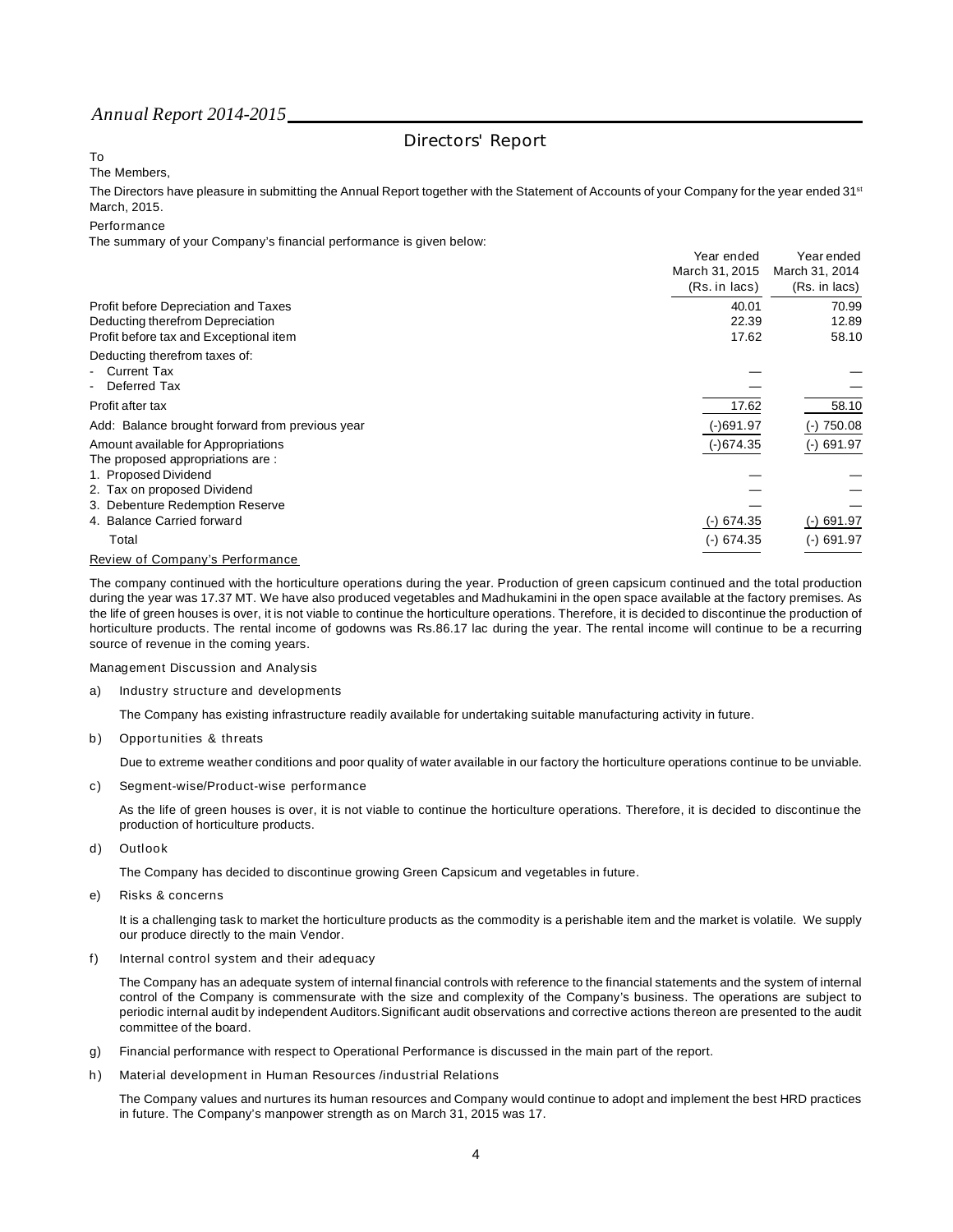# Directors' Report

To

The Members,

The Directors have pleasure in submitting the Annual Report together with the Statement of Accounts of your Company for the year ended 31st March, 2015.

## Performance

The summary of your Company's financial performance is given below:

| | Year ended March 31, 2015 (Rs. in lacs) | Year ended March 31, 2014 (Rs. in lacs) |
|---|---|---|
| Profit before Depreciation and Taxes | 40.01 | 70.99 |
| Deducting therefrom Depreciation | 22.39 | 12.89 |
| Profit before tax and Exceptional item | 17.62 | 58.10 |
| Deducting therefrom taxes of: | | |
| - Current Tax | — | — |
| - Deferred Tax | — | — |
| Profit after tax | 17.62 | 58.10 |
| Add: Balance brought forward from previous year | (-)691.97 | (-) 750.08 |
| Amount available for Appropriations | (-)674.35 | (-) 691.97 |
| The proposed appropriations are : | | |
| 1. Proposed Dividend | — | — |
| 2. Tax on proposed Dividend | — | — |
| 3. Debenture Redemption Reserve | — | — |
| 4. Balance Carried forward | (-) 674.35 | (-) 691.97 |
| Total | (-) 674.35 | (-) 691.97 |

## Review of Company's Performance

The company continued with the horticulture operations during the year. Production of green capsicum continued and the total production during the year was 17.37 MT. We have also produced vegetables and Madhukamini in the open space available at the factory premises. As the life of green houses is over, it is not viable to continue the horticulture operations. Therefore, it is decided to discontinue the production of horticulture products. The rental income of godowns was Rs.86.17 lac during the year. The rental income will continue to be a recurring source of revenue in the coming years.

## Management Discussion and Analysis

a) Industry structure and developments

The Company has existing infrastructure readily available for undertaking suitable manufacturing activity in future.

b) Opportunities & threats

Due to extreme weather conditions and poor quality of water available in our factory the horticulture operations continue to be unviable.

c) Segment-wise/Product-wise performance

As the life of green houses is over, it is not viable to continue the horticulture operations. Therefore, it is decided to discontinue the production of horticulture products.

d) Outlook

The Company has decided to discontinue growing Green Capsicum and vegetables in future.

e) Risks & concerns

It is a challenging task to market the horticulture products as the commodity is a perishable item and the market is volatile. We supply our produce directly to the main Vendor.

f) Internal control system and their adequacy

The Company has an adequate system of internal financial controls with reference to the financial statements and the system of internal control of the Company is commensurate with the size and complexity of the Company's business. The operations are subject to periodic internal audit by independent Auditors.Significant audit observations and corrective actions thereon are presented to the audit committee of the board.

g) Financial performance with respect to Operational Performance is discussed in the main part of the report.

h) Material development in Human Resources /industrial Relations

The Company values and nurtures its human resources and Company would continue to adopt and implement the best HRD practices in future. The Company's manpower strength as on March 31, 2015 was 17.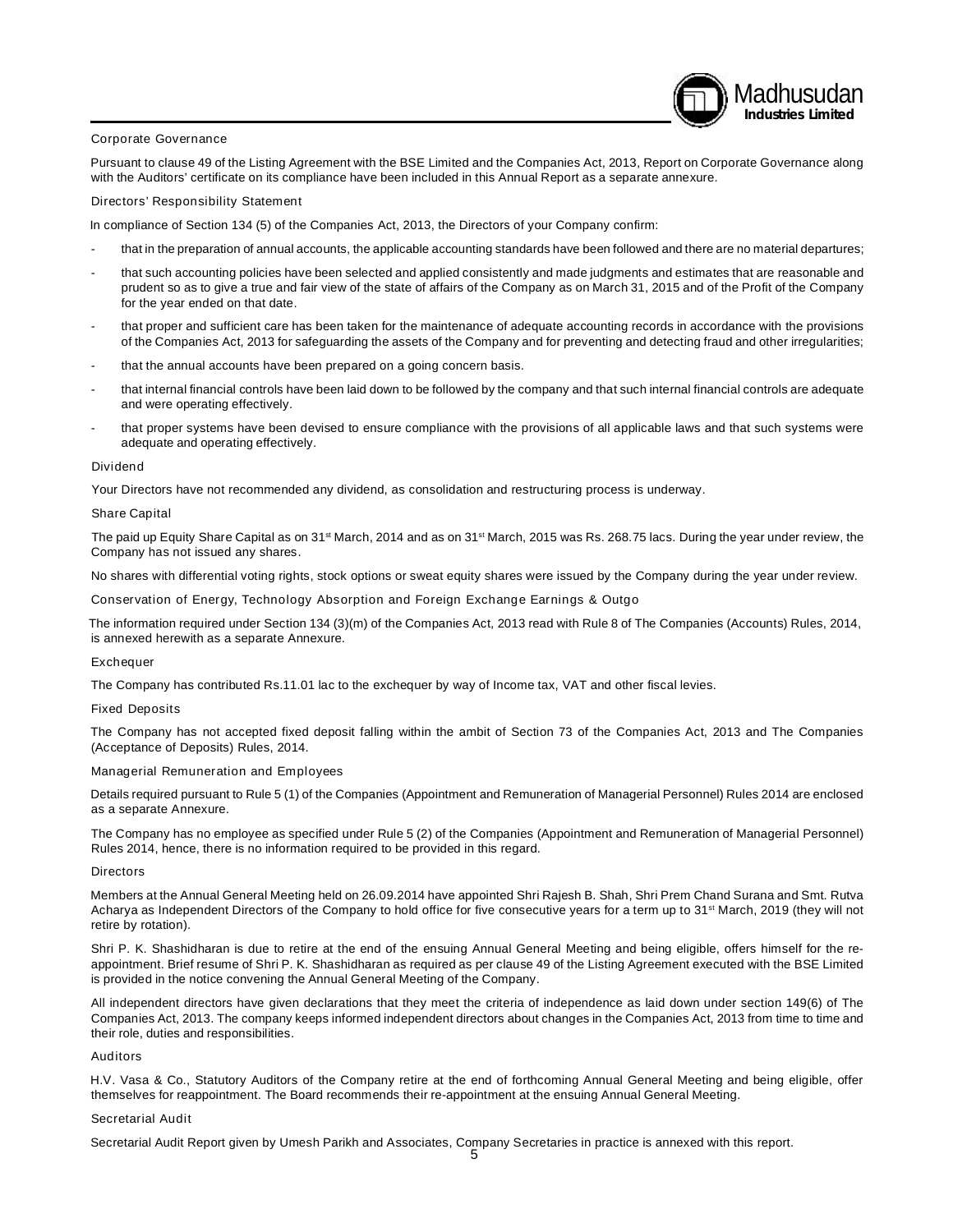### Corporate Governance

Pursuant to clause 49 of the Listing Agreement with the BSE Limited and the Companies Act, 2013, Report on Corporate Governance along with the Auditors' certificate on its compliance have been included in this Annual Report as a separate annexure.

### Directors' Responsibility Statement

In compliance of Section 134 (5) of the Companies Act, 2013, the Directors of your Company confirm:

- that in the preparation of annual accounts, the applicable accounting standards have been followed and there are no material departures;
- that such accounting policies have been selected and applied consistently and made judgments and estimates that are reasonable and prudent so as to give a true and fair view of the state of affairs of the Company as on March 31, 2015 and of the Profit of the Company for the year ended on that date.
- that proper and sufficient care has been taken for the maintenance of adequate accounting records in accordance with the provisions of the Companies Act, 2013 for safeguarding the assets of the Company and for preventing and detecting fraud and other irregularities;
- that the annual accounts have been prepared on a going concern basis.
- that internal financial controls have been laid down to be followed by the company and that such internal financial controls are adequate and were operating effectively.
- that proper systems have been devised to ensure compliance with the provisions of all applicable laws and that such systems were adequate and operating effectively.

### Dividend

Your Directors have not recommended any dividend, as consolidation and restructuring process is underway.

### Share Capital

The paid up Equity Share Capital as on 31st March, 2014 and as on 31st March, 2015 was Rs. 268.75 lacs. During the year under review, the Company has not issued any shares.

No shares with differential voting rights, stock options or sweat equity shares were issued by the Company during the year under review.

### Conservation of Energy, Technology Absorption and Foreign Exchange Earnings & Outgo

The information required under Section 134 (3)(m) of the Companies Act, 2013 read with Rule 8 of The Companies (Accounts) Rules, 2014, is annexed herewith as a separate Annexure.

### Exchequer

The Company has contributed Rs.11.01 lac to the exchequer by way of Income tax, VAT and other fiscal levies.

### Fixed Deposits

The Company has not accepted fixed deposit falling within the ambit of Section 73 of the Companies Act, 2013 and The Companies (Acceptance of Deposits) Rules, 2014.

### Managerial Remuneration and Employees

Details required pursuant to Rule 5 (1) of the Companies (Appointment and Remuneration of Managerial Personnel) Rules 2014 are enclosed as a separate Annexure.

The Company has no employee as specified under Rule 5 (2) of the Companies (Appointment and Remuneration of Managerial Personnel) Rules 2014, hence, there is no information required to be provided in this regard.

### Directors

Members at the Annual General Meeting held on 26.09.2014 have appointed Shri Rajesh B. Shah, Shri Prem Chand Surana and Smt. Rutva Acharya as Independent Directors of the Company to hold office for five consecutive years for a term up to 31st March, 2019 (they will not retire by rotation).

Shri P. K. Shashidharan is due to retire at the end of the ensuing Annual General Meeting and being eligible, offers himself for the re-appointment. Brief resume of Shri P. K. Shashidharan as required as per clause 49 of the Listing Agreement executed with the BSE Limited is provided in the notice convening the Annual General Meeting of the Company.

All independent directors have given declarations that they meet the criteria of independence as laid down under section 149(6) of The Companies Act, 2013. The company keeps informed independent directors about changes in the Companies Act, 2013 from time to time and their role, duties and responsibilities.

### Auditors

H.V. Vasa & Co., Statutory Auditors of the Company retire at the end of forthcoming Annual General Meeting and being eligible, offer themselves for reappointment. The Board recommends their re-appointment at the ensuing Annual General Meeting.

### Secretarial Audit

Secretarial Audit Report given by Umesh Parikh and Associates, Company Secretaries in practice is annexed with this report.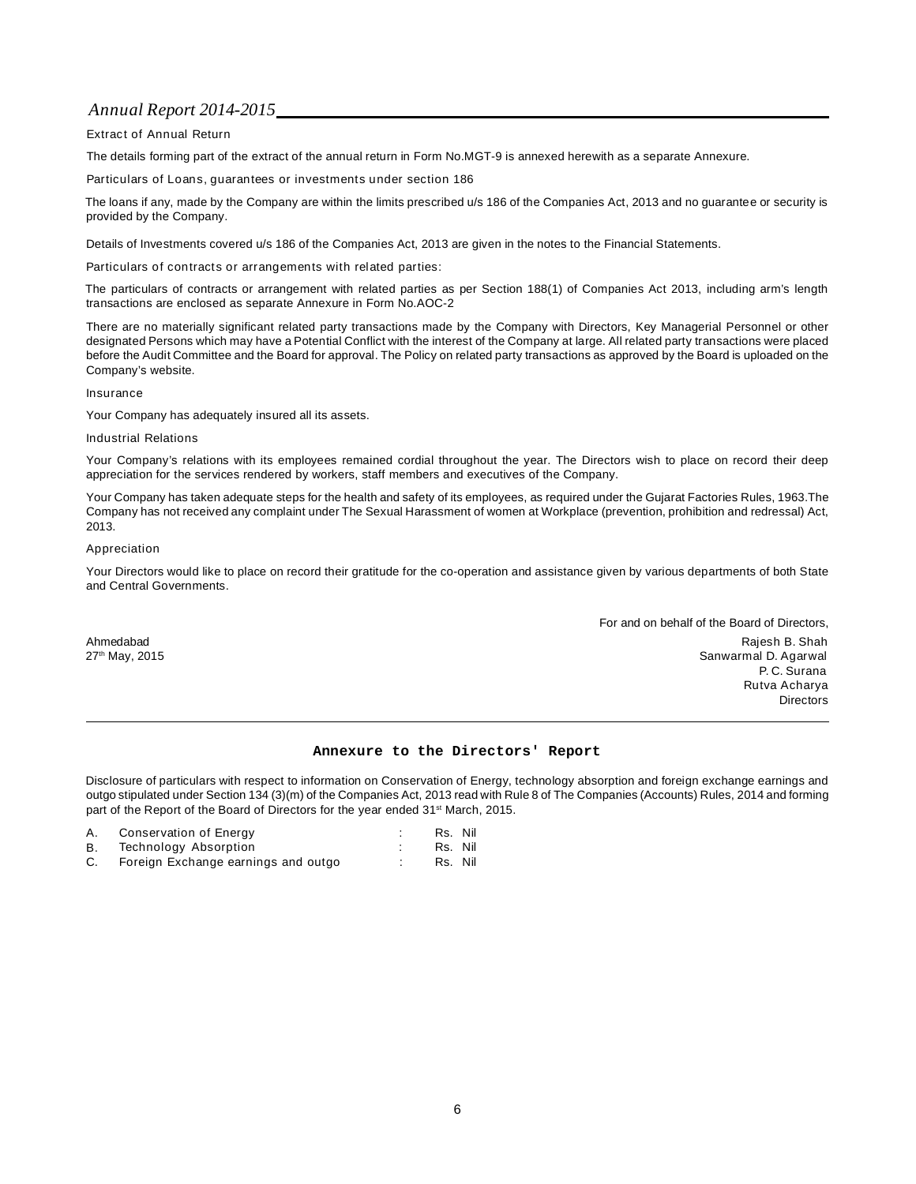### Extract of Annual Return

The details forming part of the extract of the annual return in Form No.MGT-9 is annexed herewith as a separate Annexure.

### Particulars of Loans, guarantees or investments under section 186

The loans if any, made by the Company are within the limits prescribed u/s 186 of the Companies Act, 2013 and no guarantee or security is provided by the Company.

Details of Investments covered u/s 186 of the Companies Act, 2013 are given in the notes to the Financial Statements.

### Particulars of contracts or arrangements with related parties:

The particulars of contracts or arrangement with related parties as per Section 188(1) of Companies Act 2013, including arm's length transactions are enclosed as separate Annexure in Form No.AOC-2

There are no materially significant related party transactions made by the Company with Directors, Key Managerial Personnel or other designated Persons which may have a Potential Conflict with the interest of the Company at large. All related party transactions were placed before the Audit Committee and the Board for approval. The Policy on related party transactions as approved by the Board is uploaded on the Company's website.

### Insurance

Your Company has adequately insured all its assets.

### Industrial Relations

Your Company's relations with its employees remained cordial throughout the year. The Directors wish to place on record their deep appreciation for the services rendered by workers, staff members and executives of the Company.

Your Company has taken adequate steps for the health and safety of its employees, as required under the Gujarat Factories Rules, 1963.The Company has not received any complaint under The Sexual Harassment of women at Workplace (prevention, prohibition and redressal) Act, 2013.

### Appreciation

Your Directors would like to place on record their gratitude for the co-operation and assistance given by various departments of both State and Central Governments.

For and on behalf of the Board of Directors,

Ahmedabad
27th May, 2015

Rajesh B. Shah
Sanwarmal D. Agarwal
P. C. Surana
Rutva Acharya
Directors

---

## Annexure to the Directors' Report

Disclosure of particulars with respect to information on Conservation of Energy, technology absorption and foreign exchange earnings and outgo stipulated under Section 134 (3)(m) of the Companies Act, 2013 read with Rule 8 of The Companies (Accounts) Rules, 2014 and forming part of the Report of the Board of Directors for the year ended 31st March, 2015.

| | | | |
|---|---|---|---|
| A. | Conservation of Energy | : | Rs. Nil |
| B. | Technology Absorption | : | Rs. Nil |
| C. | Foreign Exchange earnings and outgo | : | Rs. Nil |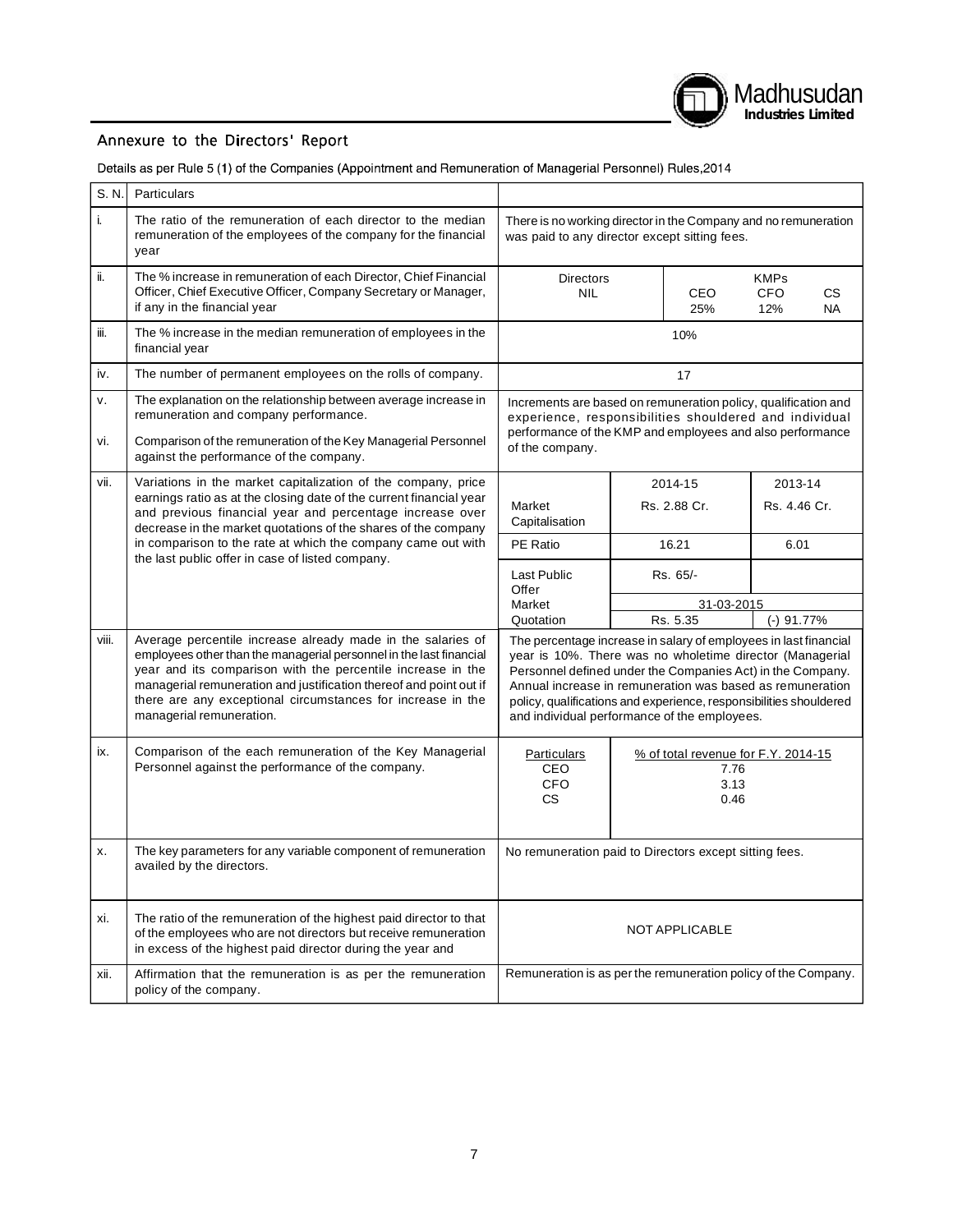## Annexure to the Directors' Report

Details as per Rule 5 (1) of the Companies (Appointment and Remuneration of Managerial Personnel) Rules,2014

| S. N. | Particulars | |
|---|---|---|
| i. | The ratio of the remuneration of each director to the median remuneration of the employees of the company for the financial year | There is no working director in the Company and no remuneration was paid to any director except sitting fees. |
| ii. | The % increase in remuneration of each Director, Chief Financial Officer, Chief Executive Officer, Company Secretary or Manager, if any in the financial year | Directors: NIL; KMPs: CEO 25%, CFO 12%, CS NA |
| iii. | The % increase in the median remuneration of employees in the financial year | 10% |
| iv. | The number of permanent employees on the rolls of company. | 17 |
| v. | The explanation on the relationship between average increase in remuneration and company performance. | Increments are based on remuneration policy, qualification and experience, responsibilities shouldered and individual performance of the KMP and employees and also performance of the company. |
| vi. | Comparison of the remuneration of the Key Managerial Personnel against the performance of the company. | |
| vii. | Variations in the market capitalization of the company, price earnings ratio as at the closing date of the current financial year and previous financial year and percentage increase over decrease in the market quotations of the shares of the company in comparison to the rate at which the company came out with the last public offer in case of listed company. | Market Capitalisation: 2014-15 Rs. 2.88 Cr.; 2013-14 Rs. 4.46 Cr.<br>PE Ratio: 2014-15 16.21; 2013-14 6.01<br>Last Public Offer: Rs. 65/-<br>Market Quotation (31-03-2015): Rs. 5.35; (-) 91.77% |
| viii. | Average percentile increase already made in the salaries of employees other than the managerial personnel in the last financial year and its comparison with the percentile increase in the managerial remuneration and justification thereof and point out if there are any exceptional circumstances for increase in the managerial remuneration. | The percentage increase in salary of employees in last financial year is 10%. There was no wholetime director (Managerial Personnel defined under the Companies Act) in the Company. Annual increase in remuneration was based as remuneration policy, qualifications and experience, responsibilities shouldered and individual performance of the employees. |
| ix. | Comparison of the each remuneration of the Key Managerial Personnel against the performance of the company. | % of total revenue for F.Y. 2014-15: CEO 7.76; CFO 3.13; CS 0.46 |
| x. | The key parameters for any variable component of remuneration availed by the directors. | No remuneration paid to Directors except sitting fees. |
| xi. | The ratio of the remuneration of the highest paid director to that of the employees who are not directors but receive remuneration in excess of the highest paid director during the year and | NOT APPLICABLE |
| xii. | Affirmation that the remuneration is as per the remuneration policy of the company. | Remuneration is as per the remuneration policy of the Company. |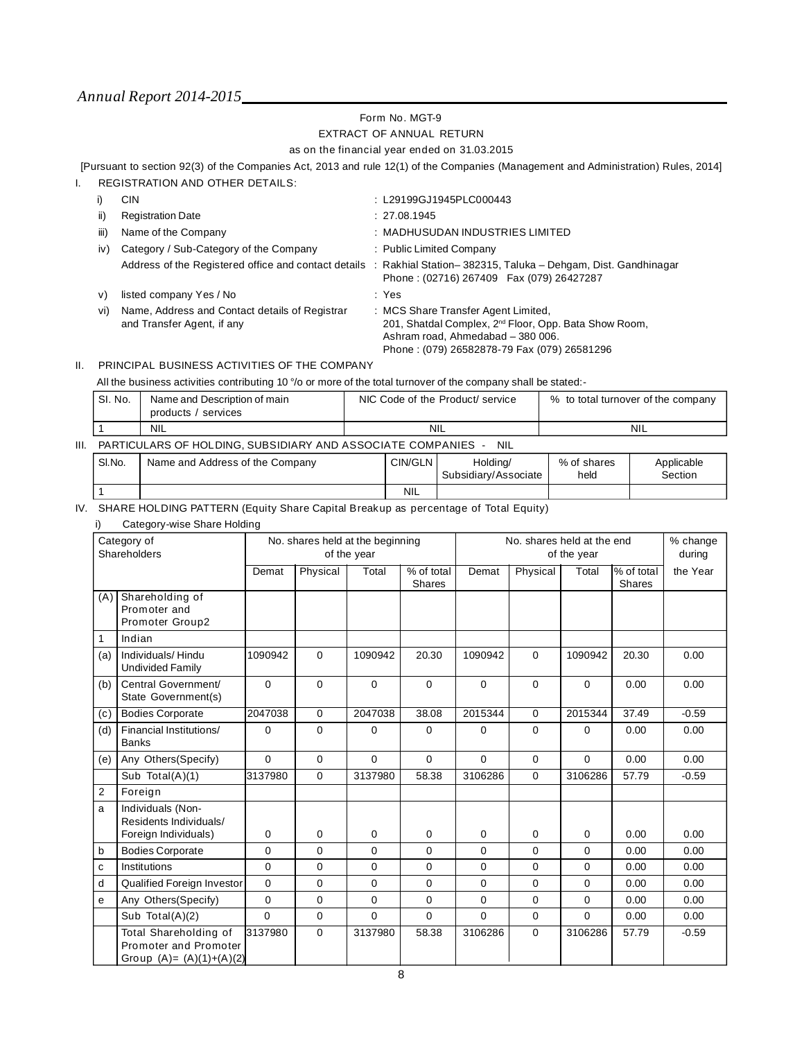Form No. MGT-9

EXTRACT OF ANNUAL RETURN

as on the financial year ended on 31.03.2015

[Pursuant to section 92(3) of the Companies Act, 2013 and rule 12(1) of the Companies (Management and Administration) Rules, 2014]

## I. REGISTRATION AND OTHER DETAILS:

| | | |
|---|---|---|
| i) | CIN | : L29199GJ1945PLC000443 |
| ii) | Registration Date | : 27.08.1945 |
| iii) | Name of the Company | : MADHUSUDAN INDUSTRIES LIMITED |
| iv) | Category / Sub-Category of the Company | : Public Limited Company |
| | Address of the Registered office and contact details | : Rakhial Station– 382315, Taluka – Dehgam, Dist. Gandhinagar Phone : (02716) 267409 Fax (079) 26427287 |
| v) | listed company Yes / No | : Yes |
| vi) | Name, Address and Contact details of Registrar and Transfer Agent, if any | : MCS Share Transfer Agent Limited, 201, Shatdal Complex, 2nd Floor, Opp. Bata Show Room, Ashram road, Ahmedabad – 380 006. Phone : (079) 26582878-79 Fax (079) 26581296 |

## II. PRINCIPAL BUSINESS ACTIVITIES OF THE COMPANY

All the business activities contributing 10 % or more of the total turnover of the company shall be stated:-

| SI. No. | Name and Description of main products / services | NIC Code of the Product/ service | % to total turnover of the company |
|---|---|---|---|
| 1 | NIL | NIL | NIL |

## III. PARTICULARS OF HOLDING, SUBSIDIARY AND ASSOCIATE COMPANIES - NIL

| Sl.No. | Name and Address of the Company | CIN/GLN | Holding/ Subsidiary/Associate | % of shares held | Applicable Section |
|---|---|---|---|---|---|
| 1 | | NIL | | | |

## IV. SHARE HOLDING PATTERN (Equity Share Capital Breakup as percentage of Total Equity)

i) Category-wise Share Holding

| | Category of Shareholders | No. shares held at the beginning of the year | | | | No. shares held at the end of the year | | | | % change during the Year |
|---|---|---|---|---|---|---|---|---|---|---|
| | | Demat | Physical | Total | % of total Shares | Demat | Physical | Total | % of total Shares | |
| (A) | Shareholding of Promoter and Promoter Group2 | | | | | | | | | |
| 1 | Indian | | | | | | | | | |
| (a) | Individuals/ Hindu Undivided Family | 1090942 | 0 | 1090942 | 20.30 | 1090942 | 0 | 1090942 | 20.30 | 0.00 |
| (b) | Central Government/ State Government(s) | 0 | 0 | 0 | 0 | 0 | 0 | 0 | 0.00 | 0.00 |
| (c) | Bodies Corporate | 2047038 | 0 | 2047038 | 38.08 | 2015344 | 0 | 2015344 | 37.49 | -0.59 |
| (d) | Financial Institutions/ Banks | 0 | 0 | 0 | 0 | 0 | 0 | 0 | 0.00 | 0.00 |
| (e) | Any Others(Specify) | 0 | 0 | 0 | 0 | 0 | 0 | 0 | 0.00 | 0.00 |
| | Sub Total(A)(1) | 3137980 | 0 | 3137980 | 58.38 | 3106286 | 0 | 3106286 | 57.79 | -0.59 |
| 2 | Foreign | | | | | | | | | |
| a | Individuals (Non-Residents Individuals/ Foreign Individuals) | 0 | 0 | 0 | 0 | 0 | 0 | 0 | 0.00 | 0.00 |
| b | Bodies Corporate | 0 | 0 | 0 | 0 | 0 | 0 | 0 | 0.00 | 0.00 |
| c | Institutions | 0 | 0 | 0 | 0 | 0 | 0 | 0 | 0.00 | 0.00 |
| d | Qualified Foreign Investor | 0 | 0 | 0 | 0 | 0 | 0 | 0 | 0.00 | 0.00 |
| e | Any Others(Specify) | 0 | 0 | 0 | 0 | 0 | 0 | 0 | 0.00 | 0.00 |
| | Sub Total(A)(2) | 0 | 0 | 0 | 0 | 0 | 0 | 0 | 0.00 | 0.00 |
| | Total Shareholding of Promoter and Promoter Group (A)= (A)(1)+(A)(2) | 3137980 | 0 | 3137980 | 58.38 | 3106286 | 0 | 3106286 | 57.79 | -0.59 |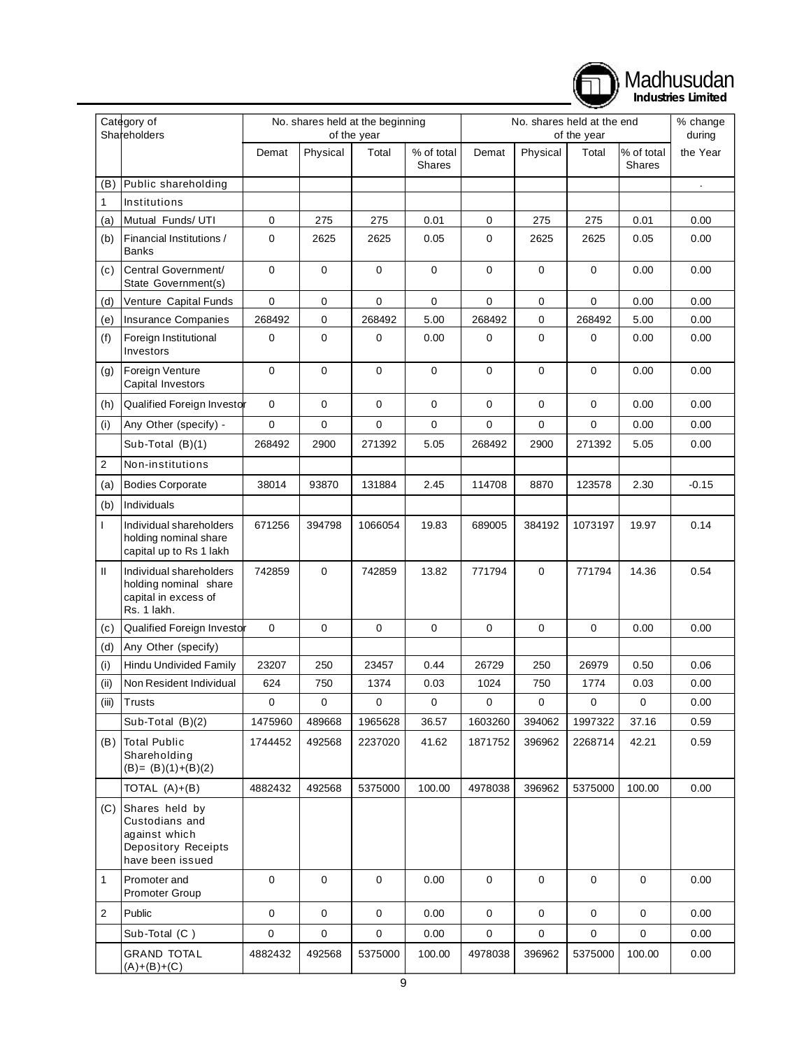| | Category of Shareholders | No. shares held at the beginning of the year | | | | No. shares held at the end of the year | | | | % change during the Year |
|---|---|---|---|---|---|---|---|---|---|---|
| | | Demat | Physical | Total | % of total Shares | Demat | Physical | Total | % of total Shares | |
| (B) | Public shareholding | | | | | | | | | . |
| 1 | Institutions | | | | | | | | | |
| (a) | Mutual Funds/ UTI | 0 | 275 | 275 | 0.01 | 0 | 275 | 275 | 0.01 | 0.00 |
| (b) | Financial Institutions / Banks | 0 | 2625 | 2625 | 0.05 | 0 | 2625 | 2625 | 0.05 | 0.00 |
| (c) | Central Government/ State Government(s) | 0 | 0 | 0 | 0 | 0 | 0 | 0 | 0.00 | 0.00 |
| (d) | Venture Capital Funds | 0 | 0 | 0 | 0 | 0 | 0 | 0 | 0.00 | 0.00 |
| (e) | Insurance Companies | 268492 | 0 | 268492 | 5.00 | 268492 | 0 | 268492 | 5.00 | 0.00 |
| (f) | Foreign Institutional Investors | 0 | 0 | 0 | 0.00 | 0 | 0 | 0 | 0.00 | 0.00 |
| (g) | Foreign Venture Capital Investors | 0 | 0 | 0 | 0 | 0 | 0 | 0 | 0.00 | 0.00 |
| (h) | Qualified Foreign Investor | 0 | 0 | 0 | 0 | 0 | 0 | 0 | 0.00 | 0.00 |
| (i) | Any Other (specify) - | 0 | 0 | 0 | 0 | 0 | 0 | 0 | 0.00 | 0.00 |
| | Sub-Total (B)(1) | 268492 | 2900 | 271392 | 5.05 | 268492 | 2900 | 271392 | 5.05 | 0.00 |
| 2 | Non-institutions | | | | | | | | | |
| (a) | Bodies Corporate | 38014 | 93870 | 131884 | 2.45 | 114708 | 8870 | 123578 | 2.30 | -0.15 |
| (b) | Individuals | | | | | | | | | |
| I | Individual shareholders holding nominal share capital up to Rs 1 lakh | 671256 | 394798 | 1066054 | 19.83 | 689005 | 384192 | 1073197 | 19.97 | 0.14 |
| II | Individual shareholders holding nominal share capital in excess of Rs. 1 lakh. | 742859 | 0 | 742859 | 13.82 | 771794 | 0 | 771794 | 14.36 | 0.54 |
| (c) | Qualified Foreign Investor | 0 | 0 | 0 | 0 | 0 | 0 | 0 | 0.00 | 0.00 |
| (d) | Any Other (specify) | | | | | | | | | |
| (i) | Hindu Undivided Family | 23207 | 250 | 23457 | 0.44 | 26729 | 250 | 26979 | 0.50 | 0.06 |
| (ii) | Non Resident Individual | 624 | 750 | 1374 | 0.03 | 1024 | 750 | 1774 | 0.03 | 0.00 |
| (iii) | Trusts | 0 | 0 | 0 | 0 | 0 | 0 | 0 | 0 | 0.00 |
| | Sub-Total (B)(2) | 1475960 | 489668 | 1965628 | 36.57 | 1603260 | 394062 | 1997322 | 37.16 | 0.59 |
| (B) | Total Public Shareholding (B)= (B)(1)+(B)(2) | 1744452 | 492568 | 2237020 | 41.62 | 1871752 | 396962 | 2268714 | 42.21 | 0.59 |
| | TOTAL (A)+(B) | 4882432 | 492568 | 5375000 | 100.00 | 4978038 | 396962 | 5375000 | 100.00 | 0.00 |
| (C) | Shares held by Custodians and against which Depository Receipts have been issued | | | | | | | | | |
| 1 | Promoter and Promoter Group | 0 | 0 | 0 | 0.00 | 0 | 0 | 0 | 0 | 0.00 |
| 2 | Public | 0 | 0 | 0 | 0.00 | 0 | 0 | 0 | 0 | 0.00 |
| | Sub-Total (C ) | 0 | 0 | 0 | 0.00 | 0 | 0 | 0 | 0 | 0.00 |
| | GRAND TOTAL (A)+(B)+(C) | 4882432 | 492568 | 5375000 | 100.00 | 4978038 | 396962 | 5375000 | 100.00 | 0.00 |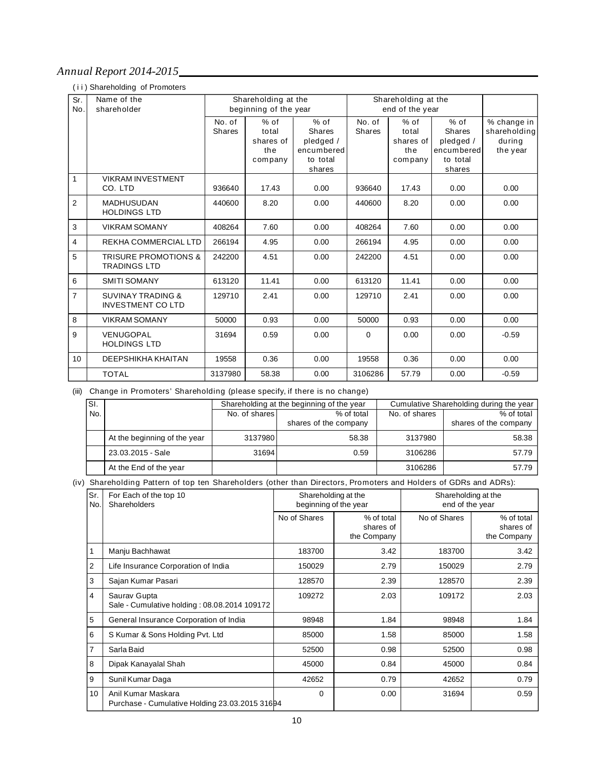(ii) Shareholding of Promoters

| Sr. No. | Name of the shareholder | Shareholding at the beginning of the year | | | Shareholding at the end of the year | | | |
|---|---|---|---|---|---|---|---|---|
| | | No. of Shares | % of total shares of the company | % of Shares pledged / encumbered to total shares | No. of Shares | % of total shares of the company | % of Shares pledged / encumbered to total shares | % change in shareholding during the year |
| 1 | VIKRAM INVESTMENT CO. LTD | 936640 | 17.43 | 0.00 | 936640 | 17.43 | 0.00 | 0.00 |
| 2 | MADHUSUDAN HOLDINGS LTD | 440600 | 8.20 | 0.00 | 440600 | 8.20 | 0.00 | 0.00 |
| 3 | VIKRAM SOMANY | 408264 | 7.60 | 0.00 | 408264 | 7.60 | 0.00 | 0.00 |
| 4 | REKHA COMMERCIAL LTD | 266194 | 4.95 | 0.00 | 266194 | 4.95 | 0.00 | 0.00 |
| 5 | TRISURE PROMOTIONS & TRADINGS LTD | 242200 | 4.51 | 0.00 | 242200 | 4.51 | 0.00 | 0.00 |
| 6 | SMITI SOMANY | 613120 | 11.41 | 0.00 | 613120 | 11.41 | 0.00 | 0.00 |
| 7 | SUVINAY TRADING & INVESTMENT CO LTD | 129710 | 2.41 | 0.00 | 129710 | 2.41 | 0.00 | 0.00 |
| 8 | VIKRAM SOMANY | 50000 | 0.93 | 0.00 | 50000 | 0.93 | 0.00 | 0.00 |
| 9 | VENUGOPAL HOLDINGS LTD | 31694 | 0.59 | 0.00 | 0 | 0.00 | 0.00 | -0.59 |
| 10 | DEEPSHIKHA KHAITAN | 19558 | 0.36 | 0.00 | 19558 | 0.36 | 0.00 | 0.00 |
| | TOTAL | 3137980 | 58.38 | 0.00 | 3106286 | 57.79 | 0.00 | -0.59 |

(iii) Change in Promoters' Shareholding (please specify, if there is no change)

| Sl. No. | | Shareholding at the beginning of the year | | Cumulative Shareholding during the year | |
|---|---|---|---|---|---|
| | | No. of shares | % of total shares of the company | No. of shares | % of total shares of the company |
| | At the beginning of the year | 3137980 | 58.38 | 3137980 | 58.38 |
| | 23.03.2015 - Sale | 31694 | 0.59 | 3106286 | 57.79 |
| | At the End of the year | | | 3106286 | 57.79 |

(iv) Shareholding Pattern of top ten Shareholders (other than Directors, Promoters and Holders of GDRs and ADRs):

| Sr. No. | For Each of the top 10 Shareholders | Shareholding at the beginning of the year | | Shareholding at the end of the year | |
|---|---|---|---|---|---|
| | | No of Shares | % of total shares of the Company | No of Shares | % of total shares of the Company |
| 1 | Manju Bachhawat | 183700 | 3.42 | 183700 | 3.42 |
| 2 | Life Insurance Corporation of India | 150029 | 2.79 | 150029 | 2.79 |
| 3 | Sajan Kumar Pasari | 128570 | 2.39 | 128570 | 2.39 |
| 4 | Saurav Gupta<br>Sale - Cumulative holding : 08.08.2014 109172 | 109272 | 2.03 | 109172 | 2.03 |
| 5 | General Insurance Corporation of India | 98948 | 1.84 | 98948 | 1.84 |
| 6 | S Kumar & Sons Holding Pvt. Ltd | 85000 | 1.58 | 85000 | 1.58 |
| 7 | Sarla Baid | 52500 | 0.98 | 52500 | 0.98 |
| 8 | Dipak Kanayalal Shah | 45000 | 0.84 | 45000 | 0.84 |
| 9 | Sunil Kumar Daga | 42652 | 0.79 | 42652 | 0.79 |
| 10 | Anil Kumar Maskara<br>Purchase - Cumulative Holding 23.03.2015 31694 | 0 | 0.00 | 31694 | 0.59 |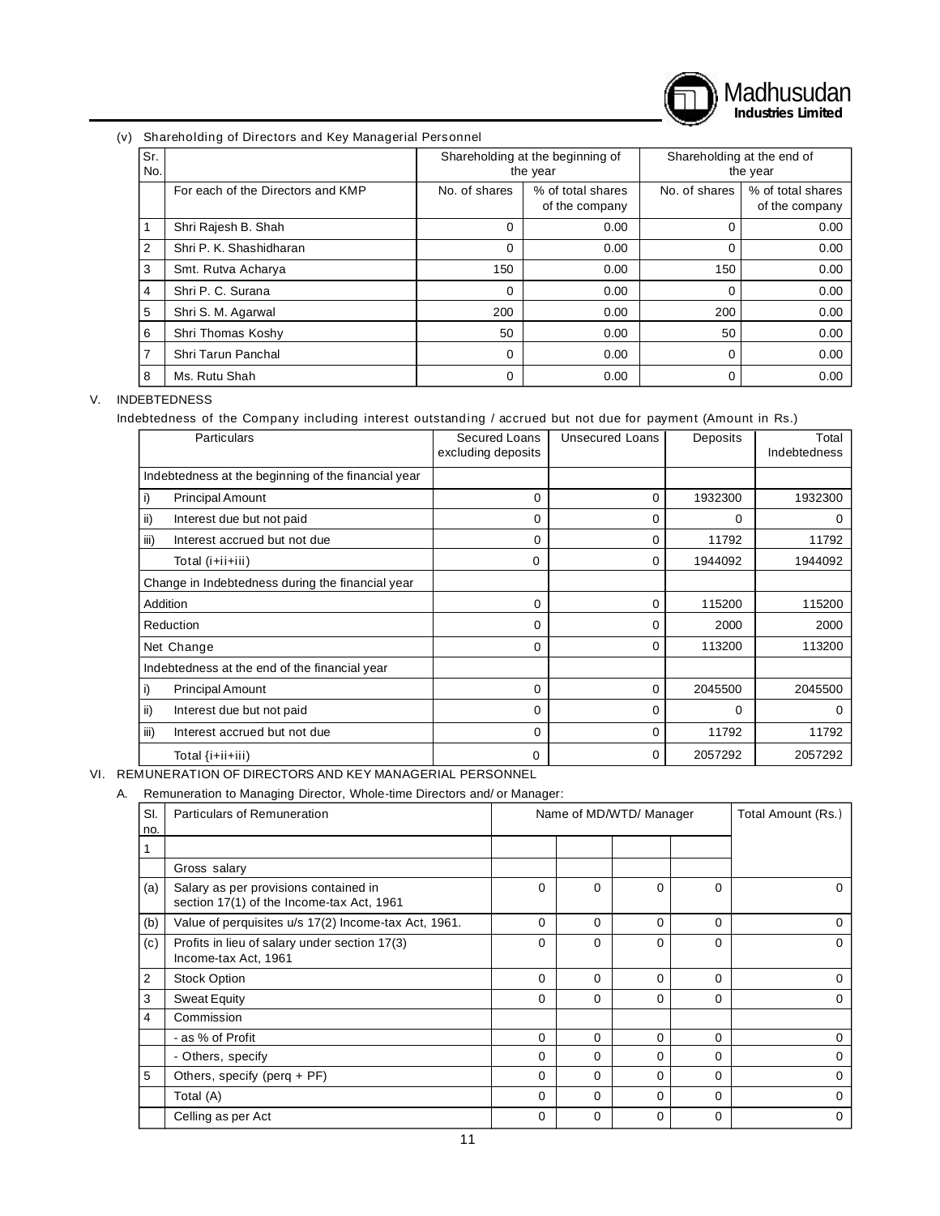(v) Shareholding of Directors and Key Managerial Personnel

| Sr. No. | | Shareholding at the beginning of the year | | Shareholding at the end of the year | |
|---|---|---|---|---|---|
| | For each of the Directors and KMP | No. of shares | % of total shares of the company | No. of shares | % of total shares of the company |
| 1 | Shri Rajesh B. Shah | 0 | 0.00 | 0 | 0.00 |
| 2 | Shri P. K. Shashidharan | 0 | 0.00 | 0 | 0.00 |
| 3 | Smt. Rutva Acharya | 150 | 0.00 | 150 | 0.00 |
| 4 | Shri P. C. Surana | 0 | 0.00 | 0 | 0.00 |
| 5 | Shri S. M. Agarwal | 200 | 0.00 | 200 | 0.00 |
| 6 | Shri Thomas Koshy | 50 | 0.00 | 50 | 0.00 |
| 7 | Shri Tarun Panchal | 0 | 0.00 | 0 | 0.00 |
| 8 | Ms. Rutu Shah | 0 | 0.00 | 0 | 0.00 |

V. INDEBTEDNESS

Indebtedness of the Company including interest outstanding / accrued but not due for payment (Amount in Rs.)

| Particulars | Secured Loans excluding deposits | Unsecured Loans | Deposits | Total Indebtedness |
|---|---|---|---|---|
| Indebtedness at the beginning of the financial year | | | | |
| i) Principal Amount | 0 | 0 | 1932300 | 1932300 |
| ii) Interest due but not paid | 0 | 0 | 0 | 0 |
| iii) Interest accrued but not due | 0 | 0 | 11792 | 11792 |
| Total (i+ii+iii) | 0 | 0 | 1944092 | 1944092 |
| Change in Indebtedness during the financial year | | | | |
| Addition | 0 | 0 | 115200 | 115200 |
| Reduction | 0 | 0 | 2000 | 2000 |
| Net Change | 0 | 0 | 113200 | 113200 |
| Indebtedness at the end of the financial year | | | | |
| i) Principal Amount | 0 | 0 | 2045500 | 2045500 |
| ii) Interest due but not paid | 0 | 0 | 0 | 0 |
| iii) Interest accrued but not due | 0 | 0 | 11792 | 11792 |
| Total {i+ii+iii) | 0 | 0 | 2057292 | 2057292 |

VI. REMUNERATION OF DIRECTORS AND KEY MANAGERIAL PERSONNEL

A. Remuneration to Managing Director, Whole-time Directors and/ or Manager:

| Sl. no. | Particulars of Remuneration | Name of MD/WTD/ Manager | | | | Total Amount (Rs.) |
|---|---|---|---|---|---|---|
| 1 | | | | | | |
| | Gross salary | | | | | |
| (a) | Salary as per provisions contained in section 17(1) of the Income-tax Act, 1961 | 0 | 0 | 0 | 0 | 0 |
| (b) | Value of perquisites u/s 17(2) Income-tax Act, 1961. | 0 | 0 | 0 | 0 | 0 |
| (c) | Profits in lieu of salary under section 17(3) Income-tax Act, 1961 | 0 | 0 | 0 | 0 | 0 |
| 2 | Stock Option | 0 | 0 | 0 | 0 | 0 |
| 3 | Sweat Equity | 0 | 0 | 0 | 0 | 0 |
| 4 | Commission | | | | | |
| | - as % of Profit | 0 | 0 | 0 | 0 | 0 |
| | - Others, specify | 0 | 0 | 0 | 0 | 0 |
| 5 | Others, specify (perq + PF) | 0 | 0 | 0 | 0 | 0 |
| | Total (A) | 0 | 0 | 0 | 0 | 0 |
| | Celling as per Act | 0 | 0 | 0 | 0 | 0 |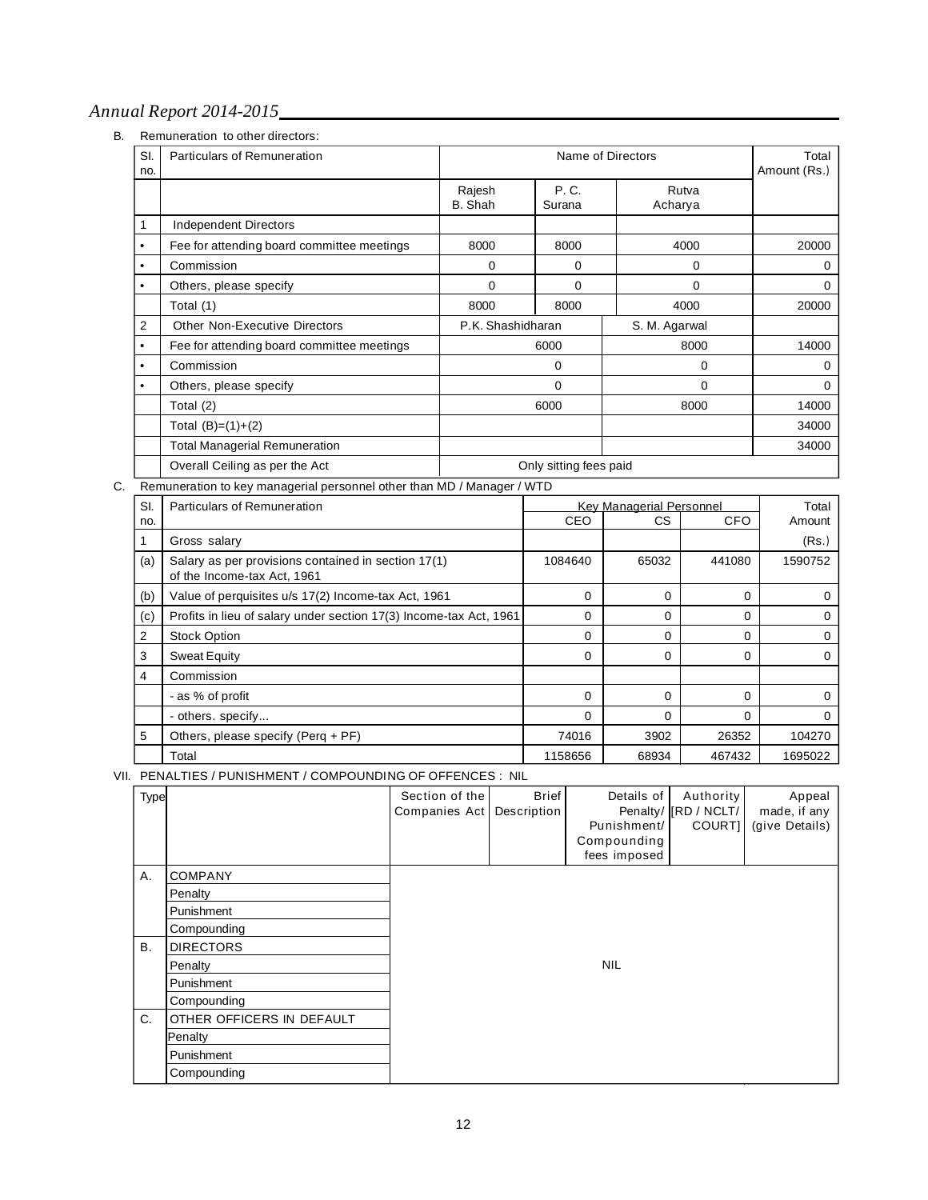B. Remuneration to other directors:

| Sl. no. | Particulars of Remuneration | Name of Directors | | | Total Amount (Rs.) |
|---|---|---|---|---|---|
| | | Rajesh B. Shah | P. C. Surana | Rutva Acharya | |
| 1 | Independent Directors | | | | |
| • | Fee for attending board committee meetings | 8000 | 8000 | 4000 | 20000 |
| • | Commission | 0 | 0 | 0 | 0 |
| • | Others, please specify | 0 | 0 | 0 | 0 |
| | Total (1) | 8000 | 8000 | 4000 | 20000 |
| 2 | Other Non-Executive Directors | P.K. Shashidharan | | S. M. Agarwal | |
| • | Fee for attending board committee meetings | 6000 | | 8000 | 14000 |
| • | Commission | 0 | | 0 | 0 |
| • | Others, please specify | 0 | | 0 | 0 |
| | Total (2) | 6000 | | 8000 | 14000 |
| | Total (B)=(1)+(2) | | | | 34000 |
| | Total Managerial Remuneration | | | | 34000 |
| | Overall Ceiling as per the Act | Only sitting fees paid | | | |

C. Remuneration to key managerial personnel other than MD / Manager / WTD

| Sl. no. | Particulars of Remuneration | Key Managerial Personnel | | | Total Amount |
|---|---|---|---|---|---|
| | | CEO | CS | CFO | |
| 1 | Gross salary | | | | (Rs.) |
| (a) | Salary as per provisions contained in section 17(1) of the Income-tax Act, 1961 | 1084640 | 65032 | 441080 | 1590752 |
| (b) | Value of perquisites u/s 17(2) Income-tax Act, 1961 | 0 | 0 | 0 | 0 |
| (c) | Profits in lieu of salary under section 17(3) Income-tax Act, 1961 | 0 | 0 | 0 | 0 |
| 2 | Stock Option | 0 | 0 | 0 | 0 |
| 3 | Sweat Equity | 0 | 0 | 0 | 0 |
| 4 | Commission | | | | |
| | - as % of profit | 0 | 0 | 0 | 0 |
| | - others. specify... | 0 | 0 | 0 | 0 |
| 5 | Others, please specify (Perq + PF) | 74016 | 3902 | 26352 | 104270 |
| | Total | 1158656 | 68934 | 467432 | 1695022 |

VII. PENALTIES / PUNISHMENT / COMPOUNDING OF OFFENCES : NIL

| Type | | Section of the Companies Act | Brief Description | Details of Penalty/ Punishment/ Compounding fees imposed | Authority [RD / NCLT/ COURT] | Appeal made, if any (give Details) |
|---|---|---|---|---|---|---|
| A. | COMPANY | | | | | |
| | Penalty | | | | | |
| | Punishment | | | | | |
| | Compounding | | | | | |
| B. | DIRECTORS | | | | | |
| | Penalty | | | NIL | | |
| | Punishment | | | | | |
| | Compounding | | | | | |
| C. | OTHER OFFICERS IN DEFAULT | | | | | |
| | Penalty | | | | | |
| | Punishment | | | | | |
| | Compounding | | | | | |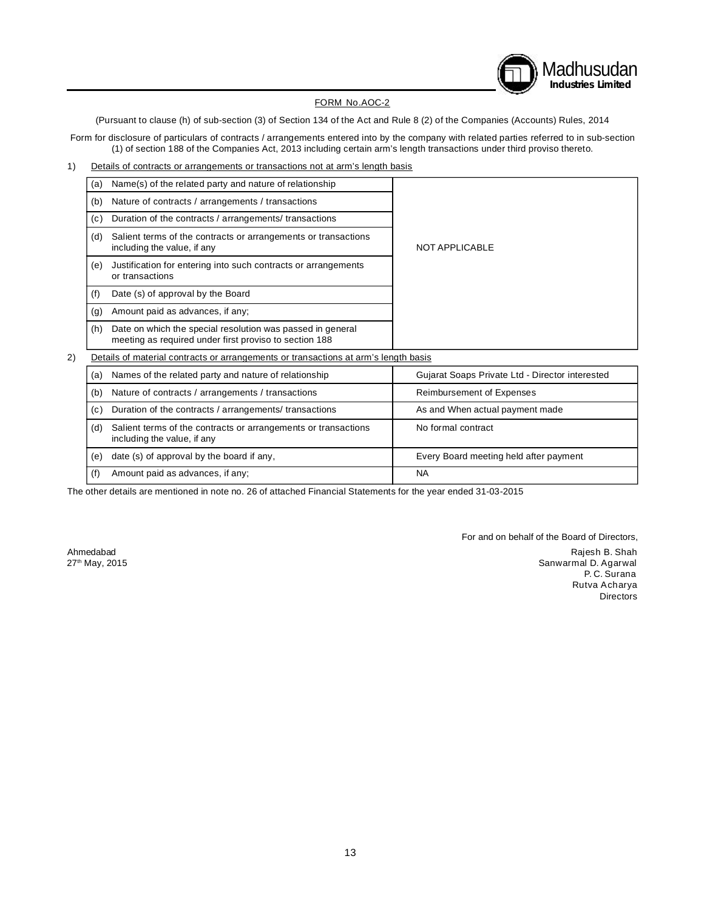## FORM No.AOC-2

(Pursuant to clause (h) of sub-section (3) of Section 134 of the Act and Rule 8 (2) of the Companies (Accounts) Rules, 2014

Form for disclosure of particulars of contracts / arrangements entered into by the company with related parties referred to in sub-section (1) of section 188 of the Companies Act, 2013 including certain arm's length transactions under third proviso thereto.

1) Details of contracts or arrangements or transactions not at arm's length basis

| | |
|---|---|
| (a) Name(s) of the related party and nature of relationship | NOT APPLICABLE |
| (b) Nature of contracts / arrangements / transactions | |
| (c) Duration of the contracts / arrangements/ transactions | |
| (d) Salient terms of the contracts or arrangements or transactions including the value, if any | |
| (e) Justification for entering into such contracts or arrangements or transactions | |
| (f) Date (s) of approval by the Board | |
| (g) Amount paid as advances, if any; | |
| (h) Date on which the special resolution was passed in general meeting as required under first proviso to section 188 | |

2) Details of material contracts or arrangements or transactions at arm's length basis

| | |
|---|---|
| (a) Names of the related party and nature of relationship | Gujarat Soaps Private Ltd - Director interested |
| (b) Nature of contracts / arrangements / transactions | Reimbursement of Expenses |
| (c) Duration of the contracts / arrangements/ transactions | As and When actual payment made |
| (d) Salient terms of the contracts or arrangements or transactions including the value, if any | No formal contract |
| (e) date (s) of approval by the board if any, | Every Board meeting held after payment |
| (f) Amount paid as advances, if any; | NA |

The other details are mentioned in note no. 26 of attached Financial Statements for the year ended 31-03-2015

For and on behalf of the Board of Directors,

Ahmedabad
27th May, 2015

Rajesh B. Shah
Sanwarmal D. Agarwal
P. C. Surana
Rutva Acharya
Directors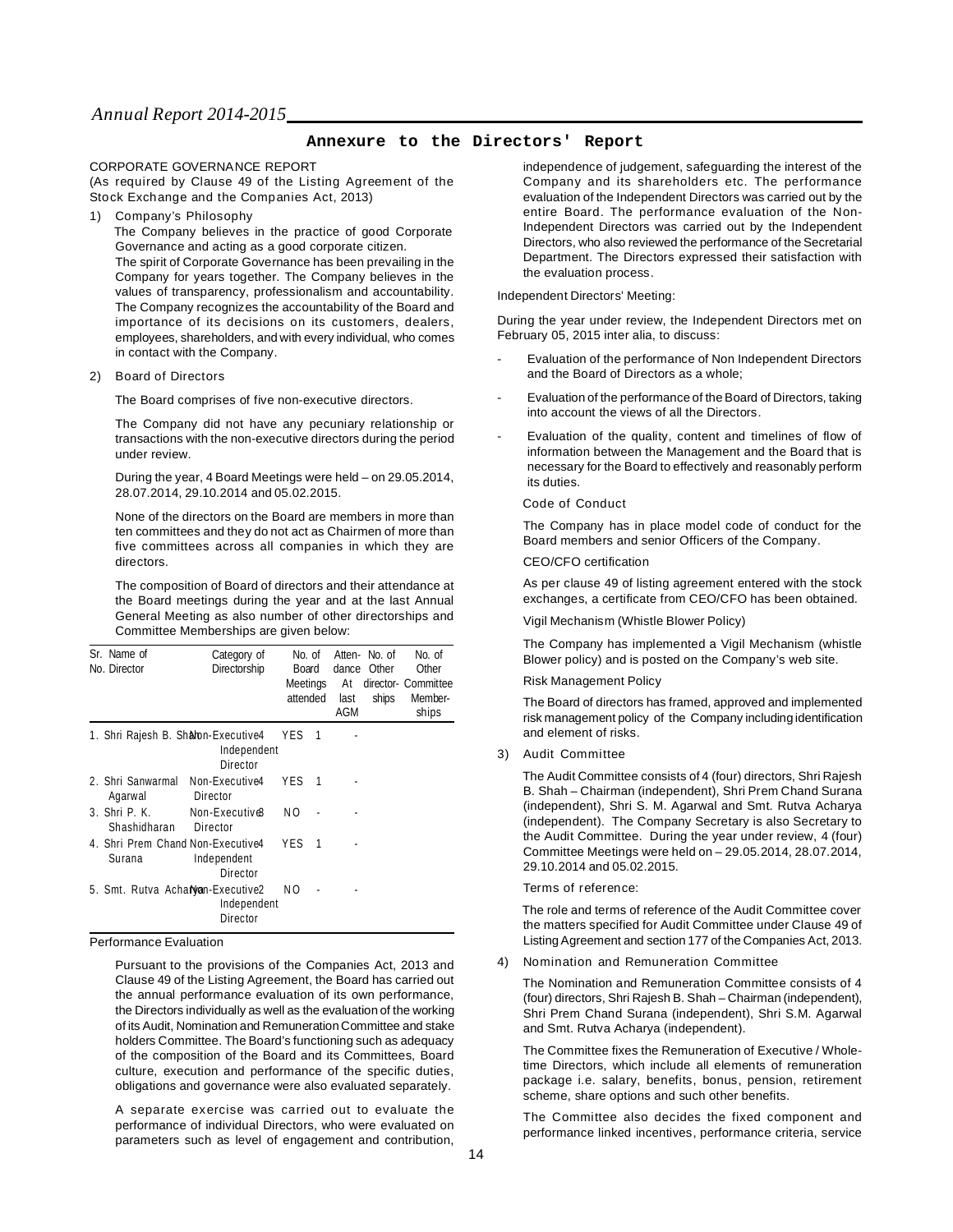## Annexure to the Directors' Report

CORPORATE GOVERNANCE REPORT
(As required by Clause 49 of the Listing Agreement of the Stock Exchange and the Companies Act, 2013)

1) Company's Philosophy

The Company believes in the practice of good Corporate Governance and acting as a good corporate citizen.

The spirit of Corporate Governance has been prevailing in the Company for years together. The Company believes in the values of transparency, professionalism and accountability. The Company recognizes the accountability of the Board and importance of its decisions on its customers, dealers, employees, shareholders, and with every individual, who comes in contact with the Company.

2) Board of Directors

The Board comprises of five non-executive directors.

The Company did not have any pecuniary relationship or transactions with the non-executive directors during the period under review.

During the year, 4 Board Meetings were held – on 29.05.2014, 28.07.2014, 29.10.2014 and 05.02.2015.

None of the directors on the Board are members in more than ten committees and they do not act as Chairmen of more than five committees across all companies in which they are directors.

The composition of Board of directors and their attendance at the Board meetings during the year and at the last Annual General Meeting as also number of other directorships and Committee Memberships are given below:

| Sr. No. | Name of Director | Category of Directorship | No. of Board Meetings attended | Attendance At last AGM | No. of Other directorships | No. of Other Committee Memberships |
|---|---|---|---|---|---|---|
| 1. | Shri Rajesh B. Shah | Non-Executive Independent Director | 4 | YES | 1 | - |
| 2. | Shri Sanwarmal Agarwal | Non-Executive Director | 4 | YES | 1 | - |
| 3. | Shri P. K. Shashidharan | Non-Executive Director | 3 | NO | - | - |
| 4. | Shri Prem Chand Surana | Non-Executive Independent Director | 4 | YES | 1 | - |
| 5. | Smt. Rutva Acharya | Non-Executive Independent Director | 2 | NO | - | - |

Performance Evaluation

Pursuant to the provisions of the Companies Act, 2013 and Clause 49 of the Listing Agreement, the Board has carried out the annual performance evaluation of its own performance, the Directors individually as well as the evaluation of the working of its Audit, Nomination and Remuneration Committee and stake holders Committee. The Board's functioning such as adequacy of the composition of the Board and its Committees, Board culture, execution and performance of the specific duties, obligations and governance were also evaluated separately.

A separate exercise was carried out to evaluate the performance of individual Directors, who were evaluated on parameters such as level of engagement and contribution, independence of judgement, safeguarding the interest of the Company and its shareholders etc. The performance evaluation of the Independent Directors was carried out by the entire Board. The performance evaluation of the Non-Independent Directors was carried out by the Independent Directors, who also reviewed the performance of the Secretarial Department. The Directors expressed their satisfaction with the evaluation process.

Independent Directors' Meeting:

During the year under review, the Independent Directors met on February 05, 2015 inter alia, to discuss:

- Evaluation of the performance of Non Independent Directors and the Board of Directors as a whole;
- Evaluation of the performance of the Board of Directors, taking into account the views of all the Directors.
- Evaluation of the quality, content and timelines of flow of information between the Management and the Board that is necessary for the Board to effectively and reasonably perform its duties.

Code of Conduct

The Company has in place model code of conduct for the Board members and senior Officers of the Company.

CEO/CFO certification

As per clause 49 of listing agreement entered with the stock exchanges, a certificate from CEO/CFO has been obtained.

Vigil Mechanism (Whistle Blower Policy)

The Company has implemented a Vigil Mechanism (whistle Blower policy) and is posted on the Company's web site.

Risk Management Policy

The Board of directors has framed, approved and implemented risk management policy of the Company including identification and element of risks.

3) Audit Committee

The Audit Committee consists of 4 (four) directors, Shri Rajesh B. Shah – Chairman (independent), Shri Prem Chand Surana (independent), Shri S. M. Agarwal and Smt. Rutva Acharya (independent). The Company Secretary is also Secretary to the Audit Committee. During the year under review, 4 (four) Committee Meetings were held on – 29.05.2014, 28.07.2014, 29.10.2014 and 05.02.2015.

Terms of reference:

The role and terms of reference of the Audit Committee cover the matters specified for Audit Committee under Clause 49 of Listing Agreement and section 177 of the Companies Act, 2013.

4) Nomination and Remuneration Committee

The Nomination and Remuneration Committee consists of 4 (four) directors, Shri Rajesh B. Shah – Chairman (independent), Shri Prem Chand Surana (independent), Shri S.M. Agarwal and Smt. Rutva Acharya (independent).

The Committee fixes the Remuneration of Executive / Whole-time Directors, which include all elements of remuneration package i.e. salary, benefits, bonus, pension, retirement scheme, share options and such other benefits.

The Committee also decides the fixed component and performance linked incentives, performance criteria, service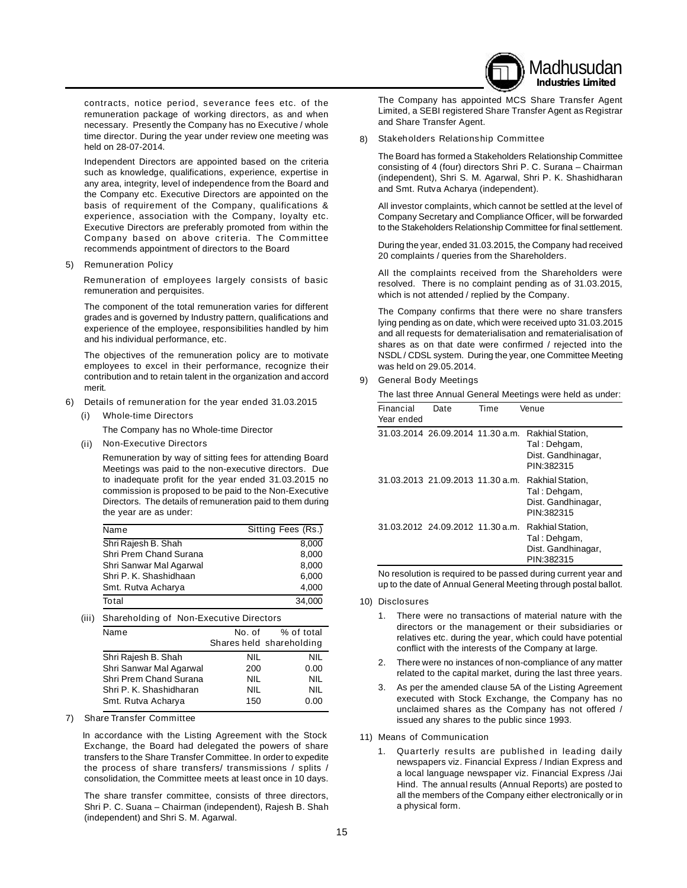contracts, notice period, severance fees etc. of the remuneration package of working directors, as and when necessary. Presently the Company has no Executive / whole time director. During the year under review one meeting was held on 28-07-2014.

Independent Directors are appointed based on the criteria such as knowledge, qualifications, experience, expertise in any area, integrity, level of independence from the Board and the Company etc. Executive Directors are appointed on the basis of requirement of the Company, qualifications & experience, association with the Company, loyalty etc. Executive Directors are preferably promoted from within the Company based on above criteria. The Committee recommends appointment of directors to the Board

5) Remuneration Policy

Remuneration of employees largely consists of basic remuneration and perquisites.

The component of the total remuneration varies for different grades and is governed by Industry pattern, qualifications and experience of the employee, responsibilities handled by him and his individual performance, etc.

The objectives of the remuneration policy are to motivate employees to excel in their performance, recognize their contribution and to retain talent in the organization and accord merit.

6) Details of remuneration for the year ended 31.03.2015

(i) Whole-time Directors

The Company has no Whole-time Director

(ii) Non-Executive Directors

Remuneration by way of sitting fees for attending Board Meetings was paid to the non-executive directors. Due to inadequate profit for the year ended 31.03.2015 no commission is proposed to be paid to the Non-Executive Directors. The details of remuneration paid to them during the year are as under:

| Name | Sitting Fees (Rs.) |
|---|---|
| Shri Rajesh B. Shah | 8,000 |
| Shri Prem Chand Surana | 8,000 |
| Shri Sanwar Mal Agarwal | 8,000 |
| Shri P. K. Shashidhaan | 6,000 |
| Smt. Rutva Acharya | 4,000 |
| Total | 34,000 |

(iii) Shareholding of Non-Executive Directors

| Name | No. of Shares held | % of total shareholding |
|---|---|---|
| Shri Rajesh B. Shah | NIL | NIL |
| Shri Sanwar Mal Agarwal | 200 | 0.00 |
| Shri Prem Chand Surana | NIL | NIL |
| Shri P. K. Shashidharan | NIL | NIL |
| Smt. Rutva Acharya | 150 | 0.00 |

7) Share Transfer Committee

In accordance with the Listing Agreement with the Stock Exchange, the Board had delegated the powers of share transfers to the Share Transfer Committee. In order to expedite the process of share transfers/ transmissions / splits / consolidation, the Committee meets at least once in 10 days.

The share transfer committee, consists of three directors, Shri P. C. Suana – Chairman (independent), Rajesh B. Shah (independent) and Shri S. M. Agarwal.

The Company has appointed MCS Share Transfer Agent Limited, a SEBI registered Share Transfer Agent as Registrar and Share Transfer Agent.

8) Stakeholders Relationship Committee

The Board has formed a Stakeholders Relationship Committee consisting of 4 (four) directors Shri P. C. Surana – Chairman (independent), Shri S. M. Agarwal, Shri P. K. Shashidharan and Smt. Rutva Acharya (independent).

All investor complaints, which cannot be settled at the level of Company Secretary and Compliance Officer, will be forwarded to the Stakeholders Relationship Committee for final settlement.

During the year, ended 31.03.2015, the Company had received 20 complaints / queries from the Shareholders.

All the complaints received from the Shareholders were resolved. There is no complaint pending as of 31.03.2015, which is not attended / replied by the Company.

The Company confirms that there were no share transfers lying pending as on date, which were received upto 31.03.2015 and all requests for dematerialisation and rematerialisation of shares as on that date were confirmed / rejected into the NSDL / CDSL system. During the year, one Committee Meeting was held on 29.05.2014.

9) General Body Meetings

The last three Annual General Meetings were held as under:

| Financial Year ended | Date | Time | Venue |
|---|---|---|---|
| 31.03.2014 | 26.09.2014 | 11.30 a.m. | Rakhial Station, Tal : Dehgam, Dist. Gandhinagar, PIN:382315 |
| 31.03.2013 | 21.09.2013 | 11.30 a.m. | Rakhial Station, Tal : Dehgam, Dist. Gandhinagar, PIN:382315 |
| 31.03.2012 | 24.09.2012 | 11.30 a.m. | Rakhial Station, Tal : Dehgam, Dist. Gandhinagar, PIN:382315 |

No resolution is required to be passed during current year and up to the date of Annual General Meeting through postal ballot.

10) Disclosures

1. There were no transactions of material nature with the directors or the management or their subsidiaries or relatives etc. during the year, which could have potential conflict with the interests of the Company at large.
2. There were no instances of non-compliance of any matter related to the capital market, during the last three years.
3. As per the amended clause 5A of the Listing Agreement executed with Stock Exchange, the Company has no unclaimed shares as the Company has not offered / issued any shares to the public since 1993.

11) Means of Communication

1. Quarterly results are published in leading daily newspapers viz. Financial Express / Indian Express and a local language newspaper viz. Financial Express /Jai Hind. The annual results (Annual Reports) are posted to all the members of the Company either electronically or in a physical form.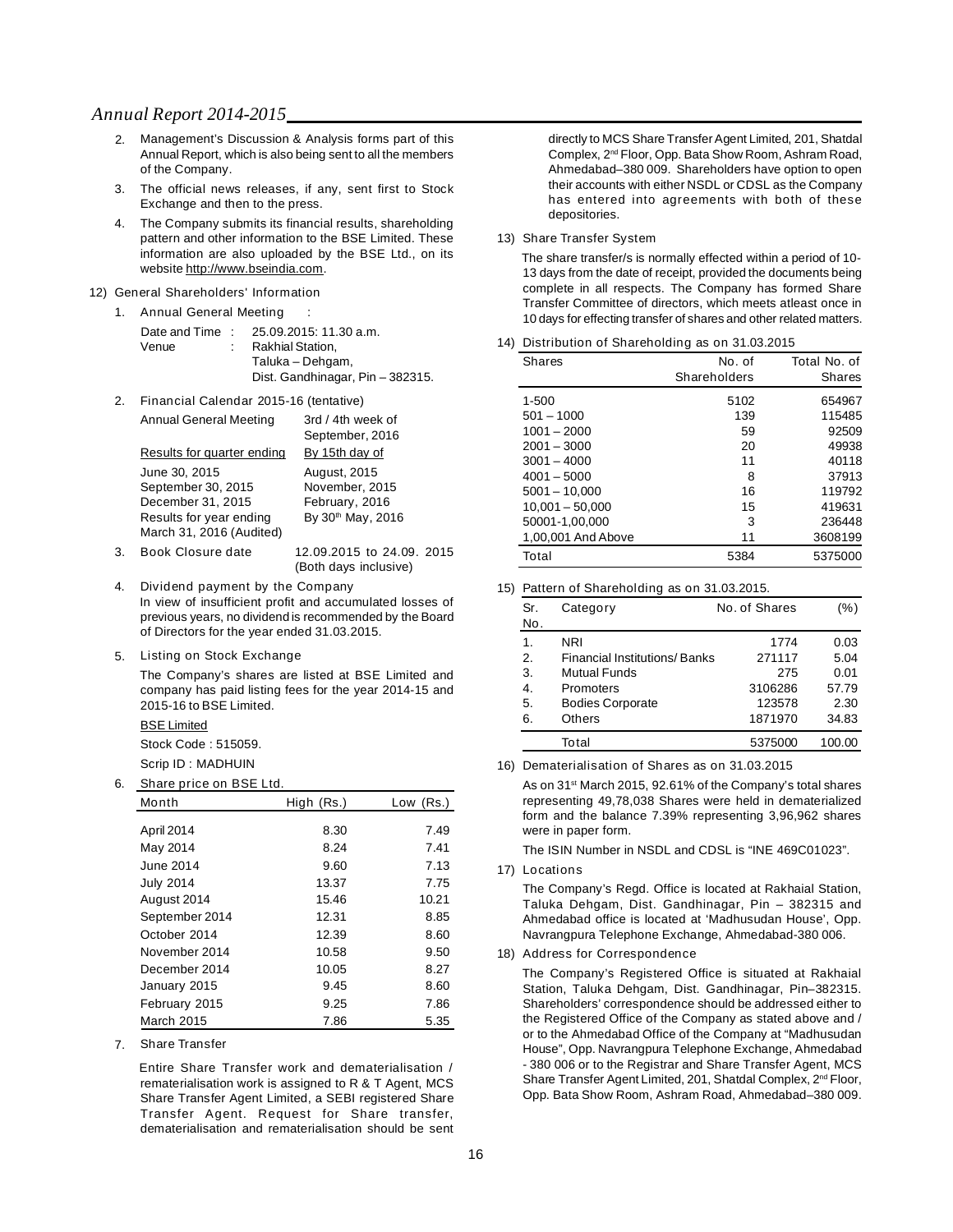2. Management's Discussion & Analysis forms part of this Annual Report, which is also being sent to all the members of the Company.

3. The official news releases, if any, sent first to Stock Exchange and then to the press.

4. The Company submits its financial results, shareholding pattern and other information to the BSE Limited. These information are also uploaded by the BSE Ltd., on its website http://www.bseindia.com.

12) General Shareholders' Information

1. Annual General Meeting :

| | | |
|---|---|---|
| Date and Time | : | 25.09.2015: 11.30 a.m. |
| Venue | : | Rakhial Station, Taluka – Dehgam, Dist. Gandhinagar, Pin – 382315. |

2. Financial Calendar 2015-16 (tentative)

| | |
|---|---|
| Annual General Meeting | 3rd / 4th week of September, 2016 |
| Results for quarter ending | By 15th day of |
| June 30, 2015 | August, 2015 |
| September 30, 2015 | November, 2015 |
| December 31, 2015 | February, 2016 |
| Results for year ending March 31, 2016 (Audited) | By 30th May, 2016 |

3. Book Closure date: 12.09.2015 to 24.09. 2015 (Both days inclusive)

4. Dividend payment by the Company

In view of insufficient profit and accumulated losses of previous years, no dividend is recommended by the Board of Directors for the year ended 31.03.2015.

5. Listing on Stock Exchange

The Company's shares are listed at BSE Limited and company has paid listing fees for the year 2014-15 and 2015-16 to BSE Limited.

BSE Limited

Stock Code : 515059.

Scrip ID : MADHUIN

6. Share price on BSE Ltd.

| Month | High (Rs.) | Low (Rs.) |
|---|---|---|
| April 2014 | 8.30 | 7.49 |
| May 2014 | 8.24 | 7.41 |
| June 2014 | 9.60 | 7.13 |
| July 2014 | 13.37 | 7.75 |
| August 2014 | 15.46 | 10.21 |
| September 2014 | 12.31 | 8.85 |
| October 2014 | 12.39 | 8.60 |
| November 2014 | 10.58 | 9.50 |
| December 2014 | 10.05 | 8.27 |
| January 2015 | 9.45 | 8.60 |
| February 2015 | 9.25 | 7.86 |
| March 2015 | 7.86 | 5.35 |

7. Share Transfer

Entire Share Transfer work and dematerialisation / rematerialisation work is assigned to R & T Agent, MCS Share Transfer Agent Limited, a SEBI registered Share Transfer Agent. Request for Share transfer, dematerialisation and rematerialisation should be sent directly to MCS Share Transfer Agent Limited, 201, Shatdal Complex, 2nd Floor, Opp. Bata Show Room, Ashram Road, Ahmedabad–380 009. Shareholders have option to open their accounts with either NSDL or CDSL as the Company has entered into agreements with both of these depositories.

13) Share Transfer System

The share transfer/s is normally effected within a period of 10-13 days from the date of receipt, provided the documents being complete in all respects. The Company has formed Share Transfer Committee of directors, which meets atleast once in 10 days for effecting transfer of shares and other related matters.

14) Distribution of Shareholding as on 31.03.2015

| Shares | No. of Shareholders | Total No. of Shares |
|---|---|---|
| 1-500 | 5102 | 654967 |
| 501 – 1000 | 139 | 115485 |
| 1001 – 2000 | 59 | 92509 |
| 2001 – 3000 | 20 | 49938 |
| 3001 – 4000 | 11 | 40118 |
| 4001 – 5000 | 8 | 37913 |
| 5001 – 10,000 | 16 | 119792 |
| 10,001 – 50,000 | 15 | 419631 |
| 50001-1,00,000 | 3 | 236448 |
| 1,00,001 And Above | 11 | 3608199 |
| Total | 5384 | 5375000 |

15) Pattern of Shareholding as on 31.03.2015.

| Sr. No. | Category | No. of Shares | (%) |
|---|---|---|---|
| 1. | NRI | 1774 | 0.03 |
| 2. | Financial Institutions/ Banks | 271117 | 5.04 |
| 3. | Mutual Funds | 275 | 0.01 |
| 4. | Promoters | 3106286 | 57.79 |
| 5. | Bodies Corporate | 123578 | 2.30 |
| 6. | Others | 1871970 | 34.83 |
| | Total | 5375000 | 100.00 |

16) Dematerialisation of Shares as on 31.03.2015

As on 31st March 2015, 92.61% of the Company's total shares representing 49,78,038 Shares were held in dematerialized form and the balance 7.39% representing 3,96,962 shares were in paper form.

The ISIN Number in NSDL and CDSL is "INE 469C01023".

17) Locations

The Company's Regd. Office is located at Rakhaial Station, Taluka Dehgam, Dist. Gandhinagar, Pin – 382315 and Ahmedabad office is located at 'Madhusudan House', Opp. Navrangpura Telephone Exchange, Ahmedabad-380 006.

18) Address for Correspondence

The Company's Registered Office is situated at Rakhaial Station, Taluka Dehgam, Dist. Gandhinagar, Pin–382315. Shareholders' correspondence should be addressed either to the Registered Office of the Company as stated above and / or to the Ahmedabad Office of the Company at "Madhusudan House", Opp. Navrangpura Telephone Exchange, Ahmedabad - 380 006 or to the Registrar and Share Transfer Agent, MCS Share Transfer Agent Limited, 201, Shatdal Complex, 2nd Floor, Opp. Bata Show Room, Ashram Road, Ahmedabad–380 009.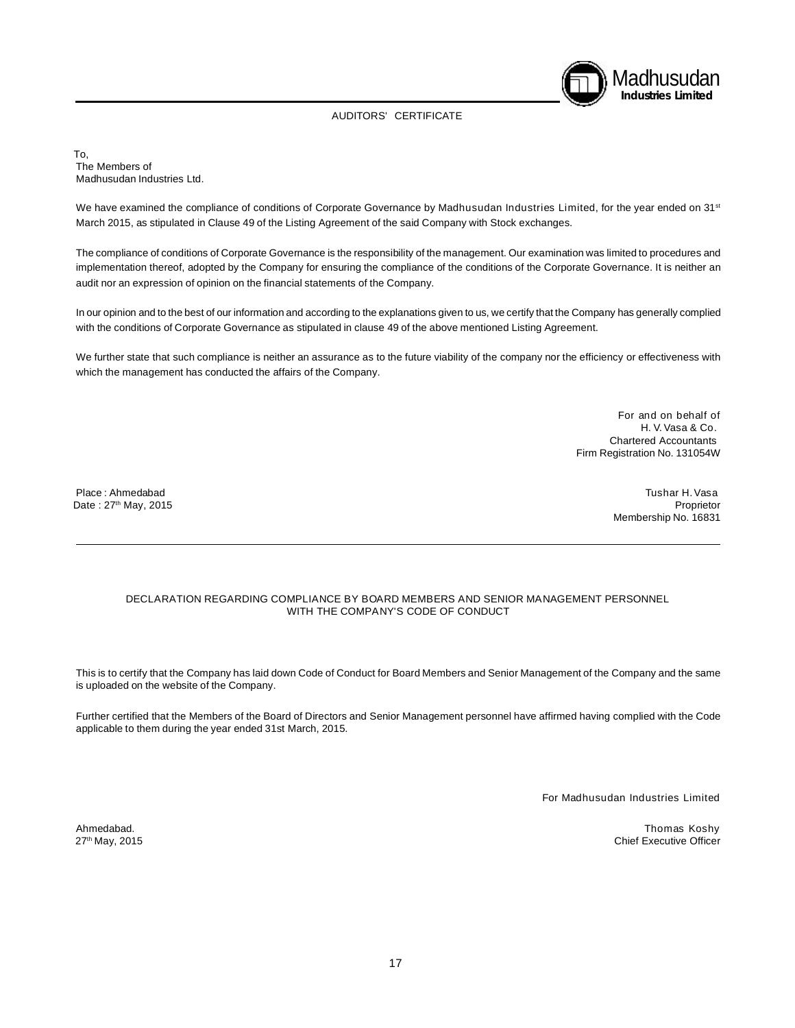## AUDITORS' CERTIFICATE

To,
The Members of
Madhusudan Industries Ltd.

We have examined the compliance of conditions of Corporate Governance by Madhusudan Industries Limited, for the year ended on 31st March 2015, as stipulated in Clause 49 of the Listing Agreement of the said Company with Stock exchanges.

The compliance of conditions of Corporate Governance is the responsibility of the management. Our examination was limited to procedures and implementation thereof, adopted by the Company for ensuring the compliance of the conditions of the Corporate Governance. It is neither an audit nor an expression of opinion on the financial statements of the Company.

In our opinion and to the best of our information and according to the explanations given to us, we certify that the Company has generally complied with the conditions of Corporate Governance as stipulated in clause 49 of the above mentioned Listing Agreement.

We further state that such compliance is neither an assurance as to the future viability of the company nor the efficiency or effectiveness with which the management has conducted the affairs of the Company.

For and on behalf of
H. V. Vasa & Co.
Chartered Accountants
Firm Registration No. 131054W

Place : Ahmedabad
Date : 27th May, 2015

Tushar H. Vasa
Proprietor
Membership No. 16831

---

## DECLARATION REGARDING COMPLIANCE BY BOARD MEMBERS AND SENIOR MANAGEMENT PERSONNEL WITH THE COMPANY'S CODE OF CONDUCT

This is to certify that the Company has laid down Code of Conduct for Board Members and Senior Management of the Company and the same is uploaded on the website of the Company.

Further certified that the Members of the Board of Directors and Senior Management personnel have affirmed having complied with the Code applicable to them during the year ended 31st March, 2015.

For Madhusudan Industries Limited

Ahmedabad.
27th May, 2015

Thomas Koshy
Chief Executive Officer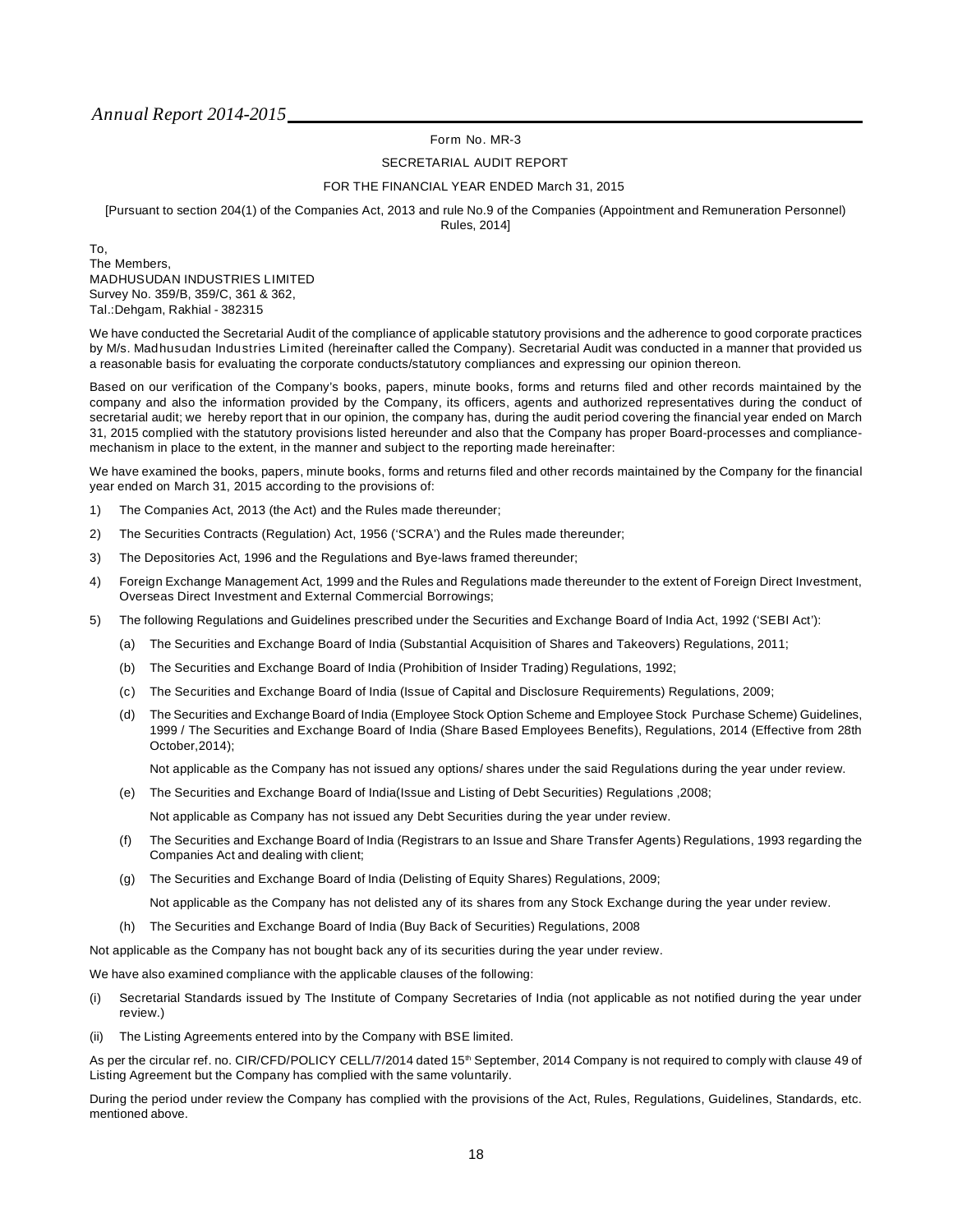Form No. MR-3

SECRETARIAL AUDIT REPORT

FOR THE FINANCIAL YEAR ENDED March 31, 2015

[Pursuant to section 204(1) of the Companies Act, 2013 and rule No.9 of the Companies (Appointment and Remuneration Personnel) Rules, 2014]

To,
The Members,
MADHUSUDAN INDUSTRIES LIMITED
Survey No. 359/B, 359/C, 361 & 362,
Tal.:Dehgam, Rakhial - 382315

We have conducted the Secretarial Audit of the compliance of applicable statutory provisions and the adherence to good corporate practices by M/s. Madhusudan Industries Limited (hereinafter called the Company). Secretarial Audit was conducted in a manner that provided us a reasonable basis for evaluating the corporate conducts/statutory compliances and expressing our opinion thereon.

Based on our verification of the Company's books, papers, minute books, forms and returns filed and other records maintained by the company and also the information provided by the Company, its officers, agents and authorized representatives during the conduct of secretarial audit; we hereby report that in our opinion, the company has, during the audit period covering the financial year ended on March 31, 2015 complied with the statutory provisions listed hereunder and also that the Company has proper Board-processes and compliance-mechanism in place to the extent, in the manner and subject to the reporting made hereinafter:

We have examined the books, papers, minute books, forms and returns filed and other records maintained by the Company for the financial year ended on March 31, 2015 according to the provisions of:

1) The Companies Act, 2013 (the Act) and the Rules made thereunder;
2) The Securities Contracts (Regulation) Act, 1956 ('SCRA') and the Rules made thereunder;
3) The Depositories Act, 1996 and the Regulations and Bye-laws framed thereunder;
4) Foreign Exchange Management Act, 1999 and the Rules and Regulations made thereunder to the extent of Foreign Direct Investment, Overseas Direct Investment and External Commercial Borrowings;
5) The following Regulations and Guidelines prescribed under the Securities and Exchange Board of India Act, 1992 ('SEBI Act'):
   (a) The Securities and Exchange Board of India (Substantial Acquisition of Shares and Takeovers) Regulations, 2011;
   (b) The Securities and Exchange Board of India (Prohibition of Insider Trading) Regulations, 1992;
   (c) The Securities and Exchange Board of India (Issue of Capital and Disclosure Requirements) Regulations, 2009;
   (d) The Securities and Exchange Board of India (Employee Stock Option Scheme and Employee Stock Purchase Scheme) Guidelines, 1999 / The Securities and Exchange Board of India (Share Based Employees Benefits), Regulations, 2014 (Effective from 28th October,2014);

      Not applicable as the Company has not issued any options/ shares under the said Regulations during the year under review.

   (e) The Securities and Exchange Board of India(Issue and Listing of Debt Securities) Regulations ,2008;

      Not applicable as Company has not issued any Debt Securities during the year under review.

   (f) The Securities and Exchange Board of India (Registrars to an Issue and Share Transfer Agents) Regulations, 1993 regarding the Companies Act and dealing with client;
   (g) The Securities and Exchange Board of India (Delisting of Equity Shares) Regulations, 2009;

      Not applicable as the Company has not delisted any of its shares from any Stock Exchange during the year under review.

   (h) The Securities and Exchange Board of India (Buy Back of Securities) Regulations, 2008

Not applicable as the Company has not bought back any of its securities during the year under review.

We have also examined compliance with the applicable clauses of the following:

(i) Secretarial Standards issued by The Institute of Company Secretaries of India (not applicable as not notified during the year under review.)
(ii) The Listing Agreements entered into by the Company with BSE limited.

As per the circular ref. no. CIR/CFD/POLICY CELL/7/2014 dated 15th September, 2014 Company is not required to comply with clause 49 of Listing Agreement but the Company has complied with the same voluntarily.

During the period under review the Company has complied with the provisions of the Act, Rules, Regulations, Guidelines, Standards, etc. mentioned above.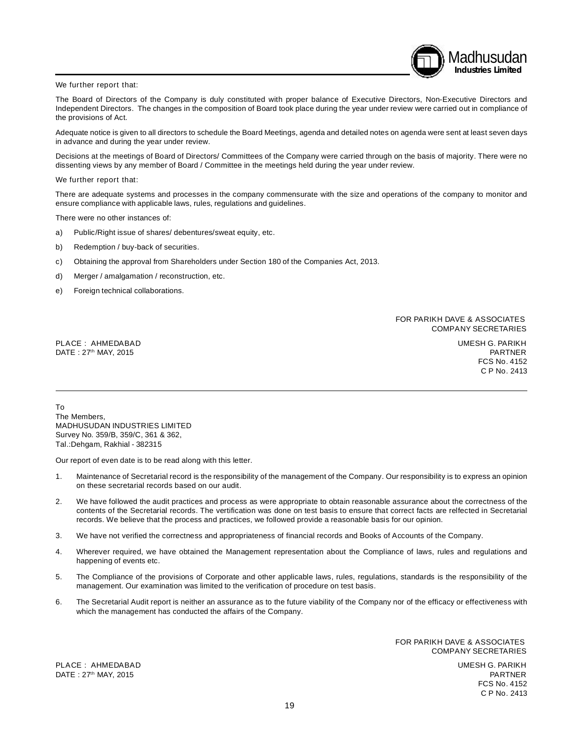We further report that:

The Board of Directors of the Company is duly constituted with proper balance of Executive Directors, Non-Executive Directors and Independent Directors. The changes in the composition of Board took place during the year under review were carried out in compliance of the provisions of Act.

Adequate notice is given to all directors to schedule the Board Meetings, agenda and detailed notes on agenda were sent at least seven days in advance and during the year under review.

Decisions at the meetings of Board of Directors/ Committees of the Company were carried through on the basis of majority. There were no dissenting views by any member of Board / Committee in the meetings held during the year under review.

We further report that:

There are adequate systems and processes in the company commensurate with the size and operations of the company to monitor and ensure compliance with applicable laws, rules, regulations and guidelines.

There were no other instances of:

a) Public/Right issue of shares/ debentures/sweat equity, etc.

b) Redemption / buy-back of securities.

c) Obtaining the approval from Shareholders under Section 180 of the Companies Act, 2013.

d) Merger / amalgamation / reconstruction, etc.

e) Foreign technical collaborations.

FOR PARIKH DAVE & ASSOCIATES
COMPANY SECRETARIES

PLACE : AHMEDABAD
DATE : 27th MAY, 2015

UMESH G. PARIKH
PARTNER
FCS No. 4152
C P No. 2413

---

To
The Members,
MADHUSUDAN INDUSTRIES LIMITED
Survey No. 359/B, 359/C, 361 & 362,
Tal.:Dehgam, Rakhial - 382315

Our report of even date is to be read along with this letter.

1. Maintenance of Secretarial record is the responsibility of the management of the Company. Our responsibility is to express an opinion on these secretarial records based on our audit.

2. We have followed the audit practices and process as were appropriate to obtain reasonable assurance about the correctness of the contents of the Secretarial records. The vertification was done on test basis to ensure that correct facts are relfected in Secretarial records. We believe that the process and practices, we followed provide a reasonable basis for our opinion.

3. We have not verified the correctness and appropriateness of financial records and Books of Accounts of the Company.

4. Wherever required, we have obtained the Management representation about the Compliance of laws, rules and regulations and happening of events etc.

5. The Compliance of the provisions of Corporate and other applicable laws, rules, regulations, standards is the responsibility of the management. Our examination was limited to the verification of procedure on test basis.

6. The Secretarial Audit report is neither an assurance as to the future viability of the Company nor of the efficacy or effectiveness with which the management has conducted the affairs of the Company.

FOR PARIKH DAVE & ASSOCIATES
COMPANY SECRETARIES

PLACE : AHMEDABAD
DATE : 27th MAY, 2015

UMESH G. PARIKH
PARTNER
FCS No. 4152
C P No. 2413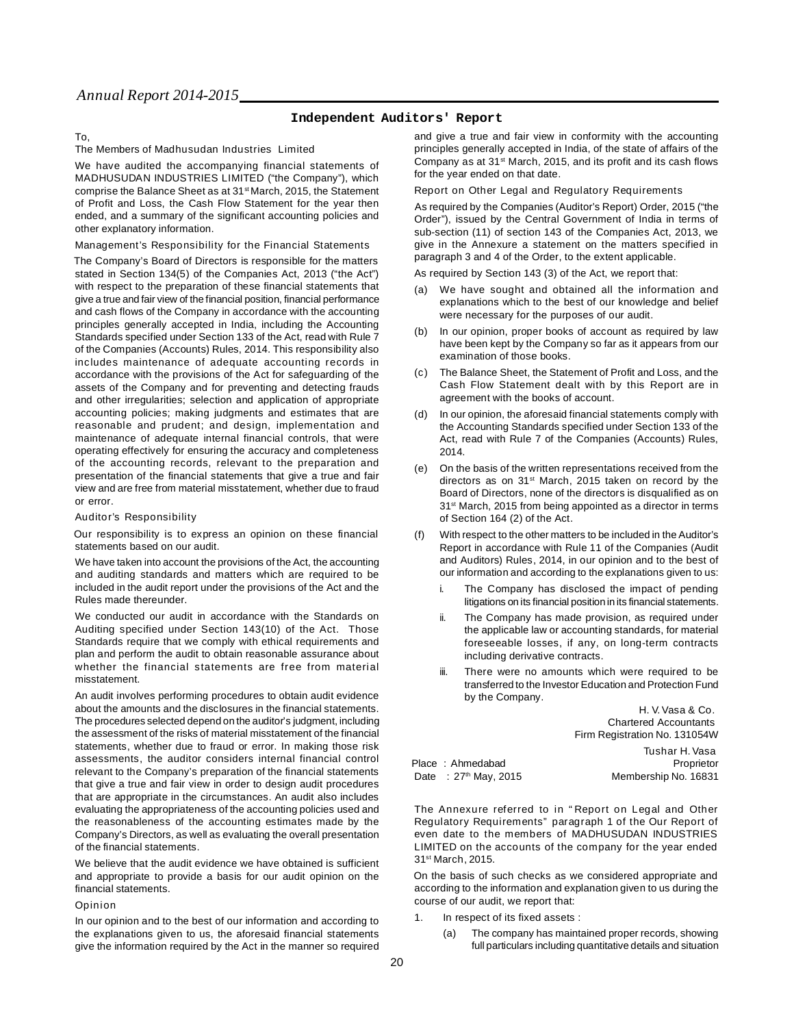## Independent Auditors' Report

To,

The Members of Madhusudan Industries Limited

We have audited the accompanying financial statements of MADHUSUDAN INDUSTRIES LIMITED ("the Company"), which comprise the Balance Sheet as at 31st March, 2015, the Statement of Profit and Loss, the Cash Flow Statement for the year then ended, and a summary of the significant accounting policies and other explanatory information.

### Management's Responsibility for the Financial Statements

The Company's Board of Directors is responsible for the matters stated in Section 134(5) of the Companies Act, 2013 ("the Act") with respect to the preparation of these financial statements that give a true and fair view of the financial position, financial performance and cash flows of the Company in accordance with the accounting principles generally accepted in India, including the Accounting Standards specified under Section 133 of the Act, read with Rule 7 of the Companies (Accounts) Rules, 2014. This responsibility also includes maintenance of adequate accounting records in accordance with the provisions of the Act for safeguarding of the assets of the Company and for preventing and detecting frauds and other irregularities; selection and application of appropriate accounting policies; making judgments and estimates that are reasonable and prudent; and design, implementation and maintenance of adequate internal financial controls, that were operating effectively for ensuring the accuracy and completeness of the accounting records, relevant to the preparation and presentation of the financial statements that give a true and fair view and are free from material misstatement, whether due to fraud or error.

### Auditor's Responsibility

Our responsibility is to express an opinion on these financial statements based on our audit.

We have taken into account the provisions of the Act, the accounting and auditing standards and matters which are required to be included in the audit report under the provisions of the Act and the Rules made thereunder.

We conducted our audit in accordance with the Standards on Auditing specified under Section 143(10) of the Act. Those Standards require that we comply with ethical requirements and plan and perform the audit to obtain reasonable assurance about whether the financial statements are free from material misstatement.

An audit involves performing procedures to obtain audit evidence about the amounts and the disclosures in the financial statements. The procedures selected depend on the auditor's judgment, including the assessment of the risks of material misstatement of the financial statements, whether due to fraud or error. In making those risk assessments, the auditor considers internal financial control relevant to the Company's preparation of the financial statements that give a true and fair view in order to design audit procedures that are appropriate in the circumstances. An audit also includes evaluating the appropriateness of the accounting policies used and the reasonableness of the accounting estimates made by the Company's Directors, as well as evaluating the overall presentation of the financial statements.

We believe that the audit evidence we have obtained is sufficient and appropriate to provide a basis for our audit opinion on the financial statements.

### Opinion

In our opinion and to the best of our information and according to the explanations given to us, the aforesaid financial statements give the information required by the Act in the manner so required and give a true and fair view in conformity with the accounting principles generally accepted in India, of the state of affairs of the Company as at 31st March, 2015, and its profit and its cash flows for the year ended on that date.

### Report on Other Legal and Regulatory Requirements

As required by the Companies (Auditor's Report) Order, 2015 ("the Order"), issued by the Central Government of India in terms of sub-section (11) of section 143 of the Companies Act, 2013, we give in the Annexure a statement on the matters specified in paragraph 3 and 4 of the Order, to the extent applicable.

As required by Section 143 (3) of the Act, we report that:

(a) We have sought and obtained all the information and explanations which to the best of our knowledge and belief were necessary for the purposes of our audit.

(b) In our opinion, proper books of account as required by law have been kept by the Company so far as it appears from our examination of those books.

(c) The Balance Sheet, the Statement of Profit and Loss, and the Cash Flow Statement dealt with by this Report are in agreement with the books of account.

(d) In our opinion, the aforesaid financial statements comply with the Accounting Standards specified under Section 133 of the Act, read with Rule 7 of the Companies (Accounts) Rules, 2014.

(e) On the basis of the written representations received from the directors as on 31st March, 2015 taken on record by the Board of Directors, none of the directors is disqualified as on 31st March, 2015 from being appointed as a director in terms of Section 164 (2) of the Act.

(f) With respect to the other matters to be included in the Auditor's Report in accordance with Rule 11 of the Companies (Audit and Auditors) Rules, 2014, in our opinion and to the best of our information and according to the explanations given to us:

   i. The Company has disclosed the impact of pending litigations on its financial position in its financial statements.

   ii. The Company has made provision, as required under the applicable law or accounting standards, for material foreseeable losses, if any, on long-term contracts including derivative contracts.

   iii. There were no amounts which were required to be transferred to the Investor Education and Protection Fund by the Company.

H. V. Vasa & Co.
Chartered Accountants
Firm Registration No. 131054W

Place : Ahmedabad
Date : 27th May, 2015

Tushar H. Vasa
Proprietor
Membership No. 16831

The Annexure referred to in "Report on Legal and Other Regulatory Requirements" paragraph 1 of the Our Report of even date to the members of MADHUSUDAN INDUSTRIES LIMITED on the accounts of the company for the year ended 31st March, 2015.

On the basis of such checks as we considered appropriate and according to the information and explanation given to us during the course of our audit, we report that:

1. In respect of its fixed assets :

   (a) The company has maintained proper records, showing full particulars including quantitative details and situation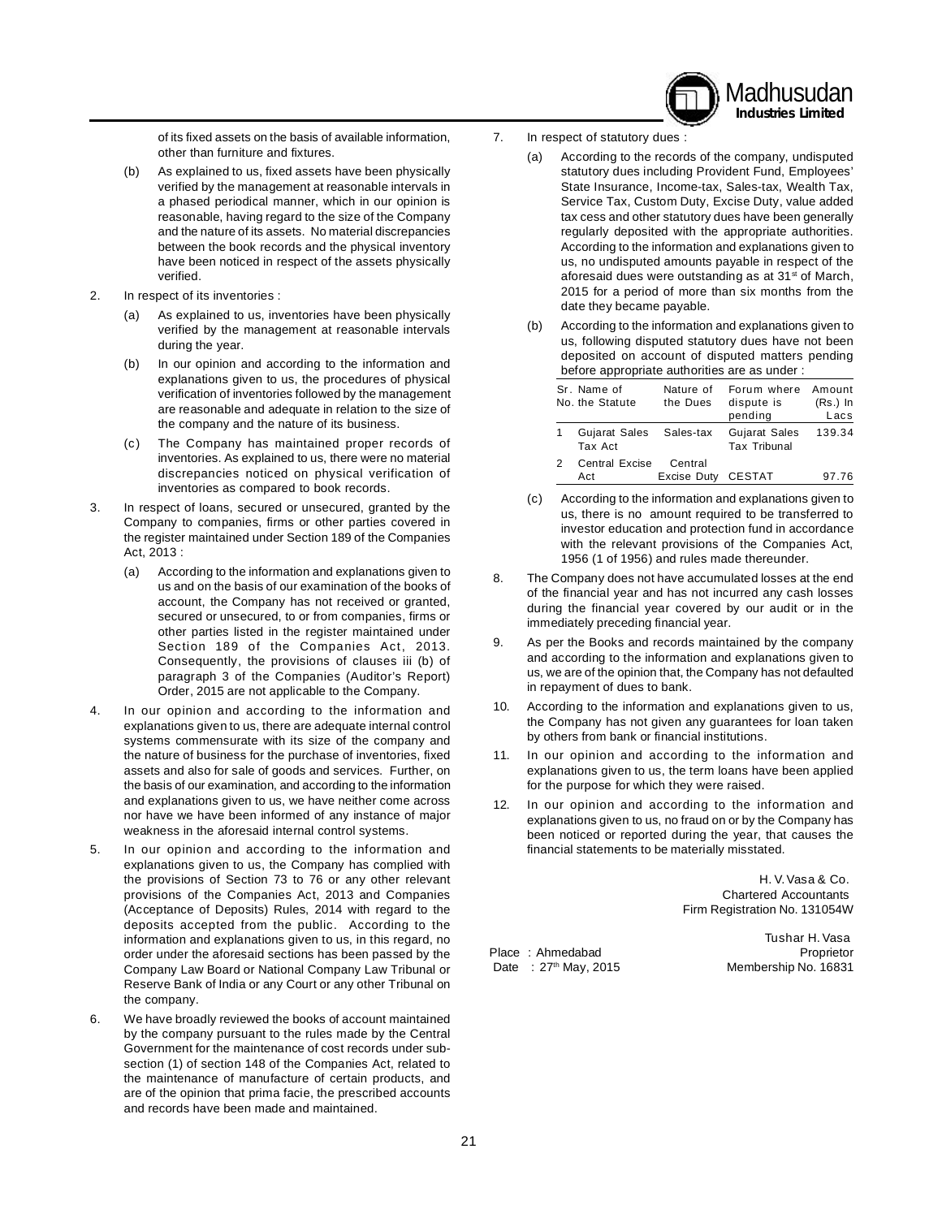of its fixed assets on the basis of available information, other than furniture and fixtures.

(b) As explained to us, fixed assets have been physically verified by the management at reasonable intervals in a phased periodical manner, which in our opinion is reasonable, having regard to the size of the Company and the nature of its assets. No material discrepancies between the book records and the physical inventory have been noticed in respect of the assets physically verified.

2. In respect of its inventories :

(a) As explained to us, inventories have been physically verified by the management at reasonable intervals during the year.

(b) In our opinion and according to the information and explanations given to us, the procedures of physical verification of inventories followed by the management are reasonable and adequate in relation to the size of the company and the nature of its business.

(c) The Company has maintained proper records of inventories. As explained to us, there were no material discrepancies noticed on physical verification of inventories as compared to book records.

3. In respect of loans, secured or unsecured, granted by the Company to companies, firms or other parties covered in the register maintained under Section 189 of the Companies Act, 2013 :

(a) According to the information and explanations given to us and on the basis of our examination of the books of account, the Company has not received or granted, secured or unsecured, to or from companies, firms or other parties listed in the register maintained under Section 189 of the Companies Act, 2013. Consequently, the provisions of clauses iii (b) of paragraph 3 of the Companies (Auditor's Report) Order, 2015 are not applicable to the Company.

4. In our opinion and according to the information and explanations given to us, there are adequate internal control systems commensurate with its size of the company and the nature of business for the purchase of inventories, fixed assets and also for sale of goods and services. Further, on the basis of our examination, and according to the information and explanations given to us, we have neither come across nor have we have been informed of any instance of major weakness in the aforesaid internal control systems.

5. In our opinion and according to the information and explanations given to us, the Company has complied with the provisions of Section 73 to 76 or any other relevant provisions of the Companies Act, 2013 and Companies (Acceptance of Deposits) Rules, 2014 with regard to the deposits accepted from the public. According to the information and explanations given to us, in this regard, no order under the aforesaid sections has been passed by the Company Law Board or National Company Law Tribunal or Reserve Bank of India or any Court or any other Tribunal on the company.

6. We have broadly reviewed the books of account maintained by the company pursuant to the rules made by the Central Government for the maintenance of cost records under sub-section (1) of section 148 of the Companies Act, related to the maintenance of manufacture of certain products, and are of the opinion that prima facie, the prescribed accounts and records have been made and maintained.

7. In respect of statutory dues :

(a) According to the records of the company, undisputed statutory dues including Provident Fund, Employees' State Insurance, Income-tax, Sales-tax, Wealth Tax, Service Tax, Custom Duty, Excise Duty, value added tax cess and other statutory dues have been generally regularly deposited with the appropriate authorities. According to the information and explanations given to us, no undisputed amounts payable in respect of the aforesaid dues were outstanding as at 31st of March, 2015 for a period of more than six months from the date they became payable.

(b) According to the information and explanations given to us, following disputed statutory dues have not been deposited on account of disputed matters pending before appropriate authorities are as under :

| Sr. No. | Name of the Statute | Nature of the Dues | Forum where dispute is pending | Amount (Rs.) In Lacs |
|---|---|---|---|---|
| 1 | Gujarat Sales Tax Act | Sales-tax | Gujarat Sales Tax Tribunal | 139.34 |
| 2 | Central Excise Act | Central Excise Duty | CESTAT | 97.76 |

(c) According to the information and explanations given to us, there is no amount required to be transferred to investor education and protection fund in accordance with the relevant provisions of the Companies Act, 1956 (1 of 1956) and rules made thereunder.

8. The Company does not have accumulated losses at the end of the financial year and has not incurred any cash losses during the financial year covered by our audit or in the immediately preceding financial year.

9. As per the Books and records maintained by the company and according to the information and explanations given to us, we are of the opinion that, the Company has not defaulted in repayment of dues to bank.

10. According to the information and explanations given to us, the Company has not given any guarantees for loan taken by others from bank or financial institutions.

11. In our opinion and according to the information and explanations given to us, the term loans have been applied for the purpose for which they were raised.

12. In our opinion and according to the information and explanations given to us, no fraud on or by the Company has been noticed or reported during the year, that causes the financial statements to be materially misstated.

H. V. Vasa & Co.
Chartered Accountants
Firm Registration No. 131054W

Place : Ahmedabad
Date : 27th May, 2015

Tushar H. Vasa
Proprietor
Membership No. 16831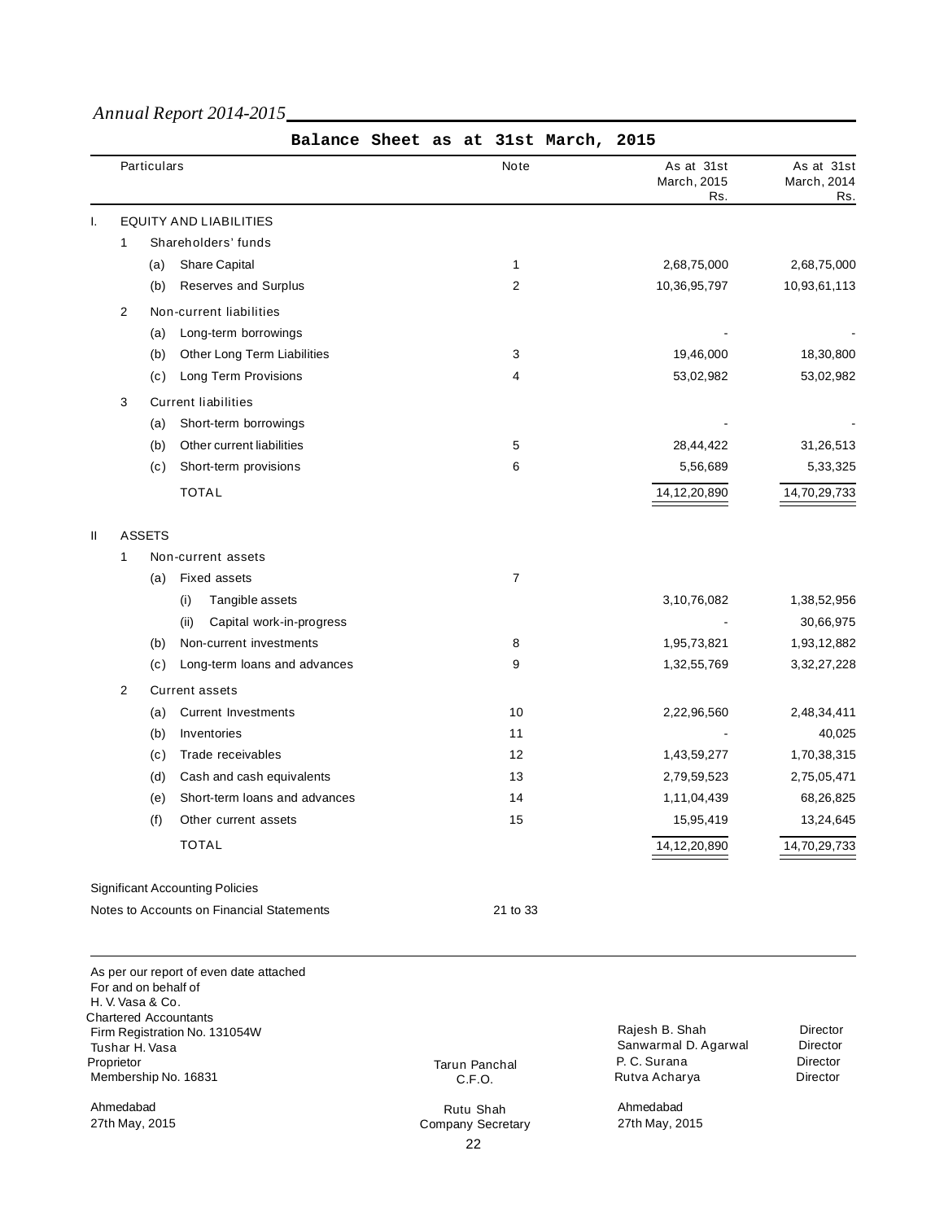## Balance Sheet as at 31st March, 2015

| | | | Particulars | Note | As at 31st March, 2015 Rs. | As at 31st March, 2014 Rs. |
|---|---|---|---|---|---|---|
| I. | | | EQUITY AND LIABILITIES | | | |
| | 1 | | Shareholders' funds | | | |
| | | (a) | Share Capital | 1 | 2,68,75,000 | 2,68,75,000 |
| | | (b) | Reserves and Surplus | 2 | 10,36,95,797 | 10,93,61,113 |
| | 2 | | Non-current liabilities | | | |
| | | (a) | Long-term borrowings | | - | - |
| | | (b) | Other Long Term Liabilities | 3 | 19,46,000 | 18,30,800 |
| | | (c) | Long Term Provisions | 4 | 53,02,982 | 53,02,982 |
| | 3 | | Current liabilities | | | |
| | | (a) | Short-term borrowings | | - | - |
| | | (b) | Other current liabilities | 5 | 28,44,422 | 31,26,513 |
| | | (c) | Short-term provisions | 6 | 5,56,689 | 5,33,325 |
| | | | TOTAL | | 14,12,20,890 | 14,70,29,733 |
| II | | | ASSETS | | | |
| | 1 | | Non-current assets | | | |
| | | (a) | Fixed assets | 7 | | |
| | | | (i) Tangible assets | | 3,10,76,082 | 1,38,52,956 |
| | | | (ii) Capital work-in-progress | | - | 30,66,975 |
| | | (b) | Non-current investments | 8 | 1,95,73,821 | 1,93,12,882 |
| | | (c) | Long-term loans and advances | 9 | 1,32,55,769 | 3,32,27,228 |
| | 2 | | Current assets | | | |
| | | (a) | Current Investments | 10 | 2,22,96,560 | 2,48,34,411 |
| | | (b) | Inventories | 11 | - | 40,025 |
| | | (c) | Trade receivables | 12 | 1,43,59,277 | 1,70,38,315 |
| | | (d) | Cash and cash equivalents | 13 | 2,79,59,523 | 2,75,05,471 |
| | | (e) | Short-term loans and advances | 14 | 1,11,04,439 | 68,26,825 |
| | | (f) | Other current assets | 15 | 15,95,419 | 13,24,645 |
| | | | TOTAL | | 14,12,20,890 | 14,70,29,733 |

Significant Accounting Policies

Notes to Accounts on Financial Statements 21 to 33

As per our report of even date attached
For and on behalf of
H. V. Vasa & Co.
Chartered Accountants
Firm Registration No. 131054W
Tushar H. Vasa
Proprietor
Membership No. 16831

Ahmedabad
27th May, 2015

Tarun Panchal
C.F.O.

Rutu Shah
Company Secretary

Rajesh B. Shah — Director
Sanwarmal D. Agarwal — Director
P. C. Surana — Director
Rutva Acharya — Director

Ahmedabad
27th May, 2015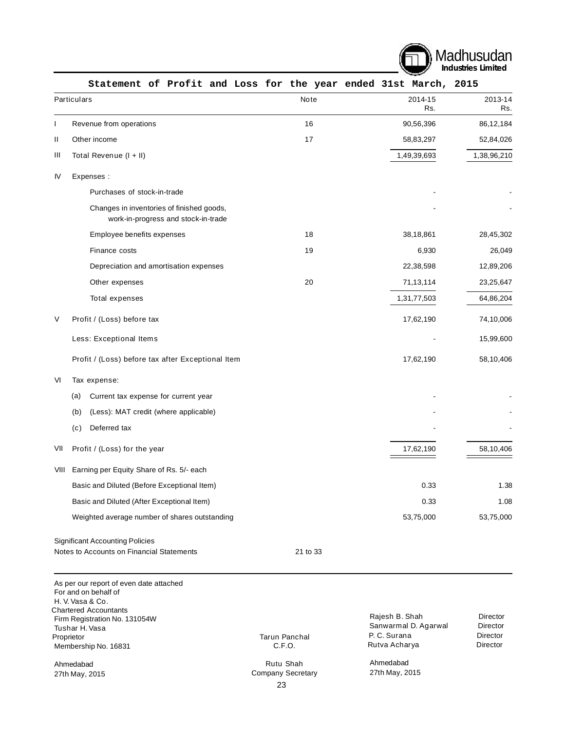## Statement of Profit and Loss for the year ended 31st March, 2015

| | Particulars | Note | 2014-15 Rs. | 2013-14 Rs. |
|---|---|---|---|---|
| I | Revenue from operations | 16 | 90,56,396 | 86,12,184 |
| II | Other income | 17 | 58,83,297 | 52,84,026 |
| III | Total Revenue (I + II) | | 1,49,39,693 | 1,38,96,210 |
| IV | Expenses : | | | |
| | Purchases of stock-in-trade | | - | - |
| | Changes in inventories of finished goods, work-in-progress and stock-in-trade | | - | - |
| | Employee benefits expenses | 18 | 38,18,861 | 28,45,302 |
| | Finance costs | 19 | 6,930 | 26,049 |
| | Depreciation and amortisation expenses | | 22,38,598 | 12,89,206 |
| | Other expenses | 20 | 71,13,114 | 23,25,647 |
| | Total expenses | | 1,31,77,503 | 64,86,204 |
| V | Profit / (Loss) before tax | | 17,62,190 | 74,10,006 |
| | Less: Exceptional Items | | - | 15,99,600 |
| | Profit / (Loss) before tax after Exceptional Item | | 17,62,190 | 58,10,406 |
| VI | Tax expense: | | | |
| | (a) Current tax expense for current year | | - | - |
| | (b) (Less): MAT credit (where applicable) | | - | - |
| | (c) Deferred tax | | - | - |
| VII | Profit / (Loss) for the year | | 17,62,190 | 58,10,406 |
| VIII | Earning per Equity Share of Rs. 5/- each | | | |
| | Basic and Diluted (Before Exceptional Item) | | 0.33 | 1.38 |
| | Basic and Diluted (After Exceptional Item) | | 0.33 | 1.08 |
| | Weighted average number of shares outstanding | | 53,75,000 | 53,75,000 |
| | Significant Accounting Policies | | | |
| | Notes to Accounts on Financial Statements | 21 to 33 | | |

As per our report of even date attached
For and on behalf of
H. V. Vasa & Co.
Chartered Accountants
Firm Registration No. 131054W
Tushar H. Vasa
Proprietor
Membership No. 16831

Ahmedabad
27th May, 2015

Tarun Panchal
C.F.O.

Rutu Shah
Company Secretary

Rajesh B. Shah — Director
Sanwarmal D. Agarwal — Director
P. C. Surana — Director
Rutva Acharya — Director

Ahmedabad
27th May, 2015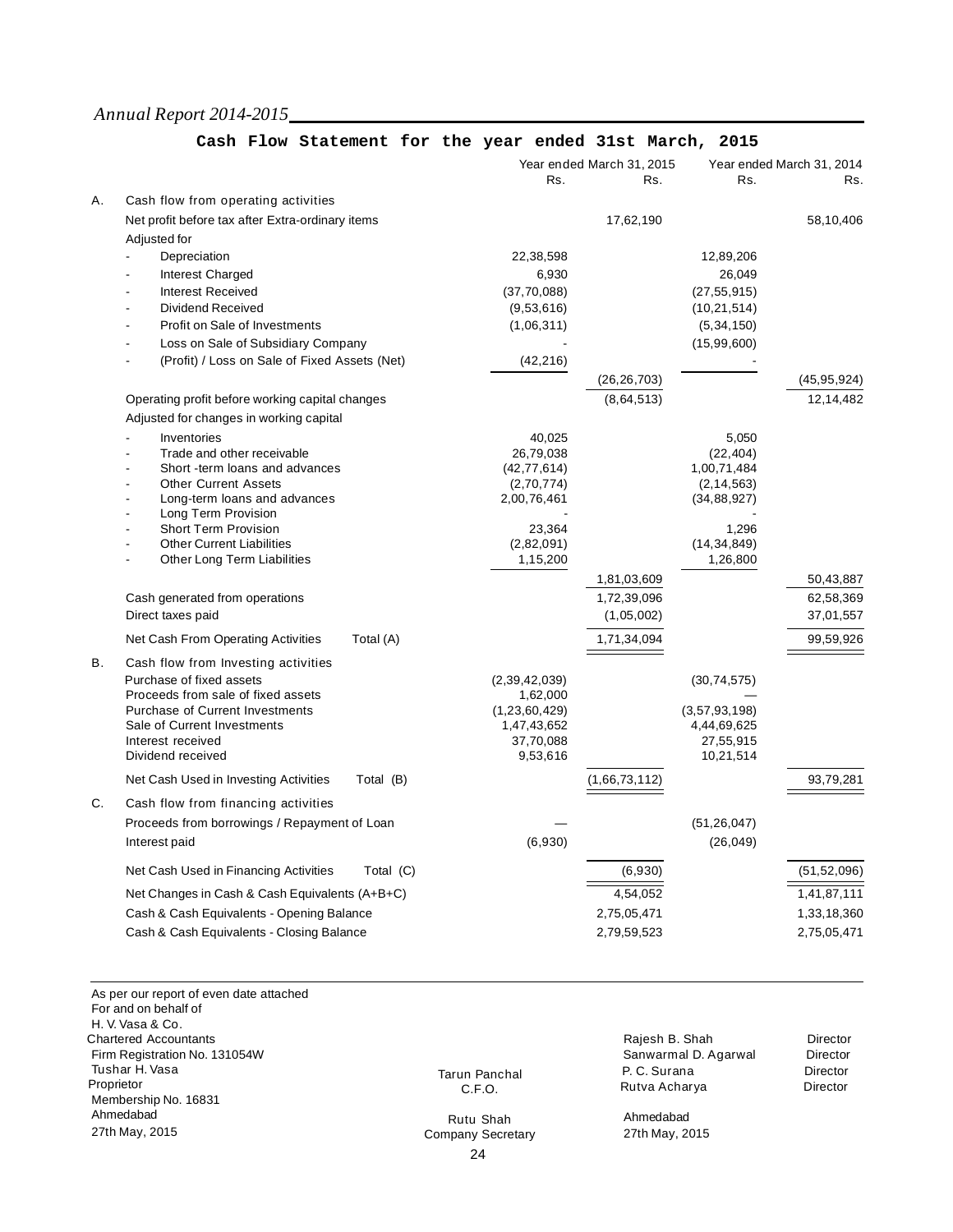## Cash Flow Statement for the year ended 31st March, 2015

| | | Year ended March 31, 2015 | | Year ended March 31, 2014 | |
|---|---|---|---|---|---|
| | | Rs. | Rs. | Rs. | Rs. |
| A. | Cash flow from operating activities | | | | |
| | Net profit before tax after Extra-ordinary items | | 17,62,190 | | 58,10,406 |
| | Adjusted for | | | | |
| | - Depreciation | 22,38,598 | | 12,89,206 | |
| | - Interest Charged | 6,930 | | 26,049 | |
| | - Interest Received | (37,70,088) | | (27,55,915) | |
| | - Dividend Received | (9,53,616) | | (10,21,514) | |
| | - Profit on Sale of Investments | (1,06,311) | | (5,34,150) | |
| | - Loss on Sale of Subsidiary Company | - | | (15,99,600) | |
| | - (Profit) / Loss on Sale of Fixed Assets (Net) | (42,216) | | - | |
| | | | (26,26,703) | | (45,95,924) |
| | Operating profit before working capital changes | | (8,64,513) | | 12,14,482 |
| | Adjusted for changes in working capital | | | | |
| | - Inventories | 40,025 | | 5,050 | |
| | - Trade and other receivable | 26,79,038 | | (22,404) | |
| | - Short -term loans and advances | (42,77,614) | | 1,00,71,484 | |
| | - Other Current Assets | (2,70,774) | | (2,14,563) | |
| | - Long-term loans and advances | 2,00,76,461 | | (34,88,927) | |
| | - Long Term Provision | - | | - | |
| | - Short Term Provision | 23,364 | | 1,296 | |
| | - Other Current Liabilities | (2,82,091) | | (14,34,849) | |
| | - Other Long Term Liabilities | 1,15,200 | | 1,26,800 | |
| | | | 1,81,03,609 | | 50,43,887 |
| | Cash generated from operations | | 1,72,39,096 | | 62,58,369 |
| | Direct taxes paid | | (1,05,002) | | 37,01,557 |
| | Net Cash From Operating Activities Total (A) | | 1,71,34,094 | | 99,59,926 |
| B. | Cash flow from Investing activities | | | | |
| | Purchase of fixed assets | (2,39,42,039) | | (30,74,575) | |
| | Proceeds from sale of fixed assets | 1,62,000 | | — | |
| | Purchase of Current Investments | (1,23,60,429) | | (3,57,93,198) | |
| | Sale of Current Investments | 1,47,43,652 | | 4,44,69,625 | |
| | Interest received | 37,70,088 | | 27,55,915 | |
| | Dividend received | 9,53,616 | | 10,21,514 | |
| | Net Cash Used in Investing Activities Total (B) | | (1,66,73,112) | | 93,79,281 |
| C. | Cash flow from financing activities | | | | |
| | Proceeds from borrowings / Repayment of Loan | — | | (51,26,047) | |
| | Interest paid | (6,930) | | (26,049) | |
| | Net Cash Used in Financing Activities Total (C) | | (6,930) | | (51,52,096) |
| | Net Changes in Cash & Cash Equivalents (A+B+C) | | 4,54,052 | | 1,41,87,111 |
| | Cash & Cash Equivalents - Opening Balance | | 2,75,05,471 | | 1,33,18,360 |
| | Cash & Cash Equivalents - Closing Balance | | 2,79,59,523 | | 2,75,05,471 |

As per our report of even date attached
For and on behalf of
H. V. Vasa & Co.
Chartered Accountants
Firm Registration No. 131054W
Tushar H. Vasa
Proprietor
Membership No. 16831
Ahmedabad
27th May, 2015

Tarun Panchal
C.F.O.

Rutu Shah
Company Secretary

Rajesh B. Shah — Director
Sanwarmal D. Agarwal — Director
P. C. Surana — Director
Rutva Acharya — Director

Ahmedabad
27th May, 2015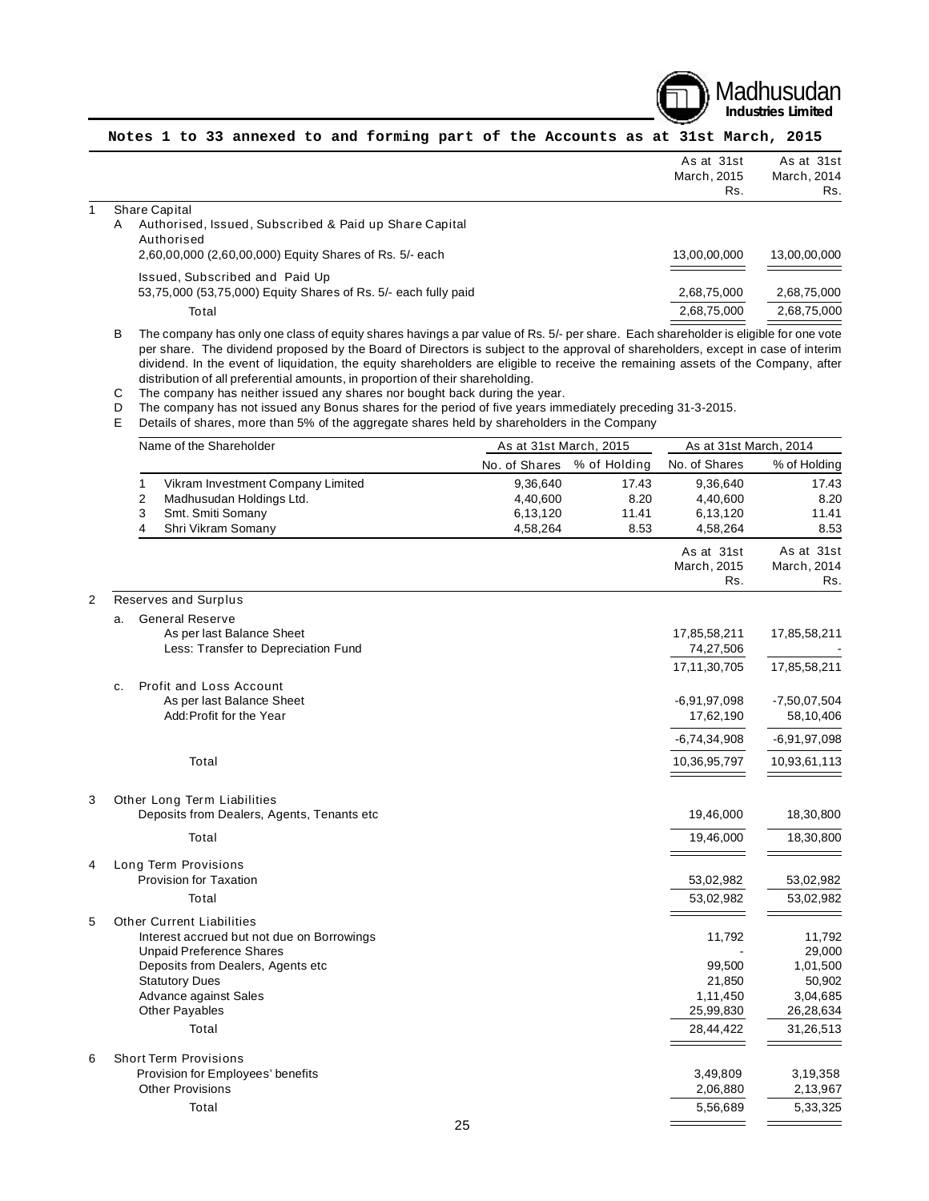**Notes 1 to 33 annexed to and forming part of the Accounts as at 31st March, 2015**

| | | As at 31st March, 2015 Rs. | As at 31st March, 2014 Rs. |
|---|---|---|---|
| **1** | **Share Capital** | | |
| A | Authorised, Issued, Subscribed & Paid up Share Capital | | |
| | Authorised | | |
| | 2,60,00,000 (2,60,00,000) Equity Shares of Rs. 5/- each | 13,00,00,000 | 13,00,00,000 |
| | Issued, Subscribed and Paid Up | | |
| | 53,75,000 (53,75,000) Equity Shares of Rs. 5/- each fully paid | 2,68,75,000 | 2,68,75,000 |
| | Total | 2,68,75,000 | 2,68,75,000 |

B The company has only one class of equity shares havings a par value of Rs. 5/- per share. Each shareholder is eligible for one vote per share. The dividend proposed by the Board of Directors is subject to the approval of shareholders, except in case of interim dividend. In the event of liquidation, the equity shareholders are eligible to receive the remaining assets of the Company, after distribution of all preferential amounts, in proportion of their shareholding.

C The company has neither issued any shares nor bought back during the year.

D The company has not issued any Bonus shares for the period of five years immediately preceding 31-3-2015.

E Details of shares, more than 5% of the aggregate shares held by shareholders in the Company

| | Name of the Shareholder | As at 31st March, 2015 | | As at 31st March, 2014 | |
|---|---|---|---|---|---|
| | | No. of Shares | % of Holding | No. of Shares | % of Holding |
| 1 | Vikram Investment Company Limited | 9,36,640 | 17.43 | 9,36,640 | 17.43 |
| 2 | Madhusudan Holdings Ltd. | 4,40,600 | 8.20 | 4,40,600 | 8.20 |
| 3 | Smt. Smiti Somany | 6,13,120 | 11.41 | 6,13,120 | 11.41 |
| 4 | Shri Vikram Somany | 4,58,264 | 8.53 | 4,58,264 | 8.53 |

| | | As at 31st March, 2015 Rs. | As at 31st March, 2014 Rs. |
|---|---|---|---|
| **2** | **Reserves and Surplus** | | |
| a. | General Reserve | | |
| | As per last Balance Sheet | 17,85,58,211 | 17,85,58,211 |
| | Less: Transfer to Depreciation Fund | 74,27,506 | - |
| | | 17,11,30,705 | 17,85,58,211 |
| c. | Profit and Loss Account | | |
| | As per last Balance Sheet | -6,91,97,098 | -7,50,07,504 |
| | Add:Profit for the Year | 17,62,190 | 58,10,406 |
| | | -6,74,34,908 | -6,91,97,098 |
| | Total | 10,36,95,797 | 10,93,61,113 |
| **3** | **Other Long Term Liabilities** | | |
| | Deposits from Dealers, Agents, Tenants etc | 19,46,000 | 18,30,800 |
| | Total | 19,46,000 | 18,30,800 |
| **4** | **Long Term Provisions** | | |
| | Provision for Taxation | 53,02,982 | 53,02,982 |
| | Total | 53,02,982 | 53,02,982 |
| **5** | **Other Current Liabilities** | | |
| | Interest accrued but not due on Borrowings | 11,792 | 11,792 |
| | Unpaid Preference Shares | - | 29,000 |
| | Deposits from Dealers, Agents etc | 99,500 | 1,01,500 |
| | Statutory Dues | 21,850 | 50,902 |
| | Advance against Sales | 1,11,450 | 3,04,685 |
| | Other Payables | 25,99,830 | 26,28,634 |
| | Total | 28,44,422 | 31,26,513 |
| **6** | **Short Term Provisions** | | |
| | Provision for Employees' benefits | 3,49,809 | 3,19,358 |
| | Other Provisions | 2,06,880 | 2,13,967 |
| | Total | 5,56,689 | 5,33,325 |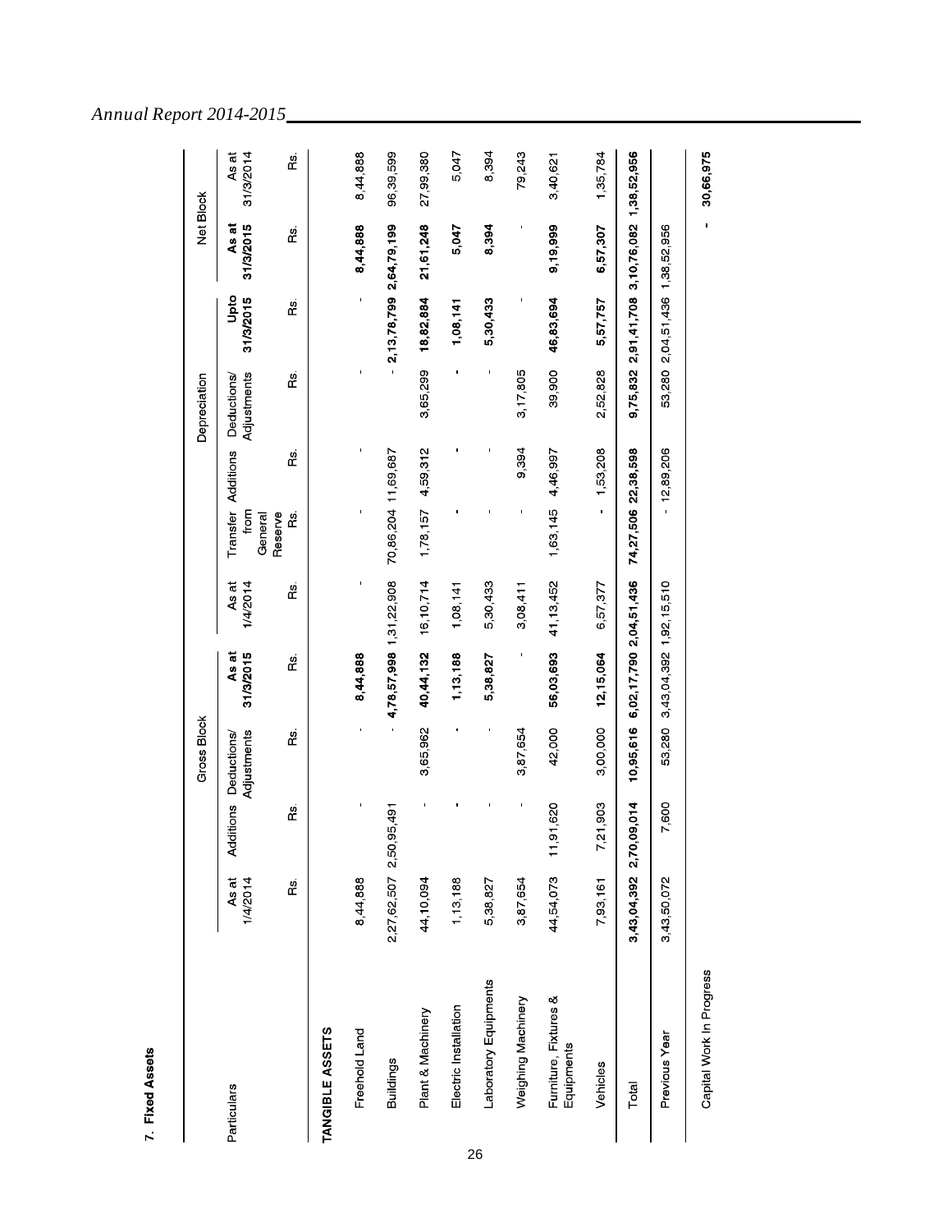## 7. Fixed Assets

| Particulars | Gross Block | | | | Depreciation | | | | | Net Block | |
|---|---|---|---|---|---|---|---|---|---|---|---|
| | As at 1/4/2014 | Additions | Deductions/ Adjustments | As at 31/3/2015 | As at 1/4/2014 | Transfer from General Reserve | Additions | Deductions/ Adjustments | Upto 31/3/2015 | As at 31/3/2015 | As at 31/3/2014 |
| | Rs. | Rs. | Rs. | Rs. | Rs. | Rs. | Rs. | Rs. | Rs. | Rs. | Rs. |
| **TANGIBLE ASSETS** | | | | | | | | | | | |
| Freehold Land | 8,44,888 | - | - | **8,44,888** | - | - | - | - | - | **8,44,888** | 8,44,888 |
| Buildings | 2,27,62,507 | 2,50,95,491 | - | **4,78,57,998** | 1,31,22,908 | 70,86,204 | 11,69,687 | - | **2,13,78,799** | **2,64,79,199** | 96,39,599 |
| Plant & Machinery | 44,10,094 | - | 3,65,962 | **40,44,132** | 16,10,714 | 1,78,157 | 4,59,312 | 3,65,299 | **18,82,884** | **21,61,248** | 27,99,380 |
| Electric Installation | 1,13,188 | - | - | **1,13,188** | 1,08,141 | - | - | - | **1,08,141** | **5,047** | 5,047 |
| Laboratory Equipments | 5,38,827 | - | - | **5,38,827** | 5,30,433 | - | - | - | **5,30,433** | **8,394** | 8,394 |
| Weighing Machinery | 3,87,654 | - | 3,87,654 | - | 3,08,411 | - | 9,394 | 3,17,805 | - | - | 79,243 |
| Furniture, Fixtures & Equipments | 44,54,073 | 11,91,620 | 42,000 | **56,03,693** | 41,13,452 | 1,63,145 | 4,46,997 | 39,900 | **46,83,694** | **9,19,999** | 3,40,621 |
| Vehicles | 7,93,161 | 7,21,903 | 3,00,000 | **12,15,064** | 6,57,377 | - | 1,53,208 | 2,52,828 | **5,57,757** | **6,57,307** | 1,35,784 |
| **Total** | **3,43,04,392** | **2,70,09,014** | **10,95,616** | **6,02,17,790** | **2,04,51,436** | **74,27,506** | **22,38,598** | **9,75,832** | **2,91,41,708** | **3,10,76,082** | **1,38,52,956** |
| Previous Year | 3,43,50,072 | 7,600 | 53,280 | 3,43,04,392 | 1,92,15,510 | - | 12,89,206 | 53,280 | 2,04,51,436 | 1,38,52,956 | |
| Capital Work In Progress | | | | | | | | | | **-** | **30,66,975** |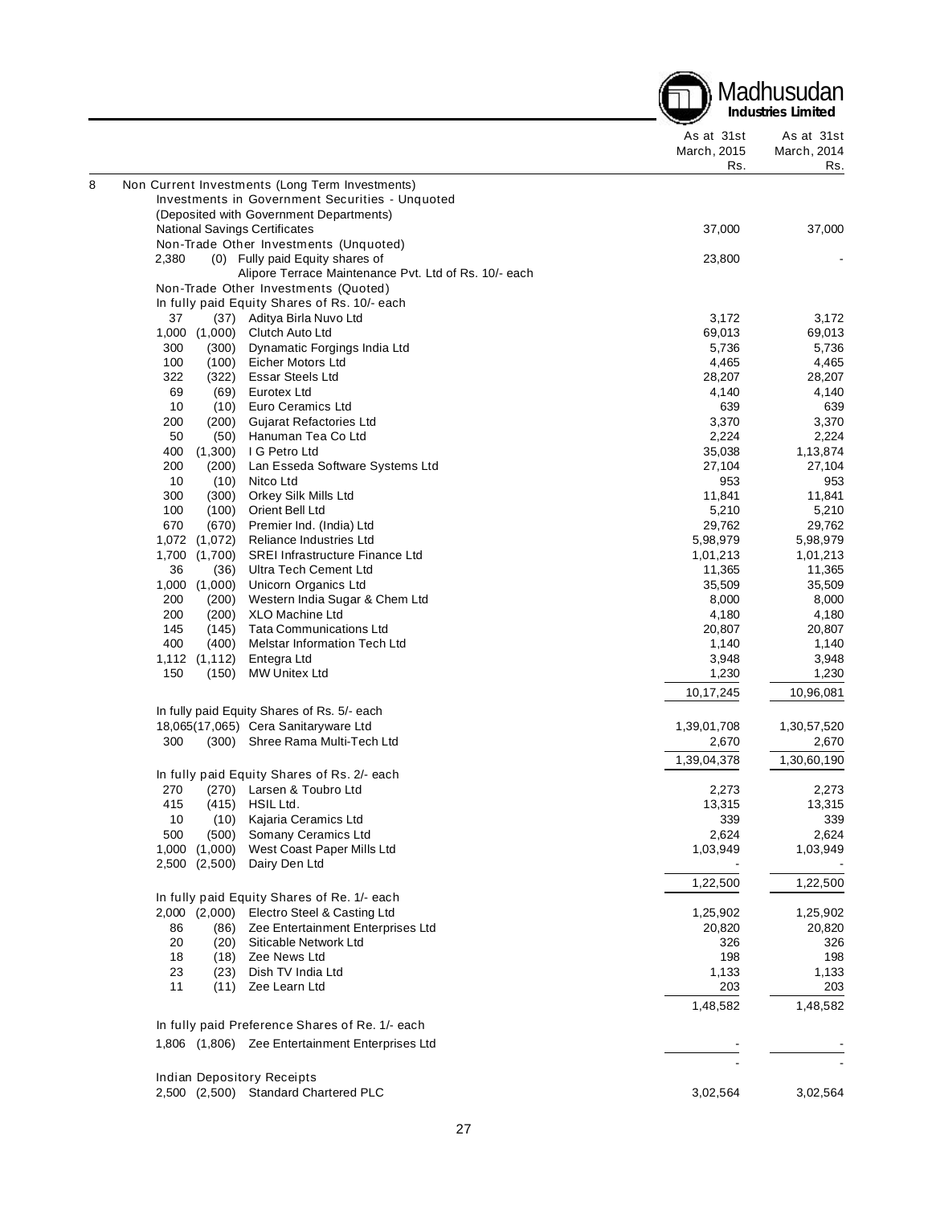| | As at 31st March, 2015 Rs. | As at 31st March, 2014 Rs. |
|---|---|---|
| **8 Non Current Investments (Long Term Investments)** | | |
| Investments in Government Securities - Unquoted | | |
| (Deposited with Government Departments) | | |
| National Savings Certificates | 37,000 | 37,000 |
| Non-Trade Other Investments (Unquoted) | | |
| 2,380 (0) Fully paid Equity shares of Alipore Terrace Maintenance Pvt. Ltd of Rs. 10/- each | 23,800 | - |
| Non-Trade Other Investments (Quoted) | | |
| In fully paid Equity Shares of Rs. 10/- each | | |
| 37 (37) Aditya Birla Nuvo Ltd | 3,172 | 3,172 |
| 1,000 (1,000) Clutch Auto Ltd | 69,013 | 69,013 |
| 300 (300) Dynamatic Forgings India Ltd | 5,736 | 5,736 |
| 100 (100) Eicher Motors Ltd | 4,465 | 4,465 |
| 322 (322) Essar Steels Ltd | 28,207 | 28,207 |
| 69 (69) Eurotex Ltd | 4,140 | 4,140 |
| 10 (10) Euro Ceramics Ltd | 639 | 639 |
| 200 (200) Gujarat Refactories Ltd | 3,370 | 3,370 |
| 50 (50) Hanuman Tea Co Ltd | 2,224 | 2,224 |
| 400 (1,300) I G Petro Ltd | 35,038 | 1,13,874 |
| 200 (200) Lan Esseda Software Systems Ltd | 27,104 | 27,104 |
| 10 (10) Nitco Ltd | 953 | 953 |
| 300 (300) Orkey Silk Mills Ltd | 11,841 | 11,841 |
| 100 (100) Orient Bell Ltd | 5,210 | 5,210 |
| 670 (670) Premier Ind. (India) Ltd | 29,762 | 29,762 |
| 1,072 (1,072) Reliance Industries Ltd | 5,98,979 | 5,98,979 |
| 1,700 (1,700) SREI Infrastructure Finance Ltd | 1,01,213 | 1,01,213 |
| 36 (36) Ultra Tech Cement Ltd | 11,365 | 11,365 |
| 1,000 (1,000) Unicorn Organics Ltd | 35,509 | 35,509 |
| 200 (200) Western India Sugar & Chem Ltd | 8,000 | 8,000 |
| 200 (200) XLO Machine Ltd | 4,180 | 4,180 |
| 145 (145) Tata Communications Ltd | 20,807 | 20,807 |
| 400 (400) Melstar Information Tech Ltd | 1,140 | 1,140 |
| 1,112 (1,112) Entegra Ltd | 3,948 | 3,948 |
| 150 (150) MW Unitex Ltd | 1,230 | 1,230 |
| | 10,17,245 | 10,96,081 |
| In fully paid Equity Shares of Rs. 5/- each | | |
| 18,065(17,065) Cera Sanitaryware Ltd | 1,39,01,708 | 1,30,57,520 |
| 300 (300) Shree Rama Multi-Tech Ltd | 2,670 | 2,670 |
| | 1,39,04,378 | 1,30,60,190 |
| In fully paid Equity Shares of Rs. 2/- each | | |
| 270 (270) Larsen & Toubro Ltd | 2,273 | 2,273 |
| 415 (415) HSIL Ltd. | 13,315 | 13,315 |
| 10 (10) Kajaria Ceramics Ltd | 339 | 339 |
| 500 (500) Somany Ceramics Ltd | 2,624 | 2,624 |
| 1,000 (1,000) West Coast Paper Mills Ltd | 1,03,949 | 1,03,949 |
| 2,500 (2,500) Dairy Den Ltd | - | - |
| | 1,22,500 | 1,22,500 |
| In fully paid Equity Shares of Re. 1/- each | | |
| 2,000 (2,000) Electro Steel & Casting Ltd | 1,25,902 | 1,25,902 |
| 86 (86) Zee Entertainment Enterprises Ltd | 20,820 | 20,820 |
| 20 (20) Siticable Network Ltd | 326 | 326 |
| 18 (18) Zee News Ltd | 198 | 198 |
| 23 (23) Dish TV India Ltd | 1,133 | 1,133 |
| 11 (11) Zee Learn Ltd | 203 | 203 |
| | 1,48,582 | 1,48,582 |
| In fully paid Preference Shares of Re. 1/- each | | |
| 1,806 (1,806) Zee Entertainment Enterprises Ltd | - | - |
| | - | - |
| Indian Depository Receipts | | |
| 2,500 (2,500) Standard Chartered PLC | 3,02,564 | 3,02,564 |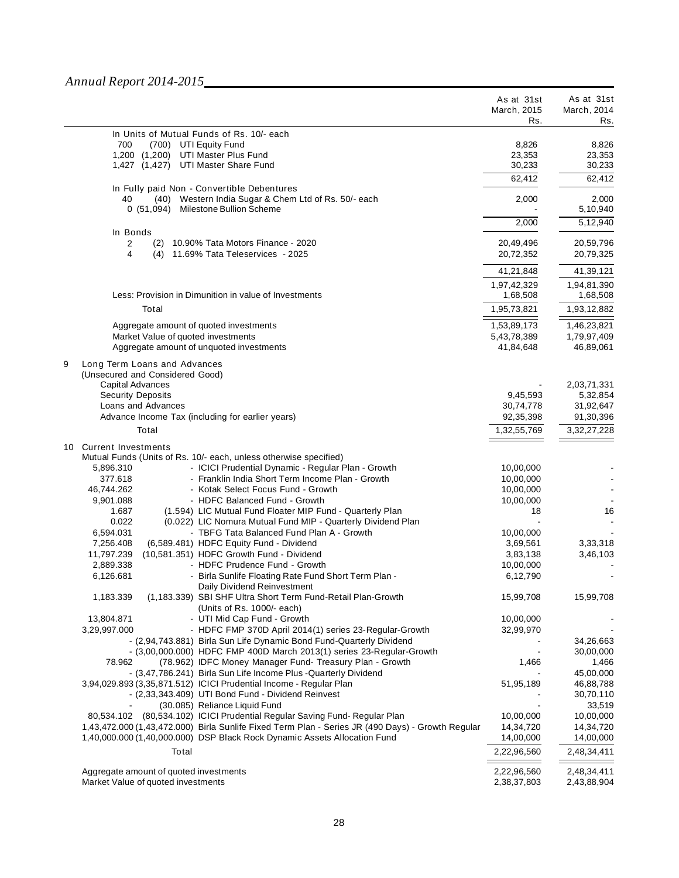| | As at 31st March, 2015 Rs. | As at 31st March, 2014 Rs. |
|---|---|---|
| In Units of Mutual Funds of Rs. 10/- each | | |
| 700 (700) UTI Equity Fund | 8,826 | 8,826 |
| 1,200 (1,200) UTI Master Plus Fund | 23,353 | 23,353 |
| 1,427 (1,427) UTI Master Share Fund | 30,233 | 30,233 |
| | 62,412 | 62,412 |
| In Fully paid Non - Convertible Debentures | | |
| 40 (40) Western India Sugar & Chem Ltd of Rs. 50/- each | 2,000 | 2,000 |
| 0 (51,094) Milestone Bullion Scheme | - | 5,10,940 |
| | 2,000 | 5,12,940 |
| In Bonds | | |
| 2 (2) 10.90% Tata Motors Finance - 2020 | 20,49,496 | 20,59,796 |
| 4 (4) 11.69% Tata Teleservices - 2025 | 20,72,352 | 20,79,325 |
| | 41,21,848 | 41,39,121 |
| | 1,97,42,329 | 1,94,81,390 |
| Less: Provision in Dimunition in value of Investments | 1,68,508 | 1,68,508 |
| Total | 1,95,73,821 | 1,93,12,882 |
| Aggregate amount of quoted investments | 1,53,89,173 | 1,46,23,821 |
| Market Value of quoted investments | 5,43,78,389 | 1,79,97,409 |
| Aggregate amount of unquoted investments | 41,84,648 | 46,89,061 |

## 9 Long Term Loans and Advances

(Unsecured and Considered Good)

| | As at 31st March, 2015 Rs. | As at 31st March, 2014 Rs. |
|---|---|---|
| Capital Advances | - | 2,03,71,331 |
| Security Deposits | 9,45,593 | 5,32,854 |
| Loans and Advances | 30,74,778 | 31,92,647 |
| Advance Income Tax (including for earlier years) | 92,35,398 | 91,30,396 |
| Total | 1,32,55,769 | 3,32,27,228 |

## 10 Current Investments

Mutual Funds (Units of Rs. 10/- each, unless otherwise specified)

| | As at 31st March, 2015 Rs. | As at 31st March, 2014 Rs. |
|---|---|---|
| 5,896.310 - ICICI Prudential Dynamic - Regular Plan - Growth | 10,00,000 | - |
| 377.618 - Franklin India Short Term Income Plan - Growth | 10,00,000 | - |
| 46,744.262 - Kotak Select Focus Fund - Growth | 10,00,000 | - |
| 9,901.088 - HDFC Balanced Fund - Growth | 10,00,000 | - |
| 1.687 (1.594) LIC Mutual Fund Floater MIP Fund - Quarterly Plan | 18 | 16 |
| 0.022 (0.022) LIC Nomura Mutual Fund MIP - Quarterly Dividend Plan | - | - |
| 6,594.031 - TBFG Tata Balanced Fund Plan A - Growth | 10,00,000 | - |
| 7,256.408 (6,589.481) HDFC Equity Fund - Dividend | 3,69,561 | 3,33,318 |
| 11,797.239 (10,581.351) HDFC Growth Fund - Dividend | 3,83,138 | 3,46,103 |
| 2,889.338 - HDFC Prudence Fund - Growth | 10,00,000 | - |
| 6,126.681 - Birla Sunlife Floating Rate Fund Short Term Plan - Daily Dividend Reinvestment | 6,12,790 | - |
| 1,183.339 (1,183.339) SBI SHF Ultra Short Term Fund-Retail Plan-Growth (Units of Rs. 1000/- each) | 15,99,708 | 15,99,708 |
| 13,804.871 - UTI Mid Cap Fund - Growth | 10,00,000 | - |
| 3,29,997.000 - HDFC FMP 370D April 2014(1) series 23-Regular-Growth | 32,99,970 | - |
| - (2,94,743.881) Birla Sun Life Dynamic Bond Fund-Quarterly Dividend | - | 34,26,663 |
| - (3,00,000.000) HDFC FMP 400D March 2013(1) series 23-Regular-Growth | - | 30,00,000 |
| 78.962 (78.962) IDFC Money Manager Fund- Treasury Plan - Growth | 1,466 | 1,466 |
| - (3,47,786.241) Birla Sun Life Income Plus -Quarterly Dividend | - | 45,00,000 |
| 3,94,029.893 (3,35,871.512) ICICI Prudential Income - Regular Plan | 51,95,189 | 46,88,788 |
| - (2,33,343.409) UTI Bond Fund - Dividend Reinvest | - | 30,70,110 |
| - (30.085) Reliance Liquid Fund | - | 33,519 |
| 80,534.102 (80,534.102) ICICI Prudential Regular Saving Fund- Regular Plan | 10,00,000 | 10,00,000 |
| 1,43,472.000 (1,43,472.000) Birla Sunlife Fixed Term Plan - Series JR (490 Days) - Growth Regular | 14,34,720 | 14,34,720 |
| 1,40,000.000 (1,40,000.000) DSP Black Rock Dynamic Assets Allocation Fund | 14,00,000 | 14,00,000 |
| Total | 2,22,96,560 | 2,48,34,411 |
| Aggregate amount of quoted investments | 2,22,96,560 | 2,48,34,411 |
| Market Value of quoted investments | 2,38,37,803 | 2,43,88,904 |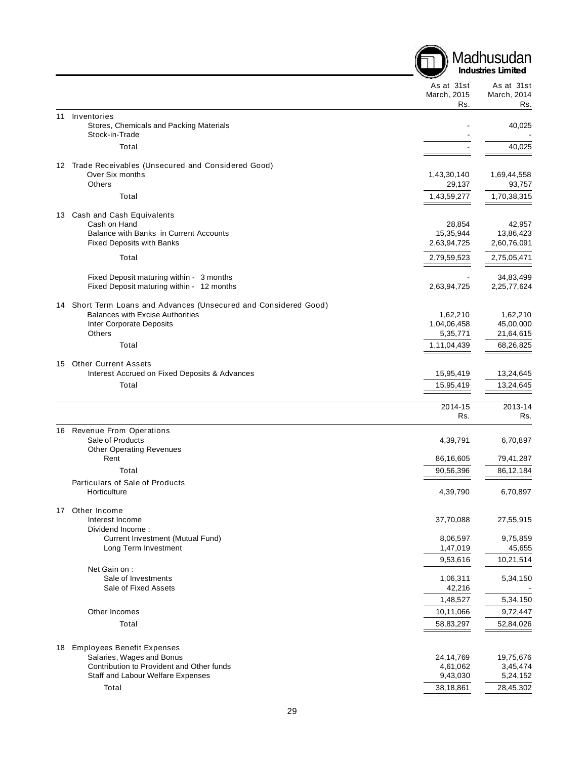| | As at 31st March, 2015 Rs. | As at 31st March, 2014 Rs. |
|---|---|---|
| **11 Inventories** | | |
| Stores, Chemicals and Packing Materials | - | 40,025 |
| Stock-in-Trade | - | - |
| Total | - | 40,025 |
| **12 Trade Receivables (Unsecured and Considered Good)** | | |
| Over Six months | 1,43,30,140 | 1,69,44,558 |
| Others | 29,137 | 93,757 |
| Total | 1,43,59,277 | 1,70,38,315 |
| **13 Cash and Cash Equivalents** | | |
| Cash on Hand | 28,854 | 42,957 |
| Balance with Banks in Current Accounts | 15,35,944 | 13,86,423 |
| Fixed Deposits with Banks | 2,63,94,725 | 2,60,76,091 |
| Total | 2,79,59,523 | 2,75,05,471 |
| Fixed Deposit maturing within - 3 months | - | 34,83,499 |
| Fixed Deposit maturing within - 12 months | 2,63,94,725 | 2,25,77,624 |
| **14 Short Term Loans and Advances (Unsecured and Considered Good)** | | |
| Balances with Excise Authorities | 1,62,210 | 1,62,210 |
| Inter Corporate Deposits | 1,04,06,458 | 45,00,000 |
| Others | 5,35,771 | 21,64,615 |
| Total | 1,11,04,439 | 68,26,825 |
| **15 Other Current Assets** | | |
| Interest Accrued on Fixed Deposits & Advances | 15,95,419 | 13,24,645 |
| Total | 15,95,419 | 13,24,645 |

| | 2014-15 Rs. | 2013-14 Rs. |
|---|---|---|
| **16 Revenue From Operations** | | |
| Sale of Products | 4,39,791 | 6,70,897 |
| Other Operating Revenues | | |
| Rent | 86,16,605 | 79,41,287 |
| Total | 90,56,396 | 86,12,184 |
| Particulars of Sale of Products | | |
| Horticulture | 4,39,790 | 6,70,897 |
| **17 Other Income** | | |
| Interest Income | 37,70,088 | 27,55,915 |
| Dividend Income : | | |
| Current Investment (Mutual Fund) | 8,06,597 | 9,75,859 |
| Long Term Investment | 1,47,019 | 45,655 |
| | 9,53,616 | 10,21,514 |
| Net Gain on : | | |
| Sale of Investments | 1,06,311 | 5,34,150 |
| Sale of Fixed Assets | 42,216 | - |
| | 1,48,527 | 5,34,150 |
| Other Incomes | 10,11,066 | 9,72,447 |
| Total | 58,83,297 | 52,84,026 |
| **18 Employees Benefit Expenses** | | |
| Salaries, Wages and Bonus | 24,14,769 | 19,75,676 |
| Contribution to Provident and Other funds | 4,61,062 | 3,45,474 |
| Staff and Labour Welfare Expenses | 9,43,030 | 5,24,152 |
| Total | 38,18,861 | 28,45,302 |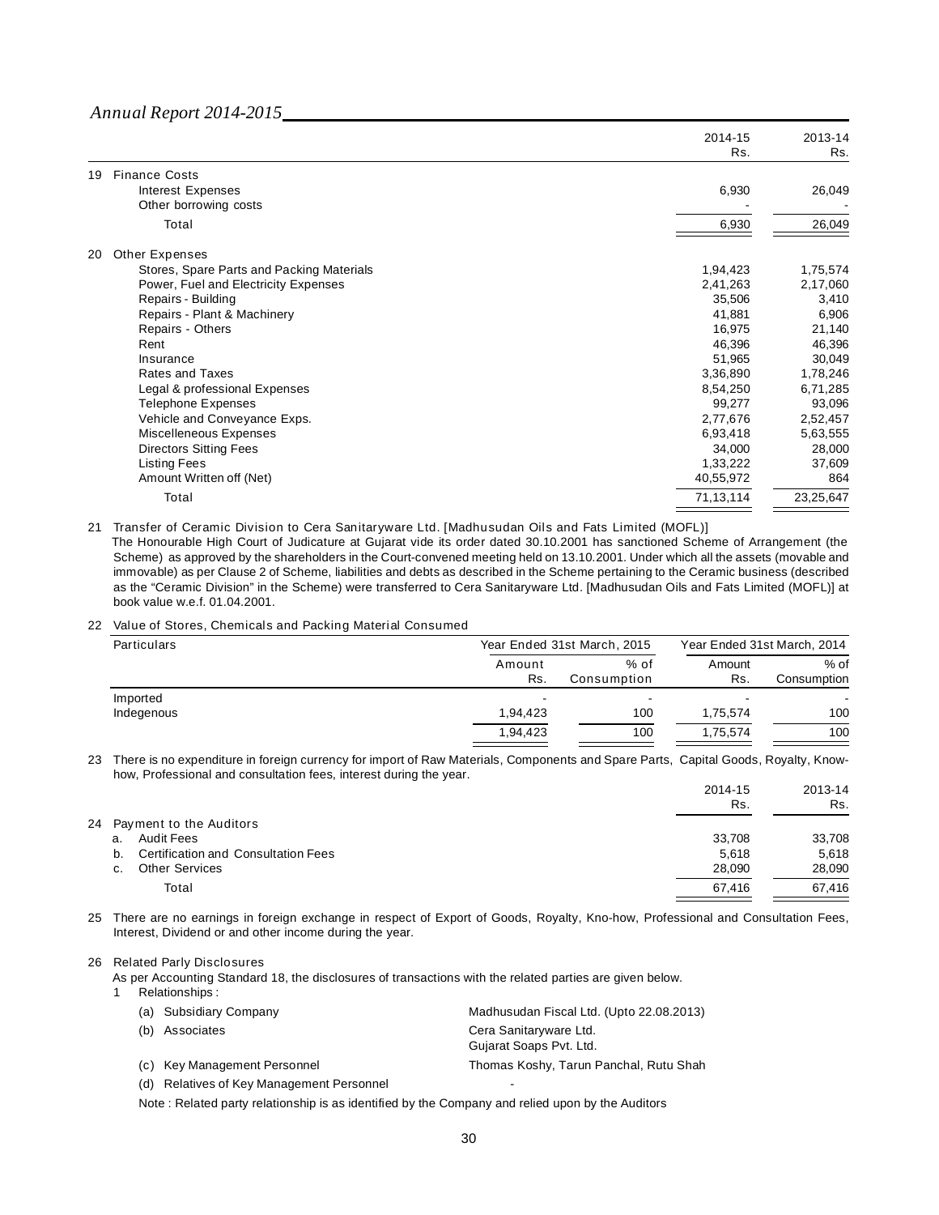| | | 2014-15 Rs. | 2013-14 Rs. |
|---|---|---|---|
| 19 | Finance Costs | | |
| | Interest Expenses | 6,930 | 26,049 |
| | Other borrowing costs | - | - |
| | Total | 6,930 | 26,049 |
| 20 | Other Expenses | | |
| | Stores, Spare Parts and Packing Materials | 1,94,423 | 1,75,574 |
| | Power, Fuel and Electricity Expenses | 2,41,263 | 2,17,060 |
| | Repairs - Building | 35,506 | 3,410 |
| | Repairs - Plant & Machinery | 41,881 | 6,906 |
| | Repairs - Others | 16,975 | 21,140 |
| | Rent | 46,396 | 46,396 |
| | Insurance | 51,965 | 30,049 |
| | Rates and Taxes | 3,36,890 | 1,78,246 |
| | Legal & professional Expenses | 8,54,250 | 6,71,285 |
| | Telephone Expenses | 99,277 | 93,096 |
| | Vehicle and Conveyance Exps. | 2,77,676 | 2,52,457 |
| | Miscelleneous Expenses | 6,93,418 | 5,63,555 |
| | Directors Sitting Fees | 34,000 | 28,000 |
| | Listing Fees | 1,33,222 | 37,609 |
| | Amount Written off (Net) | 40,55,972 | 864 |
| | Total | 71,13,114 | 23,25,647 |

21 Transfer of Ceramic Division to Cera Sanitaryware Ltd. [Madhusudan Oils and Fats Limited (MOFL)]

The Honourable High Court of Judicature at Gujarat vide its order dated 30.10.2001 has sanctioned Scheme of Arrangement (the Scheme) as approved by the shareholders in the Court-convened meeting held on 13.10.2001. Under which all the assets (movable and immovable) as per Clause 2 of Scheme, liabilities and debts as described in the Scheme pertaining to the Ceramic business (described as the "Ceramic Division" in the Scheme) were transferred to Cera Sanitaryware Ltd. [Madhusudan Oils and Fats Limited (MOFL)] at book value w.e.f. 01.04.2001.

22 Value of Stores, Chemicals and Packing Material Consumed

| Particulars | Year Ended 31st March, 2015 | | Year Ended 31st March, 2014 | |
|---|---|---|---|---|
| | Amount Rs. | % of Consumption | Amount Rs. | % of Consumption |
| Imported | - | - | - | - |
| Indegenous | 1,94,423 | 100 | 1,75,574 | 100 |
| | 1,94,423 | 100 | 1,75,574 | 100 |

23 There is no expenditure in foreign currency for import of Raw Materials, Components and Spare Parts, Capital Goods, Royalty, Know-how, Professional and consultation fees, interest during the year.

| | | 2014-15 Rs. | 2013-14 Rs. |
|---|---|---|---|
| 24 | Payment to the Auditors | | |
| a. | Audit Fees | 33,708 | 33,708 |
| b. | Certification and Consultation Fees | 5,618 | 5,618 |
| c. | Other Services | 28,090 | 28,090 |
| | Total | 67,416 | 67,416 |

25 There are no earnings in foreign exchange in respect of Export of Goods, Royalty, Kno-how, Professional and Consultation Fees, Interest, Dividend or and other income during the year.

26 Related Parly Disclosures

As per Accounting Standard 18, the disclosures of transactions with the related parties are given below.

1 Relationships :

| | |
|---|---|
| (a) Subsidiary Company | Madhusudan Fiscal Ltd. (Upto 22.08.2013) |
| (b) Associates | Cera Sanitaryware Ltd.<br>Gujarat Soaps Pvt. Ltd. |
| (c) Key Management Personnel | Thomas Koshy, Tarun Panchal, Rutu Shah |
| (d) Relatives of Key Management Personnel | - |

Note : Related party relationship is as identified by the Company and relied upon by the Auditors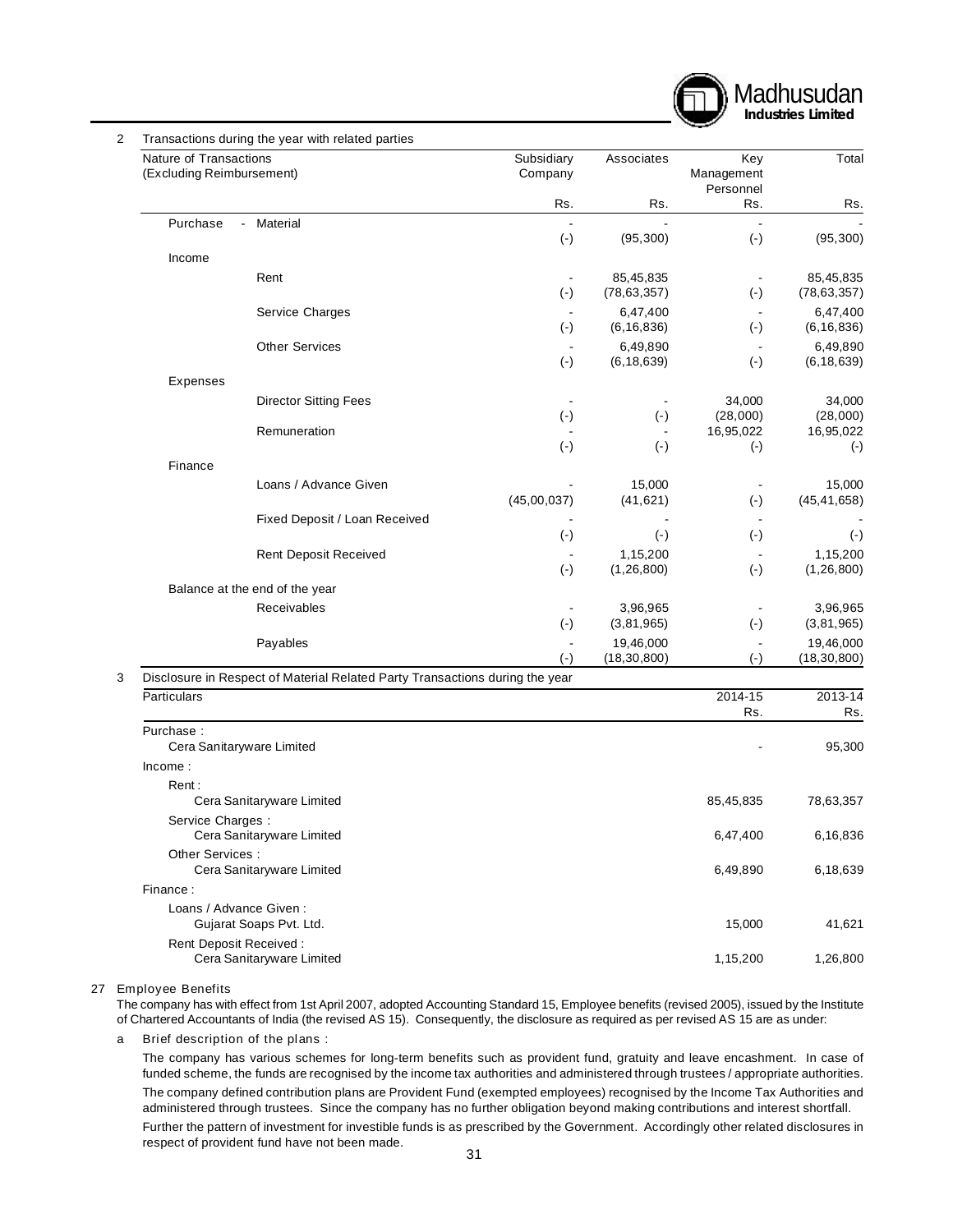2 Transactions during the year with related parties

| Nature of Transactions (Excluding Reimbursement) | | Subsidiary Company | Associates | Key Management Personnel | Total |
|---|---|---|---|---|---|
| | | Rs. | Rs. | Rs. | Rs. |
| Purchase - Material | | - | - | - | - |
| | | (-) | (95,300) | (-) | (95,300) |
| Income | | | | | |
| | Rent | - | 85,45,835 | - | 85,45,835 |
| | | (-) | (78,63,357) | (-) | (78,63,357) |
| | Service Charges | - | 6,47,400 | - | 6,47,400 |
| | | (-) | (6,16,836) | (-) | (6,16,836) |
| | Other Services | - | 6,49,890 | - | 6,49,890 |
| | | (-) | (6,18,639) | (-) | (6,18,639) |
| Expenses | | | | | |
| | Director Sitting Fees | - | - | 34,000 | 34,000 |
| | | (-) | (-) | (28,000) | (28,000) |
| | Remuneration | - | - | 16,95,022 | 16,95,022 |
| | | (-) | (-) | (-) | (-) |
| Finance | | | | | |
| | Loans / Advance Given | - | 15,000 | - | 15,000 |
| | | (45,00,037) | (41,621) | (-) | (45,41,658) |
| | Fixed Deposit / Loan Received | - | - | - | - |
| | | (-) | (-) | (-) | (-) |
| | Rent Deposit Received | - | 1,15,200 | - | 1,15,200 |
| | | (-) | (1,26,800) | (-) | (1,26,800) |
| Balance at the end of the year | | | | | |
| | Receivables | - | 3,96,965 | - | 3,96,965 |
| | | (-) | (3,81,965) | (-) | (3,81,965) |
| | Payables | - | 19,46,000 | - | 19,46,000 |
| | | (-) | (18,30,800) | (-) | (18,30,800) |

3 Disclosure in Respect of Material Related Party Transactions during the year

| Particulars | 2014-15 Rs. | 2013-14 Rs. |
|---|---|---|
| Purchase : | | |
| Cera Sanitaryware Limited | - | 95,300 |
| Income : | | |
| Rent : | | |
| Cera Sanitaryware Limited | 85,45,835 | 78,63,357 |
| Service Charges : | | |
| Cera Sanitaryware Limited | 6,47,400 | 6,16,836 |
| Other Services : | | |
| Cera Sanitaryware Limited | 6,49,890 | 6,18,639 |
| Finance : | | |
| Loans / Advance Given : | | |
| Gujarat Soaps Pvt. Ltd. | 15,000 | 41,621 |
| Rent Deposit Received : | | |
| Cera Sanitaryware Limited | 1,15,200 | 1,26,800 |

27 Employee Benefits

The company has with effect from 1st April 2007, adopted Accounting Standard 15, Employee benefits (revised 2005), issued by the Institute of Chartered Accountants of India (the revised AS 15). Consequently, the disclosure as required as per revised AS 15 are as under:

a Brief description of the plans :

The company has various schemes for long-term benefits such as provident fund, gratuity and leave encashment. In case of funded scheme, the funds are recognised by the income tax authorities and administered through trustees / appropriate authorities.

The company defined contribution plans are Provident Fund (exempted employees) recognised by the Income Tax Authorities and administered through trustees. Since the company has no further obligation beyond making contributions and interest shortfall.

Further the pattern of investment for investible funds is as prescribed by the Government. Accordingly other related disclosures in respect of provident fund have not been made.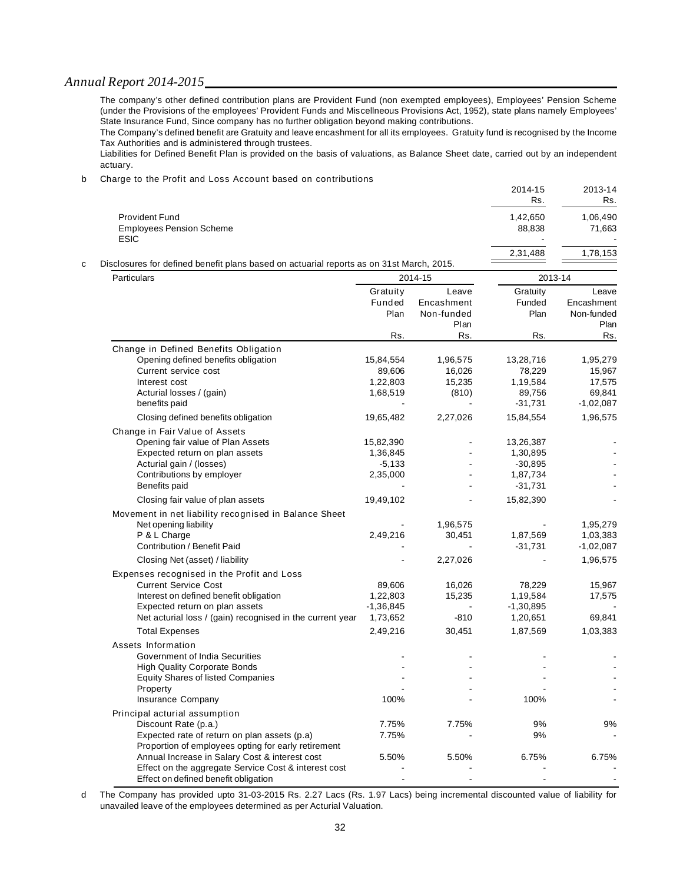The company's other defined contribution plans are Provident Fund (non exempted employees), Employees' Pension Scheme (under the Provisions of the employees' Provident Funds and Miscellneous Provisions Act, 1952), state plans namely Employees' State Insurance Fund, Since company has no further obligation beyond making contributions.

The Company's defined benefit are Gratuity and leave encashment for all its employees. Gratuity fund is recognised by the Income Tax Authorities and is administered through trustees.

Liabilities for Defined Benefit Plan is provided on the basis of valuations, as Balance Sheet date, carried out by an independent actuary.

b Charge to the Profit and Loss Account based on contributions

| | 2014-15 Rs. | 2013-14 Rs. |
|---|---|---|
| Provident Fund | 1,42,650 | 1,06,490 |
| Employees Pension Scheme | 88,838 | 71,663 |
| ESIC | - | - |
| | 2,31,488 | 1,78,153 |

c Disclosures for defined benefit plans based on actuarial reports as on 31st March, 2015.

| Particulars | 2014-15 | | 2013-14 | |
|---|---|---|---|---|
| | Gratuity Funded Plan | Leave Encashment Non-funded Plan | Gratuity Funded Plan | Leave Encashment Non-funded Plan |
| | Rs. | Rs. | Rs. | Rs. |
| **Change in Defined Benefits Obligation** | | | | |
| Opening defined benefits obligation | 15,84,554 | 1,96,575 | 13,28,716 | 1,95,279 |
| Current service cost | 89,606 | 16,026 | 78,229 | 15,967 |
| Interest cost | 1,22,803 | 15,235 | 1,19,584 | 17,575 |
| Acturial losses / (gain) | 1,68,519 | (810) | 89,756 | 69,841 |
| benefits paid | - | - | -31,731 | -1,02,087 |
| Closing defined benefits obligation | 19,65,482 | 2,27,026 | 15,84,554 | 1,96,575 |
| **Change in Fair Value of Assets** | | | | |
| Opening fair value of Plan Assets | 15,82,390 | - | 13,26,387 | - |
| Expected return on plan assets | 1,36,845 | - | 1,30,895 | - |
| Acturial gain / (losses) | -5,133 | - | -30,895 | - |
| Contributions by employer | 2,35,000 | - | 1,87,734 | - |
| Benefits paid | - | - | -31,731 | - |
| Closing fair value of plan assets | 19,49,102 | - | 15,82,390 | - |
| **Movement in net liability recognised in Balance Sheet** | | | | |
| Net opening liability | - | 1,96,575 | - | 1,95,279 |
| P & L Charge | 2,49,216 | 30,451 | 1,87,569 | 1,03,383 |
| Contribution / Benefit Paid | - | - | -31,731 | -1,02,087 |
| Closing Net (asset) / liability | - | 2,27,026 | - | 1,96,575 |
| **Expenses recognised in the Profit and Loss** | | | | |
| Current Service Cost | 89,606 | 16,026 | 78,229 | 15,967 |
| Interest on defined benefit obligation | 1,22,803 | 15,235 | 1,19,584 | 17,575 |
| Expected return on plan assets | -1,36,845 | - | -1,30,895 | - |
| Net acturial loss / (gain) recognised in the current year | 1,73,652 | -810 | 1,20,651 | 69,841 |
| Total Expenses | 2,49,216 | 30,451 | 1,87,569 | 1,03,383 |
| **Assets Information** | | | | |
| Government of India Securities | - | - | - | - |
| High Quality Corporate Bonds | - | - | - | - |
| Equity Shares of listed Companies | - | - | - | - |
| Property | - | - | - | - |
| Insurance Company | 100% | - | 100% | - |
| **Principal acturial assumption** | | | | |
| Discount Rate (p.a.) | 7.75% | 7.75% | 9% | 9% |
| Expected rate of return on plan assets (p.a) | 7.75% | - | 9% | - |
| Proportion of employees opting for early retirement | | | | |
| Annual Increase in Salary Cost & interest cost | 5.50% | 5.50% | 6.75% | 6.75% |
| Effect on the aggregate Service Cost & interest cost | - | - | - | - |
| Effect on defined benefit obligation | - | - | - | - |

d The Company has provided upto 31-03-2015 Rs. 2.27 Lacs (Rs. 1.97 Lacs) being incremental discounted value of liability for unavailed leave of the employees determined as per Acturial Valuation.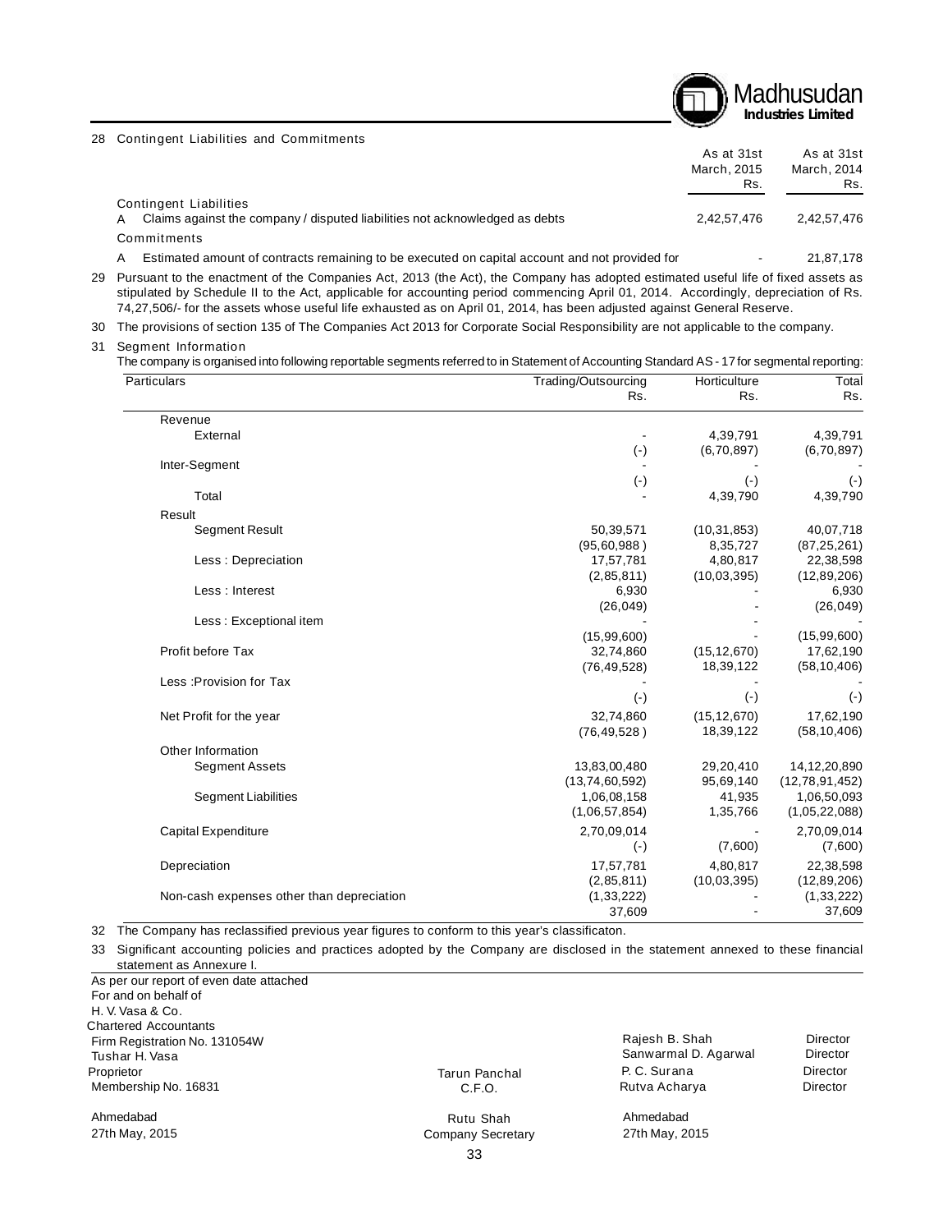## 28 Contingent Liabilities and Commitments

| | As at 31st March, 2015 Rs. | As at 31st March, 2014 Rs. |
|---|---|---|
| **Contingent Liabilities** | | |
| A Claims against the company / disputed liabilities not acknowledged as debts | 2,42,57,476 | 2,42,57,476 |
| **Commitments** | | |
| A Estimated amount of contracts remaining to be executed on capital account and not provided for | - | 21,87,178 |

29 Pursuant to the enactment of the Companies Act, 2013 (the Act), the Company has adopted estimated useful life of fixed assets as stipulated by Schedule II to the Act, applicable for accounting period commencing April 01, 2014. Accordingly, depreciation of Rs. 74,27,506/- for the assets whose useful life exhausted as on April 01, 2014, has been adjusted against General Reserve.

30 The provisions of section 135 of The Companies Act 2013 for Corporate Social Responsibility are not applicable to the company.

31 Segment Information

The company is organised into following reportable segments referred to in Statement of Accounting Standard AS - 17 for segmental reporting:

| Particulars | Trading/Outsourcing Rs. | Horticulture Rs. | Total Rs. |
|---|---|---|---|
| **Revenue** | | | |
| External | - | 4,39,791 | 4,39,791 |
| | (-) | (6,70,897) | (6,70,897) |
| Inter-Segment | - | - | - |
| | (-) | (-) | (-) |
| Total | - | 4,39,790 | 4,39,790 |
| **Result** | | | |
| Segment Result | 50,39,571 | (10,31,853) | 40,07,718 |
| | (95,60,988 ) | 8,35,727 | (87,25,261) |
| Less : Depreciation | 17,57,781 | 4,80,817 | 22,38,598 |
| | (2,85,811) | (10,03,395) | (12,89,206) |
| Less : Interest | 6,930 | - | 6,930 |
| | (26,049) | - | (26,049) |
| Less : Exceptional item | - | - | - |
| | (15,99,600) | - | (15,99,600) |
| Profit before Tax | 32,74,860 | (15,12,670) | 17,62,190 |
| | (76,49,528) | 18,39,122 | (58,10,406) |
| Less :Provision for Tax | - | - | - |
| | (-) | (-) | (-) |
| Net Profit for the year | 32,74,860 | (15,12,670) | 17,62,190 |
| | (76,49,528 ) | 18,39,122 | (58,10,406) |
| **Other Information** | | | |
| Segment Assets | 13,83,00,480 | 29,20,410 | 14,12,20,890 |
| | (13,74,60,592) | 95,69,140 | (12,78,91,452) |
| Segment Liabilities | 1,06,08,158 | 41,935 | 1,06,50,093 |
| | (1,06,57,854) | 1,35,766 | (1,05,22,088) |
| Capital Expenditure | 2,70,09,014 | - | 2,70,09,014 |
| | (-) | (7,600) | (7,600) |
| Depreciation | 17,57,781 | 4,80,817 | 22,38,598 |
| | (2,85,811) | (10,03,395) | (12,89,206) |
| Non-cash expenses other than depreciation | (1,33,222) | - | (1,33,222) |
| | 37,609 | - | 37,609 |

32 The Company has reclassified previous year figures to conform to this year's classificaton.

33 Significant accounting policies and practices adopted by the Company are disclosed in the statement annexed to these financial statement as Annexure I.

As per our report of even date attached
For and on behalf of
H. V. Vasa & Co.
Chartered Accountants
Firm Registration No. 131054W
Tushar H. Vasa
Proprietor
Membership No. 16831

Ahmedabad
27th May, 2015

Tarun Panchal
C.F.O.

Rutu Shah
Company Secretary

Rajesh B. Shah — Director
Sanwarmal D. Agarwal — Director
P. C. Surana — Director
Rutva Acharya — Director

Ahmedabad
27th May, 2015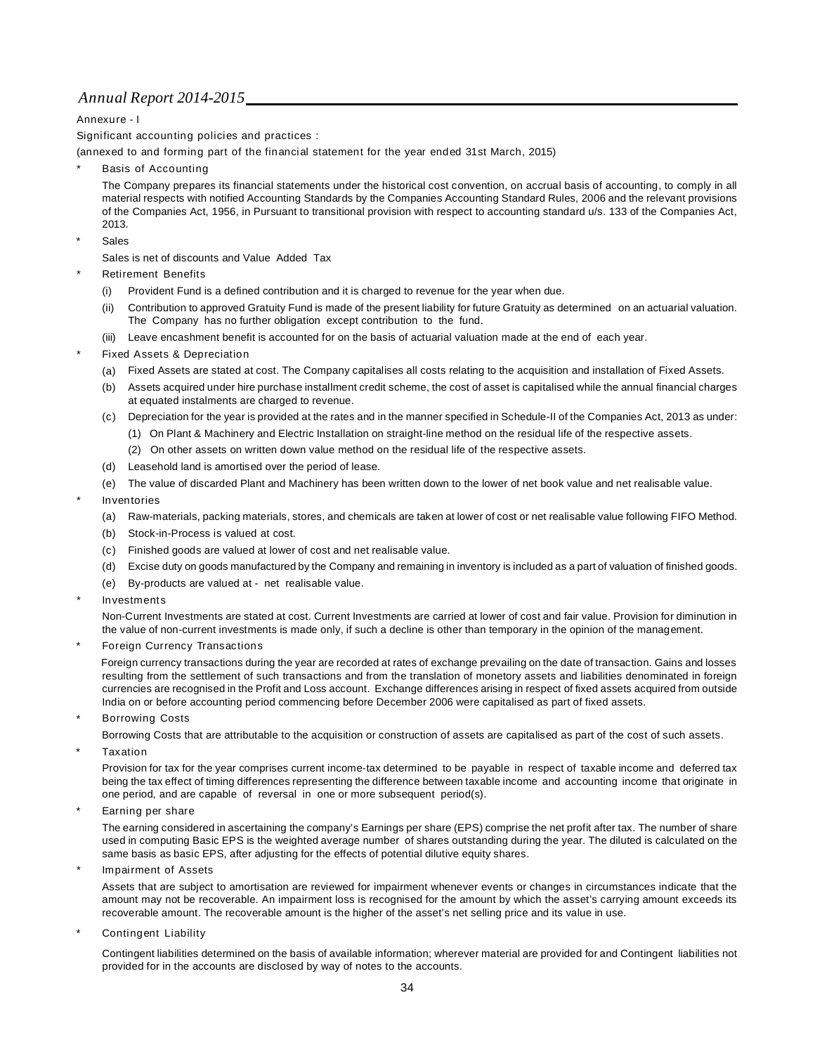Annexure - I

Significant accounting policies and practices :

(annexed to and forming part of the financial statement for the year ended 31st March, 2015)

* Basis of Accounting

  The Company prepares its financial statements under the historical cost convention, on accrual basis of accounting, to comply in all material respects with notified Accounting Standards by the Companies Accounting Standard Rules, 2006 and the relevant provisions of the Companies Act, 1956, in Pursuant to transitional provision with respect to accounting standard u/s. 133 of the Companies Act, 2013.

* Sales

  Sales is net of discounts and Value Added Tax

* Retirement Benefits

  (i) Provident Fund is a defined contribution and it is charged to revenue for the year when due.

  (ii) Contribution to approved Gratuity Fund is made of the present liability for future Gratuity as determined on an actuarial valuation. The Company has no further obligation except contribution to the fund.

  (iii) Leave encashment benefit is accounted for on the basis of actuarial valuation made at the end of each year.

* Fixed Assets & Depreciation

  (a) Fixed Assets are stated at cost. The Company capitalises all costs relating to the acquisition and installation of Fixed Assets.

  (b) Assets acquired under hire purchase installment credit scheme, the cost of asset is capitalised while the annual financial charges at equated instalments are charged to revenue.

  (c) Depreciation for the year is provided at the rates and in the manner specified in Schedule-II of the Companies Act, 2013 as under:

  (1) On Plant & Machinery and Electric Installation on straight-line method on the residual life of the respective assets.

  (2) On other assets on written down value method on the residual life of the respective assets.

  (d) Leasehold land is amortised over the period of lease.

  (e) The value of discarded Plant and Machinery has been written down to the lower of net book value and net realisable value.

* Inventories

  (a) Raw-materials, packing materials, stores, and chemicals are taken at lower of cost or net realisable value following FIFO Method.

  (b) Stock-in-Process is valued at cost.

  (c) Finished goods are valued at lower of cost and net realisable value.

  (d) Excise duty on goods manufactured by the Company and remaining in inventory is included as a part of valuation of finished goods.

  (e) By-products are valued at - net realisable value.

* Investments

  Non-Current Investments are stated at cost. Current Investments are carried at lower of cost and fair value. Provision for diminution in the value of non-current investments is made only, if such a decline is other than temporary in the opinion of the management.

* Foreign Currency Transactions

  Foreign currency transactions during the year are recorded at rates of exchange prevailing on the date of transaction. Gains and losses resulting from the settlement of such transactions and from the translation of monetary assets and liabilities denominated in foreign currencies are recognised in the Profit and Loss account. Exchange differences arising in respect of fixed assets acquired from outside India on or before accounting period commencing before December 2006 were capitalised as part of fixed assets.

* Borrowing Costs

  Borrowing Costs that are attributable to the acquisition or construction of assets are capitalised as part of the cost of such assets.

* Taxation

  Provision for tax for the year comprises current income-tax determined to be payable in respect of taxable income and deferred tax being the tax effect of timing differences representing the difference between taxable income and accounting income that originate in one period, and are capable of reversal in one or more subsequent period(s).

* Earning per share

  The earning considered in ascertaining the company's Earnings per share (EPS) comprise the net profit after tax. The number of share used in computing Basic EPS is the weighted average number of shares outstanding during the year. The diluted is calculated on the same basis as basic EPS, after adjusting for the effects of potential dilutive equity shares.

* Impairment of Assets

  Assets that are subject to amortisation are reviewed for impairment whenever events or changes in circumstances indicate that the amount may not be recoverable. An impairment loss is recognised for the amount by which the asset's carrying amount exceeds its recoverable amount. The recoverable amount is the higher of the asset's net selling price and its value in use.

* Contingent Liability

  Contingent liabilities determined on the basis of available information; wherever material are provided for and Contingent liabilities not provided for in the accounts are disclosed by way of notes to the accounts.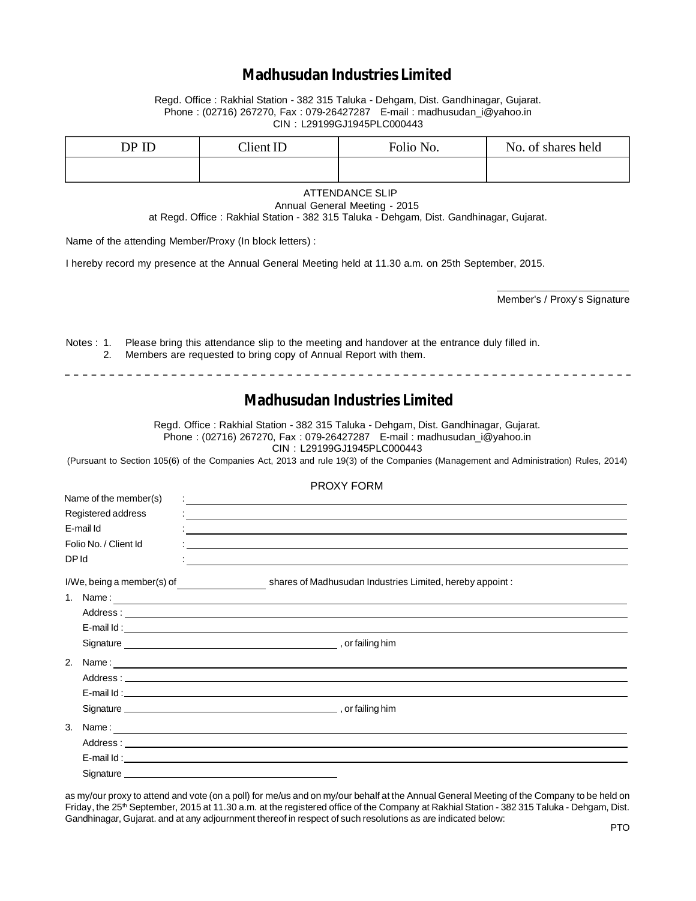## Madhusudan Industries Limited

Regd. Office : Rakhial Station - 382 315 Taluka - Dehgam, Dist. Gandhinagar, Gujarat.
Phone : (02716) 267270, Fax : 079-26427287 E-mail : madhusudan_i@yahoo.in
CIN : L29199GJ1945PLC000443

| DP ID | Client ID | Folio No. | No. of shares held |
|---|---|---|---|
| | | | |

ATTENDANCE SLIP
Annual General Meeting - 2015
at Regd. Office : Rakhial Station - 382 315 Taluka - Dehgam, Dist. Gandhinagar, Gujarat.

Name of the attending Member/Proxy (In block letters) :

I hereby record my presence at the Annual General Meeting held at 11.30 a.m. on 25th September, 2015.

Member's / Proxy's Signature

Notes : 1. Please bring this attendance slip to the meeting and handover at the entrance duly filled in.
2. Members are requested to bring copy of Annual Report with them.

---

## Madhusudan Industries Limited

Regd. Office : Rakhial Station - 382 315 Taluka - Dehgam, Dist. Gandhinagar, Gujarat.
Phone : (02716) 267270, Fax : 079-26427287 E-mail : madhusudan_i@yahoo.in
CIN : L29199GJ1945PLC000443

(Pursuant to Section 105(6) of the Companies Act, 2013 and rule 19(3) of the Companies (Management and Administration) Rules, 2014)

PROXY FORM

Name of the member(s) :

Registered address :

E-mail Id :

Folio No. / Client Id :

DP Id :

I/We, being a member(s) of ________ shares of Madhusudan Industries Limited, hereby appoint :

1. Name :
   Address :
   E-mail Id :
   Signature ________________, or failing him

2. Name :
   Address :
   E-mail Id :
   Signature ________________, or failing him

3. Name :
   Address :
   E-mail Id :
   Signature ________________

as my/our proxy to attend and vote (on a poll) for me/us and on my/our behalf at the Annual General Meeting of the Company to be held on Friday, the 25th September, 2015 at 11.30 a.m. at the registered office of the Company at Rakhial Station - 382 315 Taluka - Dehgam, Dist. Gandhinagar, Gujarat. and at any adjournment thereof in respect of such resolutions as are indicated below:

PTO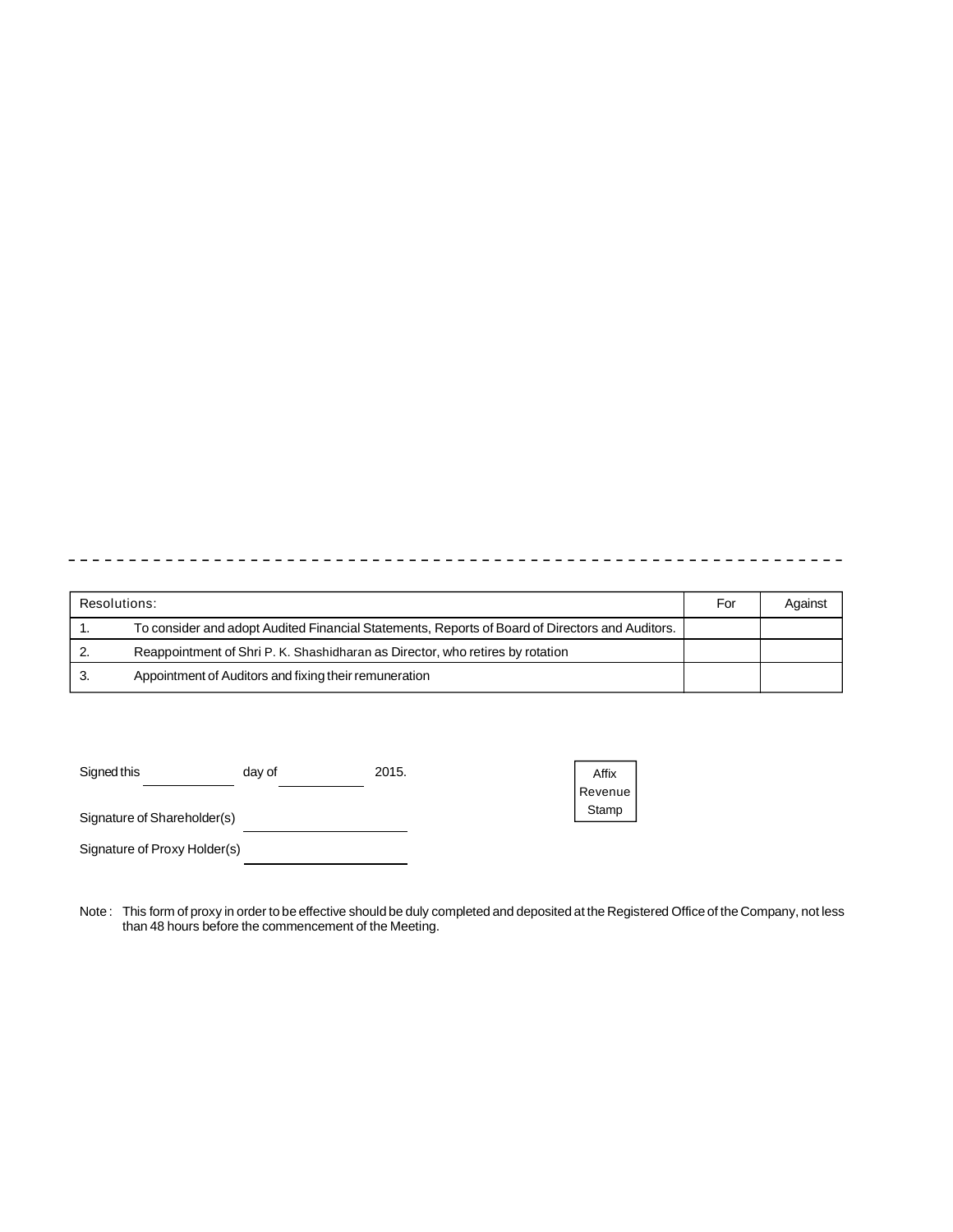| Resolutions: | | For | Against |
|---|---|---|---|
| 1. | To consider and adopt Audited Financial Statements, Reports of Board of Directors and Auditors. | | |
| 2. | Reappointment of Shri P. K. Shashidharan as Director, who retires by rotation | | |
| 3. | Appointment of Auditors and fixing their remuneration | | |

Signed this \_\_\_\_\_\_\_\_\_\_ day of \_\_\_\_\_\_\_\_\_\_ 2015.

Affix Revenue Stamp

Signature of Shareholder(s) \_\_\_\_\_\_\_\_\_\_\_\_\_\_\_\_

Signature of Proxy Holder(s) \_\_\_\_\_\_\_\_\_\_\_\_\_\_\_\_

Note : This form of proxy in order to be effective should be duly completed and deposited at the Registered Office of the Company, not less than 48 hours before the commencement of the Meeting.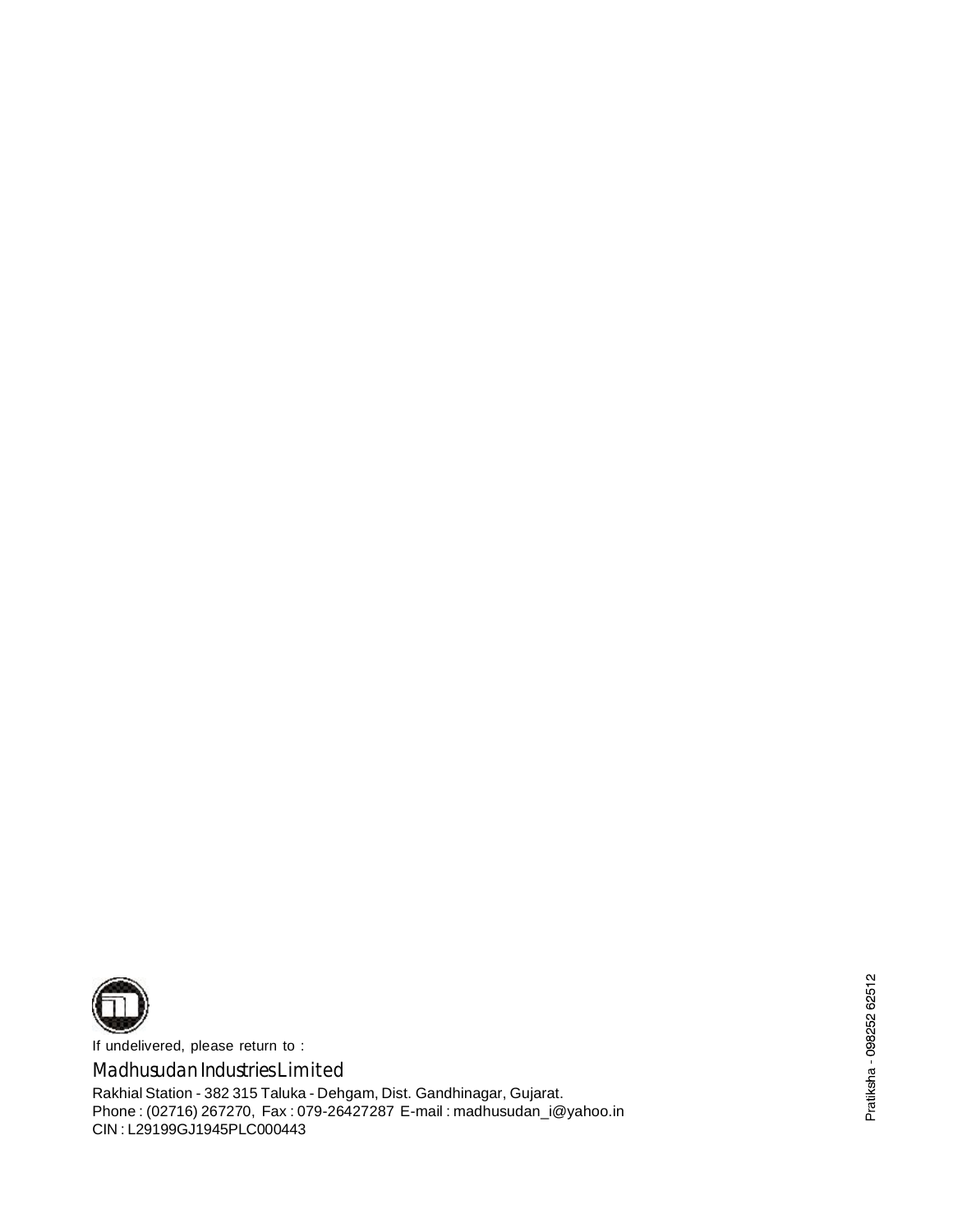If undelivered, please return to :

**Madhusudan Industries Limited**

Rakhial Station - 382 315 Taluka - Dehgam, Dist. Gandhinagar, Gujarat.
Phone : (02716) 267270, Fax : 079-26427287 E-mail : madhusudan_i@yahoo.in
CIN : L29199GJ1945PLC000443

Pratiksha - 098252 62512